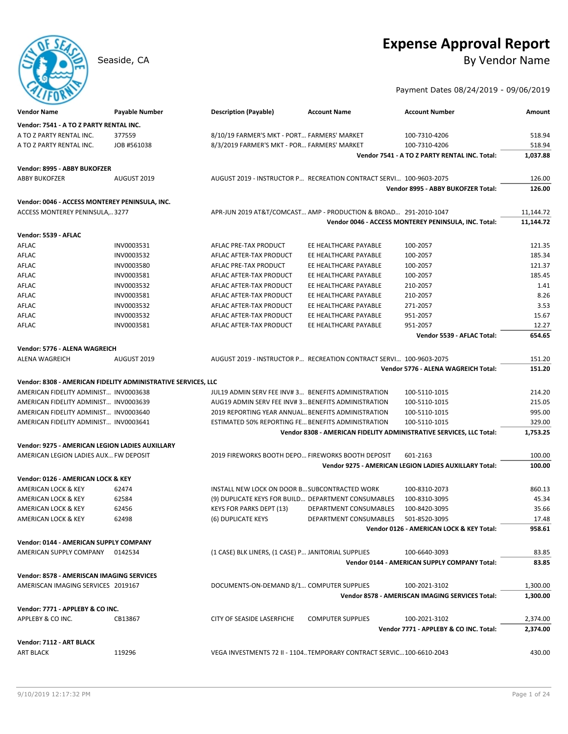# Expense Approval Report

Seaside, CA

## By Vendor Name

Payment Dates 08/24/2019 - 09/06/2019

| Vendor Name | Payable Number | Description (Payable) | Account Name | Account Number | Amount |
|---|---|---|---|---|---|
| **Vendor: 7541 - A TO Z PARTY RENTAL INC.** | | | | | |
| A TO Z PARTY RENTAL INC. | 377559 | 8/10/19 FARMER'S MKT - PORT... | FARMERS' MARKET | 100-7310-4206 | 518.94 |
| A TO Z PARTY RENTAL INC. | JOB #561038 | 8/3/2019 FARMER'S MKT - POR... | FARMERS' MARKET | 100-7310-4206 | 518.94 |
| | | | | **Vendor 7541 - A TO Z PARTY RENTAL INC. Total:** | **1,037.88** |
| **Vendor: 8995 - ABBY BUKOFZER** | | | | | |
| ABBY BUKOFZER | AUGUST 2019 | AUGUST 2019 - INSTRUCTOR P... | RECREATION CONTRACT SERVI... | 100-9603-2075 | 126.00 |
| | | | | **Vendor 8995 - ABBY BUKOFZER Total:** | **126.00** |
| **Vendor: 0046 - ACCESS MONTEREY PENINSULA, INC.** | | | | | |
| ACCESS MONTEREY PENINSULA,... | 3277 | APR-JUN 2019 AT&T/COMCAST... | AMP - PRODUCTION & BROAD... | 291-2010-1047 | 11,144.72 |
| | | | | **Vendor 0046 - ACCESS MONTEREY PENINSULA, INC. Total:** | **11,144.72** |
| **Vendor: 5539 - AFLAC** | | | | | |
| AFLAC | INV0003531 | AFLAC PRE-TAX PRODUCT | EE HEALTHCARE PAYABLE | 100-2057 | 121.35 |
| AFLAC | INV0003532 | AFLAC AFTER-TAX PRODUCT | EE HEALTHCARE PAYABLE | 100-2057 | 185.34 |
| AFLAC | INV0003580 | AFLAC PRE-TAX PRODUCT | EE HEALTHCARE PAYABLE | 100-2057 | 121.37 |
| AFLAC | INV0003581 | AFLAC AFTER-TAX PRODUCT | EE HEALTHCARE PAYABLE | 100-2057 | 185.45 |
| AFLAC | INV0003532 | AFLAC AFTER-TAX PRODUCT | EE HEALTHCARE PAYABLE | 210-2057 | 1.41 |
| AFLAC | INV0003581 | AFLAC AFTER-TAX PRODUCT | EE HEALTHCARE PAYABLE | 210-2057 | 8.26 |
| AFLAC | INV0003532 | AFLAC AFTER-TAX PRODUCT | EE HEALTHCARE PAYABLE | 271-2057 | 3.53 |
| AFLAC | INV0003532 | AFLAC AFTER-TAX PRODUCT | EE HEALTHCARE PAYABLE | 951-2057 | 15.67 |
| AFLAC | INV0003581 | AFLAC AFTER-TAX PRODUCT | EE HEALTHCARE PAYABLE | 951-2057 | 12.27 |
| | | | | **Vendor 5539 - AFLAC Total:** | **654.65** |
| **Vendor: 5776 - ALENA WAGREICH** | | | | | |
| ALENA WAGREICH | AUGUST 2019 | AUGUST 2019 - INSTRUCTOR P... | RECREATION CONTRACT SERVI... | 100-9603-2075 | 151.20 |
| | | | | **Vendor 5776 - ALENA WAGREICH Total:** | **151.20** |
| **Vendor: 8308 - AMERICAN FIDELITY ADMINISTRATIVE SERVICES, LLC** | | | | | |
| AMERICAN FIDELITY ADMINIST... | INV0003638 | JUL19 ADMIN SERV FEE INV# 3... | BENEFITS ADMINISTRATION | 100-5110-1015 | 214.20 |
| AMERICAN FIDELITY ADMINIST... | INV0003639 | AUG19 ADMIN SERV FEE INV# 3... | BENEFITS ADMINISTRATION | 100-5110-1015 | 215.05 |
| AMERICAN FIDELITY ADMINIST... | INV0003640 | 2019 REPORTING YEAR ANNUAL... | BENEFITS ADMINISTRATION | 100-5110-1015 | 995.00 |
| AMERICAN FIDELITY ADMINIST... | INV0003641 | ESTIMATED 50% REPORTING FE... | BENEFITS ADMINISTRATION | 100-5110-1015 | 329.00 |
| | | | | **Vendor 8308 - AMERICAN FIDELITY ADMINISTRATIVE SERVICES, LLC Total:** | **1,753.25** |
| **Vendor: 9275 - AMERICAN LEGION LADIES AUXILLARY** | | | | | |
| AMERICAN LEGION LADIES AUX... | FW DEPOSIT | 2019 FIREWORKS BOOTH DEPO... | FIREWORKS BOOTH DEPOSIT | 601-2163 | 100.00 |
| | | | | **Vendor 9275 - AMERICAN LEGION LADIES AUXILLARY Total:** | **100.00** |
| **Vendor: 0126 - AMERICAN LOCK & KEY** | | | | | |
| AMERICAN LOCK & KEY | 62474 | INSTALL NEW LOCK ON DOOR B... | SUBCONTRACTED WORK | 100-8310-2073 | 860.13 |
| AMERICAN LOCK & KEY | 62584 | (9) DUPLICATE KEYS FOR BUILD... | DEPARTMENT CONSUMABLES | 100-8310-3095 | 45.34 |
| AMERICAN LOCK & KEY | 62456 | KEYS FOR PARKS DEPT (13) | DEPARTMENT CONSUMABLES | 100-8420-3095 | 35.66 |
| AMERICAN LOCK & KEY | 62498 | (6) DUPLICATE KEYS | DEPARTMENT CONSUMABLES | 501-8520-3095 | 17.48 |
| | | | | **Vendor 0126 - AMERICAN LOCK & KEY Total:** | **958.61** |
| **Vendor: 0144 - AMERICAN SUPPLY COMPANY** | | | | | |
| AMERICAN SUPPLY COMPANY | 0142534 | (1 CASE) BLK LINERS, (1 CASE) P... | JANITORIAL SUPPLIES | 100-6640-3093 | 83.85 |
| | | | | **Vendor 0144 - AMERICAN SUPPLY COMPANY Total:** | **83.85** |
| **Vendor: 8578 - AMERISCAN IMAGING SERVICES** | | | | | |
| AMERISCAN IMAGING SERVICES | 2019167 | DOCUMENTS-ON-DEMAND 8/1... | COMPUTER SUPPLIES | 100-2021-3102 | 1,300.00 |
| | | | | **Vendor 8578 - AMERISCAN IMAGING SERVICES Total:** | **1,300.00** |
| **Vendor: 7771 - APPLEBY & CO INC.** | | | | | |
| APPLEBY & CO INC. | CB13867 | CITY OF SEASIDE LASERFICHE | COMPUTER SUPPLIES | 100-2021-3102 | 2,374.00 |
| | | | | **Vendor 7771 - APPLEBY & CO INC. Total:** | **2,374.00** |
| **Vendor: 7112 - ART BLACK** | | | | | |
| ART BLACK | 119296 | VEGA INVESTMENTS 72 II - 1104... | TEMPORARY CONTRACT SERVIC... | 100-6610-2043 | 430.00 |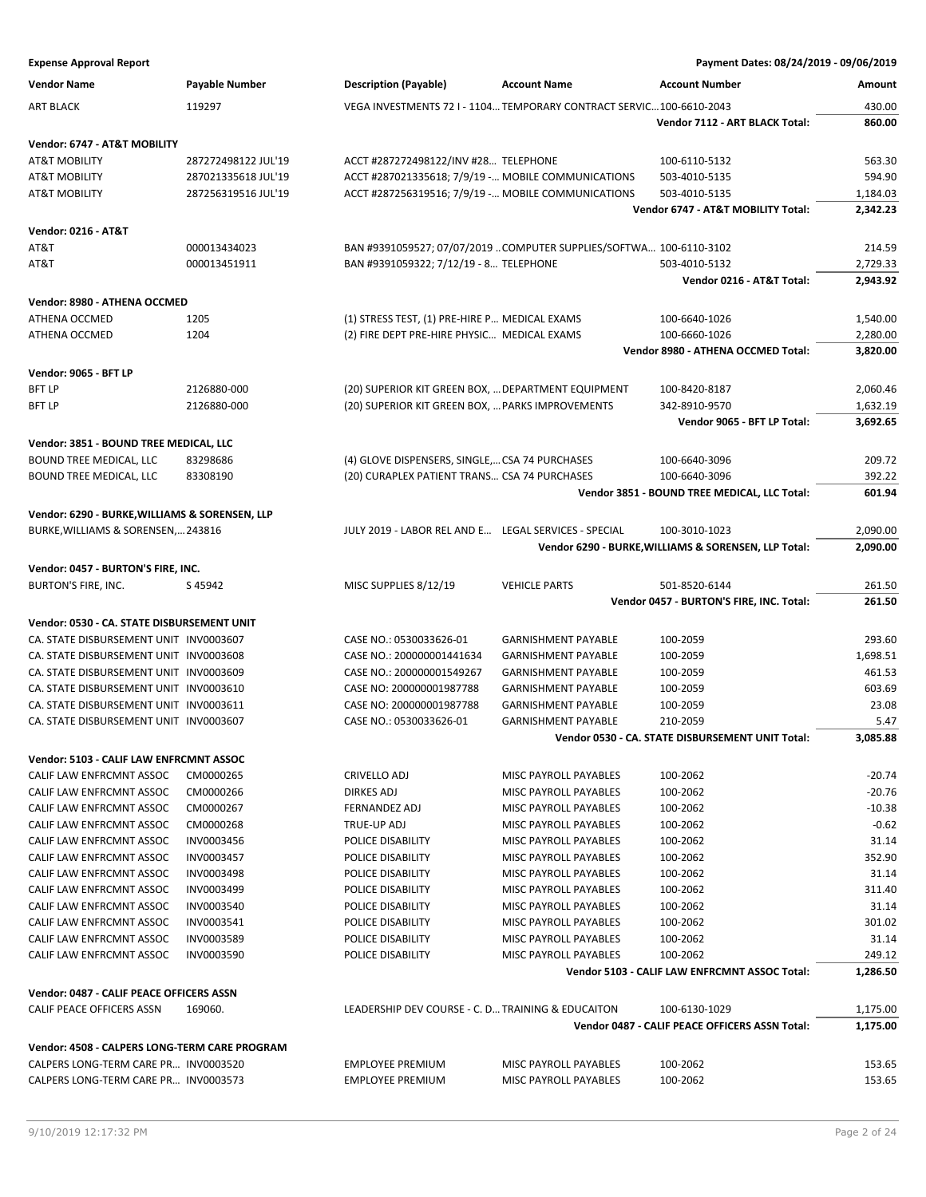**Expense Approval Report** — Payment Dates: 08/24/2019 - 09/06/2019

| Vendor Name | Payable Number | Description (Payable) | Account Name | Account Number | Amount |
|---|---|---|---|---|---|
| ART BLACK | 119297 | VEGA INVESTMENTS 72 I - 1104... | TEMPORARY CONTRACT SERVIC... | 100-6610-2043 | 430.00 |
| | | | | Vendor 7112 - ART BLACK Total: | 860.00 |
| **Vendor: 6747 - AT&T MOBILITY** | | | | | |
| AT&T MOBILITY | 287272498122 JUL'19 | ACCT #287272498122/INV #28... | TELEPHONE | 100-6110-5132 | 563.30 |
| AT&T MOBILITY | 287021335618 JUL'19 | ACCT #287021335618; 7/9/19 -... | MOBILE COMMUNICATIONS | 503-4010-5135 | 594.90 |
| AT&T MOBILITY | 287256319516 JUL'19 | ACCT #287256319516; 7/9/19 -... | MOBILE COMMUNICATIONS | 503-4010-5135 | 1,184.03 |
| | | | | Vendor 6747 - AT&T MOBILITY Total: | 2,342.23 |
| **Vendor: 0216 - AT&T** | | | | | |
| AT&T | 000013434023 | BAN #9391059527; 07/07/2019 ... | COMPUTER SUPPLIES/SOFTWA... | 100-6110-3102 | 214.59 |
| AT&T | 000013451911 | BAN #9391059322; 7/12/19 - 8... | TELEPHONE | 503-4010-5132 | 2,729.33 |
| | | | | Vendor 0216 - AT&T Total: | 2,943.92 |
| **Vendor: 8980 - ATHENA OCCMED** | | | | | |
| ATHENA OCCMED | 1205 | (1) STRESS TEST, (1) PRE-HIRE P... | MEDICAL EXAMS | 100-6640-1026 | 1,540.00 |
| ATHENA OCCMED | 1204 | (2) FIRE DEPT PRE-HIRE PHYSIC... | MEDICAL EXAMS | 100-6660-1026 | 2,280.00 |
| | | | | Vendor 8980 - ATHENA OCCMED Total: | 3,820.00 |
| **Vendor: 9065 - BFT LP** | | | | | |
| BFT LP | 2126880-000 | (20) SUPERIOR KIT GREEN BOX, ... | DEPARTMENT EQUIPMENT | 100-8420-8187 | 2,060.46 |
| BFT LP | 2126880-000 | (20) SUPERIOR KIT GREEN BOX, ... | PARKS IMPROVEMENTS | 342-8910-9570 | 1,632.19 |
| | | | | Vendor 9065 - BFT LP Total: | 3,692.65 |
| **Vendor: 3851 - BOUND TREE MEDICAL, LLC** | | | | | |
| BOUND TREE MEDICAL, LLC | 83298686 | (4) GLOVE DISPENSERS, SINGLE,... | CSA 74 PURCHASES | 100-6640-3096 | 209.72 |
| BOUND TREE MEDICAL, LLC | 83308190 | (20) CURAPLEX PATIENT TRANS... | CSA 74 PURCHASES | 100-6640-3096 | 392.22 |
| | | | | Vendor 3851 - BOUND TREE MEDICAL, LLC Total: | 601.94 |
| **Vendor: 6290 - BURKE,WILLIAMS & SORENSEN, LLP** | | | | | |
| BURKE,WILLIAMS & SORENSEN,... | 243816 | JULY 2019 - LABOR REL AND E... | LEGAL SERVICES - SPECIAL | 100-3010-1023 | 2,090.00 |
| | | | | Vendor 6290 - BURKE,WILLIAMS & SORENSEN, LLP Total: | 2,090.00 |
| **Vendor: 0457 - BURTON'S FIRE, INC.** | | | | | |
| BURTON'S FIRE, INC. | S 45942 | MISC SUPPLIES 8/12/19 | VEHICLE PARTS | 501-8520-6144 | 261.50 |
| | | | | Vendor 0457 - BURTON'S FIRE, INC. Total: | 261.50 |
| **Vendor: 0530 - CA. STATE DISBURSEMENT UNIT** | | | | | |
| CA. STATE DISBURSEMENT UNIT | INV0003607 | CASE NO.: 0530033626-01 | GARNISHMENT PAYABLE | 100-2059 | 293.60 |
| CA. STATE DISBURSEMENT UNIT | INV0003608 | CASE NO.: 200000001441634 | GARNISHMENT PAYABLE | 100-2059 | 1,698.51 |
| CA. STATE DISBURSEMENT UNIT | INV0003609 | CASE NO.: 200000001549267 | GARNISHMENT PAYABLE | 100-2059 | 461.53 |
| CA. STATE DISBURSEMENT UNIT | INV0003610 | CASE NO: 200000001987788 | GARNISHMENT PAYABLE | 100-2059 | 603.69 |
| CA. STATE DISBURSEMENT UNIT | INV0003611 | CASE NO: 200000001987788 | GARNISHMENT PAYABLE | 100-2059 | 23.08 |
| CA. STATE DISBURSEMENT UNIT | INV0003607 | CASE NO.: 0530033626-01 | GARNISHMENT PAYABLE | 210-2059 | 5.47 |
| | | | | Vendor 0530 - CA. STATE DISBURSEMENT UNIT Total: | 3,085.88 |
| **Vendor: 5103 - CALIF LAW ENFRCMNT ASSOC** | | | | | |
| CALIF LAW ENFRCMNT ASSOC | CM0000265 | CRIVELLO ADJ | MISC PAYROLL PAYABLES | 100-2062 | -20.74 |
| CALIF LAW ENFRCMNT ASSOC | CM0000266 | DIRKES ADJ | MISC PAYROLL PAYABLES | 100-2062 | -20.76 |
| CALIF LAW ENFRCMNT ASSOC | CM0000267 | FERNANDEZ ADJ | MISC PAYROLL PAYABLES | 100-2062 | -10.38 |
| CALIF LAW ENFRCMNT ASSOC | CM0000268 | TRUE-UP ADJ | MISC PAYROLL PAYABLES | 100-2062 | -0.62 |
| CALIF LAW ENFRCMNT ASSOC | INV0003456 | POLICE DISABILITY | MISC PAYROLL PAYABLES | 100-2062 | 31.14 |
| CALIF LAW ENFRCMNT ASSOC | INV0003457 | POLICE DISABILITY | MISC PAYROLL PAYABLES | 100-2062 | 352.90 |
| CALIF LAW ENFRCMNT ASSOC | INV0003498 | POLICE DISABILITY | MISC PAYROLL PAYABLES | 100-2062 | 31.14 |
| CALIF LAW ENFRCMNT ASSOC | INV0003499 | POLICE DISABILITY | MISC PAYROLL PAYABLES | 100-2062 | 311.40 |
| CALIF LAW ENFRCMNT ASSOC | INV0003540 | POLICE DISABILITY | MISC PAYROLL PAYABLES | 100-2062 | 31.14 |
| CALIF LAW ENFRCMNT ASSOC | INV0003541 | POLICE DISABILITY | MISC PAYROLL PAYABLES | 100-2062 | 301.02 |
| CALIF LAW ENFRCMNT ASSOC | INV0003589 | POLICE DISABILITY | MISC PAYROLL PAYABLES | 100-2062 | 31.14 |
| CALIF LAW ENFRCMNT ASSOC | INV0003590 | POLICE DISABILITY | MISC PAYROLL PAYABLES | 100-2062 | 249.12 |
| | | | | Vendor 5103 - CALIF LAW ENFRCMNT ASSOC Total: | 1,286.50 |
| **Vendor: 0487 - CALIF PEACE OFFICERS ASSN** | | | | | |
| CALIF PEACE OFFICERS ASSN | 169060. | LEADERSHIP DEV COURSE - C. D... | TRAINING & EDUCAITON | 100-6130-1029 | 1,175.00 |
| | | | | Vendor 0487 - CALIF PEACE OFFICERS ASSN Total: | 1,175.00 |
| **Vendor: 4508 - CALPERS LONG-TERM CARE PROGRAM** | | | | | |
| CALPERS LONG-TERM CARE PR... | INV0003520 | EMPLOYEE PREMIUM | MISC PAYROLL PAYABLES | 100-2062 | 153.65 |
| CALPERS LONG-TERM CARE PR... | INV0003573 | EMPLOYEE PREMIUM | MISC PAYROLL PAYABLES | 100-2062 | 153.65 |

9/10/2019 12:17:32 PM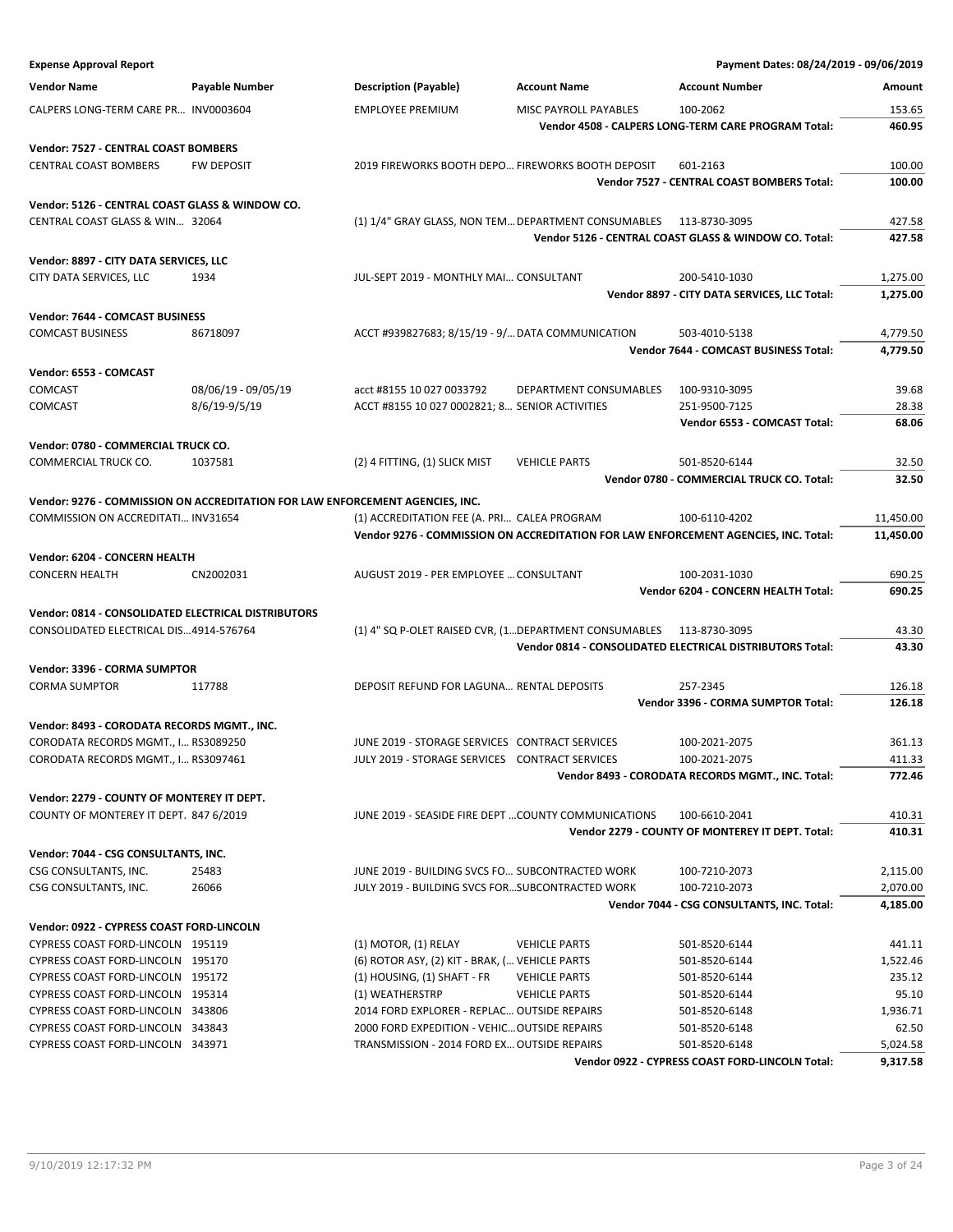**Expense Approval Report** — Payment Dates: 08/24/2019 - 09/06/2019

| Vendor Name | Payable Number | Description (Payable) | Account Name | Account Number | Amount |
|---|---|---|---|---|---|
| CALPERS LONG-TERM CARE PR… | INV0003604 | EMPLOYEE PREMIUM | MISC PAYROLL PAYABLES | 100-2062 | 153.65 |
| | | | | **Vendor 4508 - CALPERS LONG-TERM CARE PROGRAM Total:** | **460.95** |
| **Vendor: 7527 - CENTRAL COAST BOMBERS** | | | | | |
| CENTRAL COAST BOMBERS | FW DEPOSIT | 2019 FIREWORKS BOOTH DEPO… | FIREWORKS BOOTH DEPOSIT | 601-2163 | 100.00 |
| | | | | **Vendor 7527 - CENTRAL COAST BOMBERS Total:** | **100.00** |
| **Vendor: 5126 - CENTRAL COAST GLASS & WINDOW CO.** | | | | | |
| CENTRAL COAST GLASS & WIN… | 32064 | (1) 1/4" GRAY GLASS, NON TEM… | DEPARTMENT CONSUMABLES | 113-8730-3095 | 427.58 |
| | | | | **Vendor 5126 - CENTRAL COAST GLASS & WINDOW CO. Total:** | **427.58** |
| **Vendor: 8897 - CITY DATA SERVICES, LLC** | | | | | |
| CITY DATA SERVICES, LLC | 1934 | JUL-SEPT 2019 - MONTHLY MAI… | CONSULTANT | 200-5410-1030 | 1,275.00 |
| | | | | **Vendor 8897 - CITY DATA SERVICES, LLC Total:** | **1,275.00** |
| **Vendor: 7644 - COMCAST BUSINESS** | | | | | |
| COMCAST BUSINESS | 86718097 | ACCT #939827683; 8/15/19 - 9/… | DATA COMMUNICATION | 503-4010-5138 | 4,779.50 |
| | | | | **Vendor 7644 - COMCAST BUSINESS Total:** | **4,779.50** |
| **Vendor: 6553 - COMCAST** | | | | | |
| COMCAST | 08/06/19 - 09/05/19 | acct #8155 10 027 0033792 | DEPARTMENT CONSUMABLES | 100-9310-3095 | 39.68 |
| COMCAST | 8/6/19-9/5/19 | ACCT #8155 10 027 0002821; 8… | SENIOR ACTIVITIES | 251-9500-7125 | 28.38 |
| | | | | **Vendor 6553 - COMCAST Total:** | **68.06** |
| **Vendor: 0780 - COMMERCIAL TRUCK CO.** | | | | | |
| COMMERCIAL TRUCK CO. | 1037581 | (2) 4 FITTING, (1) SLICK MIST | VEHICLE PARTS | 501-8520-6144 | 32.50 |
| | | | | **Vendor 0780 - COMMERCIAL TRUCK CO. Total:** | **32.50** |
| **Vendor: 9276 - COMMISSION ON ACCREDITATION FOR LAW ENFORCEMENT AGENCIES, INC.** | | | | | |
| COMMISSION ON ACCREDITATI… | INV31654 | (1) ACCREDITATION FEE (A. PRI… | CALEA PROGRAM | 100-6110-4202 | 11,450.00 |
| | | | | **Vendor 9276 - COMMISSION ON ACCREDITATION FOR LAW ENFORCEMENT AGENCIES, INC. Total:** | **11,450.00** |
| **Vendor: 6204 - CONCERN HEALTH** | | | | | |
| CONCERN HEALTH | CN2002031 | AUGUST 2019 - PER EMPLOYEE … | CONSULTANT | 100-2031-1030 | 690.25 |
| | | | | **Vendor 6204 - CONCERN HEALTH Total:** | **690.25** |
| **Vendor: 0814 - CONSOLIDATED ELECTRICAL DISTRIBUTORS** | | | | | |
| CONSOLIDATED ELECTRICAL DIS… | 4914-576764 | (1) 4" SQ P-OLET RAISED CVR, (1… | DEPARTMENT CONSUMABLES | 113-8730-3095 | 43.30 |
| | | | | **Vendor 0814 - CONSOLIDATED ELECTRICAL DISTRIBUTORS Total:** | **43.30** |
| **Vendor: 3396 - CORMA SUMPTOR** | | | | | |
| CORMA SUMPTOR | 117788 | DEPOSIT REFUND FOR LAGUNA… | RENTAL DEPOSITS | 257-2345 | 126.18 |
| | | | | **Vendor 3396 - CORMA SUMPTOR Total:** | **126.18** |
| **Vendor: 8493 - CORODATA RECORDS MGMT., INC.** | | | | | |
| CORODATA RECORDS MGMT., I… | RS3089250 | JUNE 2019 - STORAGE SERVICES | CONTRACT SERVICES | 100-2021-2075 | 361.13 |
| CORODATA RECORDS MGMT., I… | RS3097461 | JULY 2019 - STORAGE SERVICES | CONTRACT SERVICES | 100-2021-2075 | 411.33 |
| | | | | **Vendor 8493 - CORODATA RECORDS MGMT., INC. Total:** | **772.46** |
| **Vendor: 2279 - COUNTY OF MONTEREY IT DEPT.** | | | | | |
| COUNTY OF MONTEREY IT DEPT. | 847 6/2019 | JUNE 2019 - SEASIDE FIRE DEPT … | COUNTY COMMUNICATIONS | 100-6610-2041 | 410.31 |
| | | | | **Vendor 2279 - COUNTY OF MONTEREY IT DEPT. Total:** | **410.31** |
| **Vendor: 7044 - CSG CONSULTANTS, INC.** | | | | | |
| CSG CONSULTANTS, INC. | 25483 | JUNE 2019 - BUILDING SVCS FO… | SUBCONTRACTED WORK | 100-7210-2073 | 2,115.00 |
| CSG CONSULTANTS, INC. | 26066 | JULY 2019 - BUILDING SVCS FOR… | SUBCONTRACTED WORK | 100-7210-2073 | 2,070.00 |
| | | | | **Vendor 7044 - CSG CONSULTANTS, INC. Total:** | **4,185.00** |
| **Vendor: 0922 - CYPRESS COAST FORD-LINCOLN** | | | | | |
| CYPRESS COAST FORD-LINCOLN | 195119 | (1) MOTOR, (1) RELAY | VEHICLE PARTS | 501-8520-6144 | 441.11 |
| CYPRESS COAST FORD-LINCOLN | 195170 | (6) ROTOR ASY, (2) KIT - BRAK, (… | VEHICLE PARTS | 501-8520-6144 | 1,522.46 |
| CYPRESS COAST FORD-LINCOLN | 195172 | (1) HOUSING, (1) SHAFT - FR | VEHICLE PARTS | 501-8520-6144 | 235.12 |
| CYPRESS COAST FORD-LINCOLN | 195314 | (1) WEATHERSTRP | VEHICLE PARTS | 501-8520-6144 | 95.10 |
| CYPRESS COAST FORD-LINCOLN | 343806 | 2014 FORD EXPLORER - REPLAC… | OUTSIDE REPAIRS | 501-8520-6148 | 1,936.71 |
| CYPRESS COAST FORD-LINCOLN | 343843 | 2000 FORD EXPEDITION - VEHIC… | OUTSIDE REPAIRS | 501-8520-6148 | 62.50 |
| CYPRESS COAST FORD-LINCOLN | 343971 | TRANSMISSION - 2014 FORD EX… | OUTSIDE REPAIRS | 501-8520-6148 | 5,024.58 |
| | | | | **Vendor 0922 - CYPRESS COAST FORD-LINCOLN Total:** | **9,317.58** |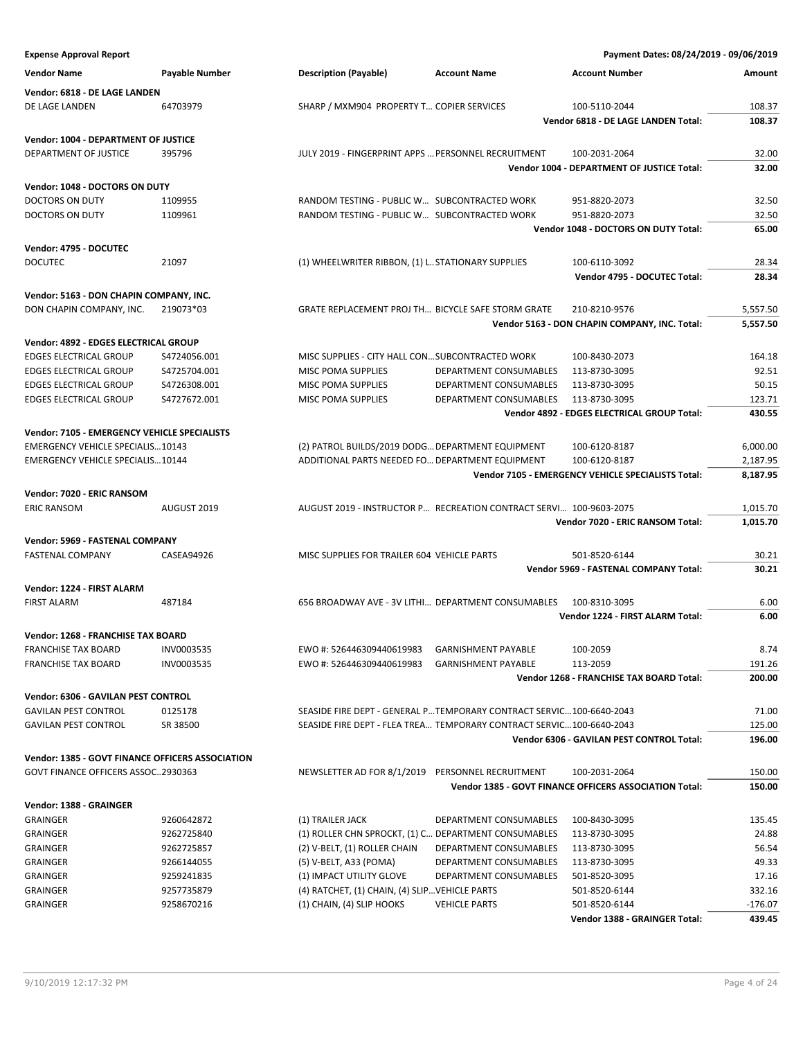**Expense Approval Report** — Payment Dates: 08/24/2019 - 09/06/2019

| Vendor Name | Payable Number | Description (Payable) | Account Name | Account Number | Amount |
|---|---|---|---|---|---|
| **Vendor: 6818 - DE LAGE LANDEN** | | | | | |
| DE LAGE LANDEN | 64703979 | SHARP / MXM904 PROPERTY T... | COPIER SERVICES | 100-5110-2044 | 108.37 |
| | | | | **Vendor 6818 - DE LAGE LANDEN Total:** | **108.37** |
| **Vendor: 1004 - DEPARTMENT OF JUSTICE** | | | | | |
| DEPARTMENT OF JUSTICE | 395796 | JULY 2019 - FINGERPRINT APPS ... | PERSONNEL RECRUITMENT | 100-2031-2064 | 32.00 |
| | | | | **Vendor 1004 - DEPARTMENT OF JUSTICE Total:** | **32.00** |
| **Vendor: 1048 - DOCTORS ON DUTY** | | | | | |
| DOCTORS ON DUTY | 1109955 | RANDOM TESTING - PUBLIC W... | SUBCONTRACTED WORK | 951-8820-2073 | 32.50 |
| DOCTORS ON DUTY | 1109961 | RANDOM TESTING - PUBLIC W... | SUBCONTRACTED WORK | 951-8820-2073 | 32.50 |
| | | | | **Vendor 1048 - DOCTORS ON DUTY Total:** | **65.00** |
| **Vendor: 4795 - DOCUTEC** | | | | | |
| DOCUTEC | 21097 | (1) WHEELWRITER RIBBON, (1) L... | STATIONARY SUPPLIES | 100-6110-3092 | 28.34 |
| | | | | **Vendor 4795 - DOCUTEC Total:** | **28.34** |
| **Vendor: 5163 - DON CHAPIN COMPANY, INC.** | | | | | |
| DON CHAPIN COMPANY, INC. | 219073*03 | GRATE REPLACEMENT PROJ TH... | BICYCLE SAFE STORM GRATE | 210-8210-9576 | 5,557.50 |
| | | | | **Vendor 5163 - DON CHAPIN COMPANY, INC. Total:** | **5,557.50** |
| **Vendor: 4892 - EDGES ELECTRICAL GROUP** | | | | | |
| EDGES ELECTRICAL GROUP | S4724056.001 | MISC SUPPLIES - CITY HALL CON... | SUBCONTRACTED WORK | 100-8430-2073 | 164.18 |
| EDGES ELECTRICAL GROUP | S4725704.001 | MISC POMA SUPPLIES | DEPARTMENT CONSUMABLES | 113-8730-3095 | 92.51 |
| EDGES ELECTRICAL GROUP | S4726308.001 | MISC POMA SUPPLIES | DEPARTMENT CONSUMABLES | 113-8730-3095 | 50.15 |
| EDGES ELECTRICAL GROUP | S4727672.001 | MISC POMA SUPPLIES | DEPARTMENT CONSUMABLES | 113-8730-3095 | 123.71 |
| | | | | **Vendor 4892 - EDGES ELECTRICAL GROUP Total:** | **430.55** |
| **Vendor: 7105 - EMERGENCY VEHICLE SPECIALISTS** | | | | | |
| EMERGENCY VEHICLE SPECIALIS... | 10143 | (2) PATROL BUILDS/2019 DODG... | DEPARTMENT EQUIPMENT | 100-6120-8187 | 6,000.00 |
| EMERGENCY VEHICLE SPECIALIS... | 10144 | ADDITIONAL PARTS NEEDED FO... | DEPARTMENT EQUIPMENT | 100-6120-8187 | 2,187.95 |
| | | | | **Vendor 7105 - EMERGENCY VEHICLE SPECIALISTS Total:** | **8,187.95** |
| **Vendor: 7020 - ERIC RANSOM** | | | | | |
| ERIC RANSOM | AUGUST 2019 | AUGUST 2019 - INSTRUCTOR P... | RECREATION CONTRACT SERVI... | 100-9603-2075 | 1,015.70 |
| | | | | **Vendor 7020 - ERIC RANSOM Total:** | **1,015.70** |
| **Vendor: 5969 - FASTENAL COMPANY** | | | | | |
| FASTENAL COMPANY | CASEA94926 | MISC SUPPLIES FOR TRAILER 604 | VEHICLE PARTS | 501-8520-6144 | 30.21 |
| | | | | **Vendor 5969 - FASTENAL COMPANY Total:** | **30.21** |
| **Vendor: 1224 - FIRST ALARM** | | | | | |
| FIRST ALARM | 487184 | 656 BROADWAY AVE - 3V LITHI... | DEPARTMENT CONSUMABLES | 100-8310-3095 | 6.00 |
| | | | | **Vendor 1224 - FIRST ALARM Total:** | **6.00** |
| **Vendor: 1268 - FRANCHISE TAX BOARD** | | | | | |
| FRANCHISE TAX BOARD | INV0003535 | EWO #: 526446309440619983 | GARNISHMENT PAYABLE | 100-2059 | 8.74 |
| FRANCHISE TAX BOARD | INV0003535 | EWO #: 526446309440619983 | GARNISHMENT PAYABLE | 113-2059 | 191.26 |
| | | | | **Vendor 1268 - FRANCHISE TAX BOARD Total:** | **200.00** |
| **Vendor: 6306 - GAVILAN PEST CONTROL** | | | | | |
| GAVILAN PEST CONTROL | 0125178 | SEASIDE FIRE DEPT - GENERAL P... | TEMPORARY CONTRACT SERVIC... | 100-6640-2043 | 71.00 |
| GAVILAN PEST CONTROL | SR 38500 | SEASIDE FIRE DEPT - FLEA TREA... | TEMPORARY CONTRACT SERVIC... | 100-6640-2043 | 125.00 |
| | | | | **Vendor 6306 - GAVILAN PEST CONTROL Total:** | **196.00** |
| **Vendor: 1385 - GOVT FINANCE OFFICERS ASSOCIATION** | | | | | |
| GOVT FINANCE OFFICERS ASSOC... | 2930363 | NEWSLETTER AD FOR 8/1/2019 | PERSONNEL RECRUITMENT | 100-2031-2064 | 150.00 |
| | | | | **Vendor 1385 - GOVT FINANCE OFFICERS ASSOCIATION Total:** | **150.00** |
| **Vendor: 1388 - GRAINGER** | | | | | |
| GRAINGER | 9260642872 | (1) TRAILER JACK | DEPARTMENT CONSUMABLES | 100-8430-3095 | 135.45 |
| GRAINGER | 9262725840 | (1) ROLLER CHN SPROCKT, (1) C... | DEPARTMENT CONSUMABLES | 113-8730-3095 | 24.88 |
| GRAINGER | 9262725857 | (2) V-BELT, (1) ROLLER CHAIN | DEPARTMENT CONSUMABLES | 113-8730-3095 | 56.54 |
| GRAINGER | 9266144055 | (5) V-BELT, A33 (POMA) | DEPARTMENT CONSUMABLES | 113-8730-3095 | 49.33 |
| GRAINGER | 9259241835 | (1) IMPACT UTILITY GLOVE | DEPARTMENT CONSUMABLES | 501-8520-3095 | 17.16 |
| GRAINGER | 9257735879 | (4) RATCHET, (1) CHAIN, (4) SLIP... | VEHICLE PARTS | 501-8520-6144 | 332.16 |
| GRAINGER | 9258670216 | (1) CHAIN, (4) SLIP HOOKS | VEHICLE PARTS | 501-8520-6144 | -176.07 |
| | | | | **Vendor 1388 - GRAINGER Total:** | **439.45** |

9/10/2019 12:17:32 PM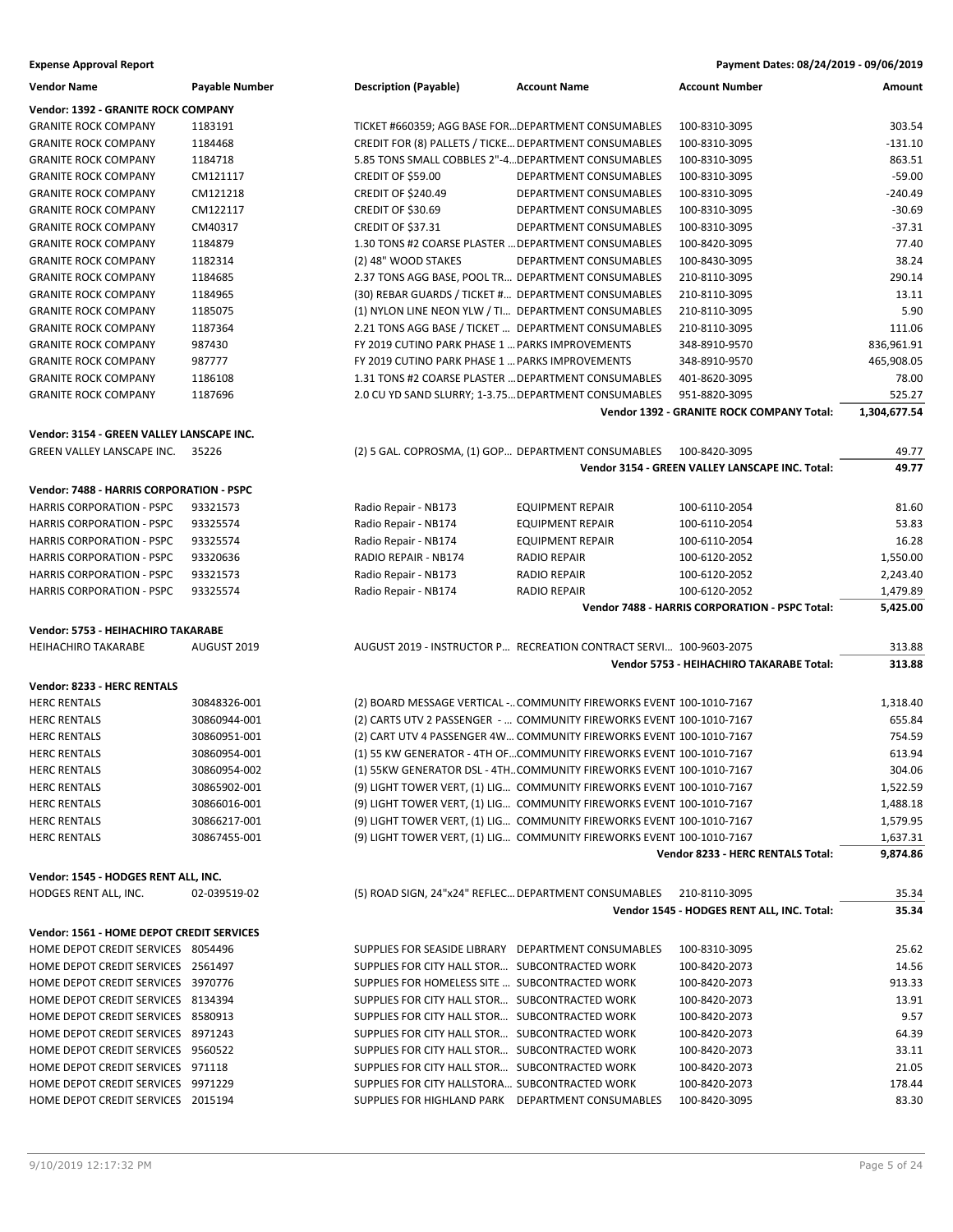**Expense Approval Report** — Payment Dates: 08/24/2019 - 09/06/2019

| Vendor Name | Payable Number | Description (Payable) | Account Name | Account Number | Amount |
|---|---|---|---|---|---|
| **Vendor: 1392 - GRANITE ROCK COMPANY** | | | | | |
| GRANITE ROCK COMPANY | 1183191 | TICKET #660359; AGG BASE FOR... | DEPARTMENT CONSUMABLES | 100-8310-3095 | 303.54 |
| GRANITE ROCK COMPANY | 1184468 | CREDIT FOR (8) PALLETS / TICKE... | DEPARTMENT CONSUMABLES | 100-8310-3095 | -131.10 |
| GRANITE ROCK COMPANY | 1184718 | 5.85 TONS SMALL COBBLES 2"-4... | DEPARTMENT CONSUMABLES | 100-8310-3095 | 863.51 |
| GRANITE ROCK COMPANY | CM121117 | CREDIT OF $59.00 | DEPARTMENT CONSUMABLES | 100-8310-3095 | -59.00 |
| GRANITE ROCK COMPANY | CM121218 | CREDIT OF $240.49 | DEPARTMENT CONSUMABLES | 100-8310-3095 | -240.49 |
| GRANITE ROCK COMPANY | CM122117 | CREDIT OF $30.69 | DEPARTMENT CONSUMABLES | 100-8310-3095 | -30.69 |
| GRANITE ROCK COMPANY | CM40317 | CREDIT OF $37.31 | DEPARTMENT CONSUMABLES | 100-8310-3095 | -37.31 |
| GRANITE ROCK COMPANY | 1184879 | 1.30 TONS #2 COARSE PLASTER ... | DEPARTMENT CONSUMABLES | 100-8420-3095 | 77.40 |
| GRANITE ROCK COMPANY | 1182314 | (2) 48" WOOD STAKES | DEPARTMENT CONSUMABLES | 100-8430-3095 | 38.24 |
| GRANITE ROCK COMPANY | 1184685 | 2.37 TONS AGG BASE, POOL TR... | DEPARTMENT CONSUMABLES | 210-8110-3095 | 290.14 |
| GRANITE ROCK COMPANY | 1184965 | (30) REBAR GUARDS / TICKET #... | DEPARTMENT CONSUMABLES | 210-8110-3095 | 13.11 |
| GRANITE ROCK COMPANY | 1185075 | (1) NYLON LINE NEON YLW / TI... | DEPARTMENT CONSUMABLES | 210-8110-3095 | 5.90 |
| GRANITE ROCK COMPANY | 1187364 | 2.21 TONS AGG BASE / TICKET ... | DEPARTMENT CONSUMABLES | 210-8110-3095 | 111.06 |
| GRANITE ROCK COMPANY | 987430 | FY 2019 CUTINO PARK PHASE 1 ... | PARKS IMPROVEMENTS | 348-8910-9570 | 836,961.91 |
| GRANITE ROCK COMPANY | 987777 | FY 2019 CUTINO PARK PHASE 1 ... | PARKS IMPROVEMENTS | 348-8910-9570 | 465,908.05 |
| GRANITE ROCK COMPANY | 1186108 | 1.31 TONS #2 COARSE PLASTER ... | DEPARTMENT CONSUMABLES | 401-8620-3095 | 78.00 |
| GRANITE ROCK COMPANY | 1187696 | 2.0 CU YD SAND SLURRY; 1-3.75... | DEPARTMENT CONSUMABLES | 951-8820-3095 | 525.27 |
| | | | | **Vendor 1392 - GRANITE ROCK COMPANY Total:** | **1,304,677.54** |
| **Vendor: 3154 - GREEN VALLEY LANSCAPE INC.** | | | | | |
| GREEN VALLEY LANSCAPE INC. | 35226 | (2) 5 GAL. COPROSMA, (1) GOP... | DEPARTMENT CONSUMABLES | 100-8420-3095 | 49.77 |
| | | | | **Vendor 3154 - GREEN VALLEY LANSCAPE INC. Total:** | **49.77** |
| **Vendor: 7488 - HARRIS CORPORATION - PSPC** | | | | | |
| HARRIS CORPORATION - PSPC | 93321573 | Radio Repair - NB173 | EQUIPMENT REPAIR | 100-6110-2054 | 81.60 |
| HARRIS CORPORATION - PSPC | 93325574 | Radio Repair - NB174 | EQUIPMENT REPAIR | 100-6110-2054 | 53.83 |
| HARRIS CORPORATION - PSPC | 93325574 | Radio Repair - NB174 | EQUIPMENT REPAIR | 100-6110-2054 | 16.28 |
| HARRIS CORPORATION - PSPC | 93320636 | RADIO REPAIR - NB174 | RADIO REPAIR | 100-6120-2052 | 1,550.00 |
| HARRIS CORPORATION - PSPC | 93321573 | Radio Repair - NB173 | RADIO REPAIR | 100-6120-2052 | 2,243.40 |
| HARRIS CORPORATION - PSPC | 93325574 | Radio Repair - NB174 | RADIO REPAIR | 100-6120-2052 | 1,479.89 |
| | | | | **Vendor 7488 - HARRIS CORPORATION - PSPC Total:** | **5,425.00** |
| **Vendor: 5753 - HEIHACHIRO TAKARABE** | | | | | |
| HEIHACHIRO TAKARABE | AUGUST 2019 | AUGUST 2019 - INSTRUCTOR P... | RECREATION CONTRACT SERVI... | 100-9603-2075 | 313.88 |
| | | | | **Vendor 5753 - HEIHACHIRO TAKARABE Total:** | **313.88** |
| **Vendor: 8233 - HERC RENTALS** | | | | | |
| HERC RENTALS | 30848326-001 | (2) BOARD MESSAGE VERTICAL -... | COMMUNITY FIREWORKS EVENT | 100-1010-7167 | 1,318.40 |
| HERC RENTALS | 30860944-001 | (2) CARTS UTV 2 PASSENGER - ... | COMMUNITY FIREWORKS EVENT | 100-1010-7167 | 655.84 |
| HERC RENTALS | 30860951-001 | (2) CART UTV 4 PASSENGER 4W... | COMMUNITY FIREWORKS EVENT | 100-1010-7167 | 754.59 |
| HERC RENTALS | 30860954-001 | (1) 55 KW GENERATOR - 4TH OF... | COMMUNITY FIREWORKS EVENT | 100-1010-7167 | 613.94 |
| HERC RENTALS | 30860954-002 | (1) 55KW GENERATOR DSL - 4TH... | COMMUNITY FIREWORKS EVENT | 100-1010-7167 | 304.06 |
| HERC RENTALS | 30865902-001 | (9) LIGHT TOWER VERT, (1) LIG... | COMMUNITY FIREWORKS EVENT | 100-1010-7167 | 1,522.59 |
| HERC RENTALS | 30866016-001 | (9) LIGHT TOWER VERT, (1) LIG... | COMMUNITY FIREWORKS EVENT | 100-1010-7167 | 1,488.18 |
| HERC RENTALS | 30866217-001 | (9) LIGHT TOWER VERT, (1) LIG... | COMMUNITY FIREWORKS EVENT | 100-1010-7167 | 1,579.95 |
| HERC RENTALS | 30867455-001 | (9) LIGHT TOWER VERT, (1) LIG... | COMMUNITY FIREWORKS EVENT | 100-1010-7167 | 1,637.31 |
| | | | | **Vendor 8233 - HERC RENTALS Total:** | **9,874.86** |
| **Vendor: 1545 - HODGES RENT ALL, INC.** | | | | | |
| HODGES RENT ALL, INC. | 02-039519-02 | (5) ROAD SIGN, 24"x24" REFLEC... | DEPARTMENT CONSUMABLES | 210-8110-3095 | 35.34 |
| | | | | **Vendor 1545 - HODGES RENT ALL, INC. Total:** | **35.34** |
| **Vendor: 1561 - HOME DEPOT CREDIT SERVICES** | | | | | |
| HOME DEPOT CREDIT SERVICES | 8054496 | SUPPLIES FOR SEASIDE LIBRARY | DEPARTMENT CONSUMABLES | 100-8310-3095 | 25.62 |
| HOME DEPOT CREDIT SERVICES | 2561497 | SUPPLIES FOR CITY HALL STOR... | SUBCONTRACTED WORK | 100-8420-2073 | 14.56 |
| HOME DEPOT CREDIT SERVICES | 3970776 | SUPPLIES FOR HOMELESS SITE ... | SUBCONTRACTED WORK | 100-8420-2073 | 913.33 |
| HOME DEPOT CREDIT SERVICES | 8134394 | SUPPLIES FOR CITY HALL STOR... | SUBCONTRACTED WORK | 100-8420-2073 | 13.91 |
| HOME DEPOT CREDIT SERVICES | 8580913 | SUPPLIES FOR CITY HALL STOR... | SUBCONTRACTED WORK | 100-8420-2073 | 9.57 |
| HOME DEPOT CREDIT SERVICES | 8971243 | SUPPLIES FOR CITY HALL STOR... | SUBCONTRACTED WORK | 100-8420-2073 | 64.39 |
| HOME DEPOT CREDIT SERVICES | 9560522 | SUPPLIES FOR CITY HALL STOR... | SUBCONTRACTED WORK | 100-8420-2073 | 33.11 |
| HOME DEPOT CREDIT SERVICES | 971118 | SUPPLIES FOR CITY HALL STOR... | SUBCONTRACTED WORK | 100-8420-2073 | 21.05 |
| HOME DEPOT CREDIT SERVICES | 9971229 | SUPPLIES FOR CITY HALLSTORA... | SUBCONTRACTED WORK | 100-8420-2073 | 178.44 |
| HOME DEPOT CREDIT SERVICES | 2015194 | SUPPLIES FOR HIGHLAND PARK | DEPARTMENT CONSUMABLES | 100-8420-3095 | 83.30 |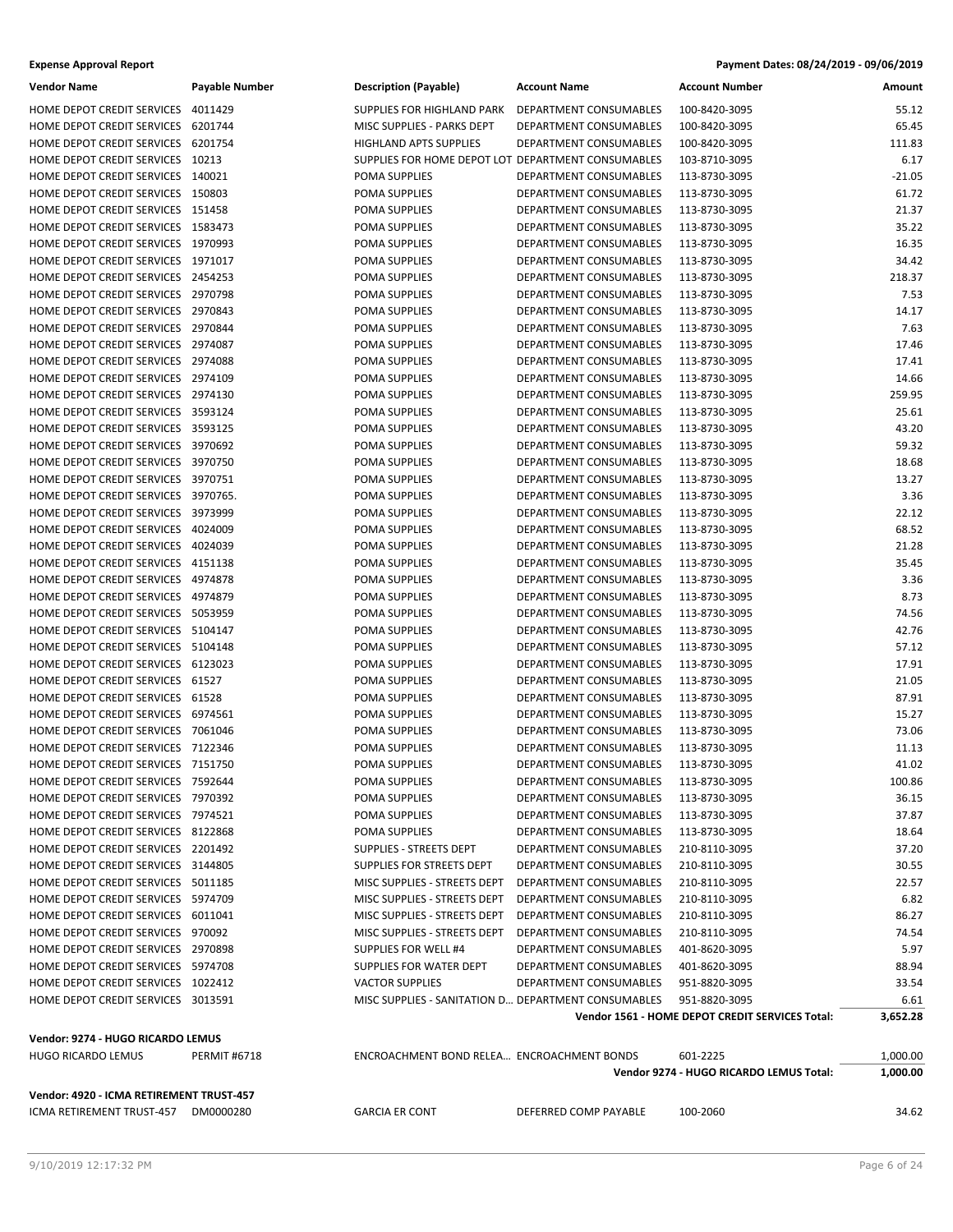**Expense Approval Report** — Payment Dates: 08/24/2019 - 09/06/2019

| Vendor Name | Payable Number | Description (Payable) | Account Name | Account Number | Amount |
|---|---|---|---|---|---|
| HOME DEPOT CREDIT SERVICES | 4011429 | SUPPLIES FOR HIGHLAND PARK | DEPARTMENT CONSUMABLES | 100-8420-3095 | 55.12 |
| HOME DEPOT CREDIT SERVICES | 6201744 | MISC SUPPLIES - PARKS DEPT | DEPARTMENT CONSUMABLES | 100-8420-3095 | 65.45 |
| HOME DEPOT CREDIT SERVICES | 6201754 | HIGHLAND APTS SUPPLIES | DEPARTMENT CONSUMABLES | 100-8420-3095 | 111.83 |
| HOME DEPOT CREDIT SERVICES | 10213 | SUPPLIES FOR HOME DEPOT LOT | DEPARTMENT CONSUMABLES | 103-8710-3095 | 6.17 |
| HOME DEPOT CREDIT SERVICES | 140021 | POMA SUPPLIES | DEPARTMENT CONSUMABLES | 113-8730-3095 | -21.05 |
| HOME DEPOT CREDIT SERVICES | 150803 | POMA SUPPLIES | DEPARTMENT CONSUMABLES | 113-8730-3095 | 61.72 |
| HOME DEPOT CREDIT SERVICES | 151458 | POMA SUPPLIES | DEPARTMENT CONSUMABLES | 113-8730-3095 | 21.37 |
| HOME DEPOT CREDIT SERVICES | 1583473 | POMA SUPPLIES | DEPARTMENT CONSUMABLES | 113-8730-3095 | 35.22 |
| HOME DEPOT CREDIT SERVICES | 1970993 | POMA SUPPLIES | DEPARTMENT CONSUMABLES | 113-8730-3095 | 16.35 |
| HOME DEPOT CREDIT SERVICES | 1971017 | POMA SUPPLIES | DEPARTMENT CONSUMABLES | 113-8730-3095 | 34.42 |
| HOME DEPOT CREDIT SERVICES | 2454253 | POMA SUPPLIES | DEPARTMENT CONSUMABLES | 113-8730-3095 | 218.37 |
| HOME DEPOT CREDIT SERVICES | 2970798 | POMA SUPPLIES | DEPARTMENT CONSUMABLES | 113-8730-3095 | 7.53 |
| HOME DEPOT CREDIT SERVICES | 2970843 | POMA SUPPLIES | DEPARTMENT CONSUMABLES | 113-8730-3095 | 14.17 |
| HOME DEPOT CREDIT SERVICES | 2970844 | POMA SUPPLIES | DEPARTMENT CONSUMABLES | 113-8730-3095 | 7.63 |
| HOME DEPOT CREDIT SERVICES | 2974087 | POMA SUPPLIES | DEPARTMENT CONSUMABLES | 113-8730-3095 | 17.46 |
| HOME DEPOT CREDIT SERVICES | 2974088 | POMA SUPPLIES | DEPARTMENT CONSUMABLES | 113-8730-3095 | 17.41 |
| HOME DEPOT CREDIT SERVICES | 2974109 | POMA SUPPLIES | DEPARTMENT CONSUMABLES | 113-8730-3095 | 14.66 |
| HOME DEPOT CREDIT SERVICES | 2974130 | POMA SUPPLIES | DEPARTMENT CONSUMABLES | 113-8730-3095 | 259.95 |
| HOME DEPOT CREDIT SERVICES | 3593124 | POMA SUPPLIES | DEPARTMENT CONSUMABLES | 113-8730-3095 | 25.61 |
| HOME DEPOT CREDIT SERVICES | 3593125 | POMA SUPPLIES | DEPARTMENT CONSUMABLES | 113-8730-3095 | 43.20 |
| HOME DEPOT CREDIT SERVICES | 3970692 | POMA SUPPLIES | DEPARTMENT CONSUMABLES | 113-8730-3095 | 59.32 |
| HOME DEPOT CREDIT SERVICES | 3970750 | POMA SUPPLIES | DEPARTMENT CONSUMABLES | 113-8730-3095 | 18.68 |
| HOME DEPOT CREDIT SERVICES | 3970751 | POMA SUPPLIES | DEPARTMENT CONSUMABLES | 113-8730-3095 | 13.27 |
| HOME DEPOT CREDIT SERVICES | 3970765. | POMA SUPPLIES | DEPARTMENT CONSUMABLES | 113-8730-3095 | 3.36 |
| HOME DEPOT CREDIT SERVICES | 3973999 | POMA SUPPLIES | DEPARTMENT CONSUMABLES | 113-8730-3095 | 22.12 |
| HOME DEPOT CREDIT SERVICES | 4024009 | POMA SUPPLIES | DEPARTMENT CONSUMABLES | 113-8730-3095 | 68.52 |
| HOME DEPOT CREDIT SERVICES | 4024039 | POMA SUPPLIES | DEPARTMENT CONSUMABLES | 113-8730-3095 | 21.28 |
| HOME DEPOT CREDIT SERVICES | 4151138 | POMA SUPPLIES | DEPARTMENT CONSUMABLES | 113-8730-3095 | 35.45 |
| HOME DEPOT CREDIT SERVICES | 4974878 | POMA SUPPLIES | DEPARTMENT CONSUMABLES | 113-8730-3095 | 3.36 |
| HOME DEPOT CREDIT SERVICES | 4974879 | POMA SUPPLIES | DEPARTMENT CONSUMABLES | 113-8730-3095 | 8.73 |
| HOME DEPOT CREDIT SERVICES | 5053959 | POMA SUPPLIES | DEPARTMENT CONSUMABLES | 113-8730-3095 | 74.56 |
| HOME DEPOT CREDIT SERVICES | 5104147 | POMA SUPPLIES | DEPARTMENT CONSUMABLES | 113-8730-3095 | 42.76 |
| HOME DEPOT CREDIT SERVICES | 5104148 | POMA SUPPLIES | DEPARTMENT CONSUMABLES | 113-8730-3095 | 57.12 |
| HOME DEPOT CREDIT SERVICES | 6123023 | POMA SUPPLIES | DEPARTMENT CONSUMABLES | 113-8730-3095 | 17.91 |
| HOME DEPOT CREDIT SERVICES | 61527 | POMA SUPPLIES | DEPARTMENT CONSUMABLES | 113-8730-3095 | 21.05 |
| HOME DEPOT CREDIT SERVICES | 61528 | POMA SUPPLIES | DEPARTMENT CONSUMABLES | 113-8730-3095 | 87.91 |
| HOME DEPOT CREDIT SERVICES | 6974561 | POMA SUPPLIES | DEPARTMENT CONSUMABLES | 113-8730-3095 | 15.27 |
| HOME DEPOT CREDIT SERVICES | 7061046 | POMA SUPPLIES | DEPARTMENT CONSUMABLES | 113-8730-3095 | 73.06 |
| HOME DEPOT CREDIT SERVICES | 7122346 | POMA SUPPLIES | DEPARTMENT CONSUMABLES | 113-8730-3095 | 11.13 |
| HOME DEPOT CREDIT SERVICES | 7151750 | POMA SUPPLIES | DEPARTMENT CONSUMABLES | 113-8730-3095 | 41.02 |
| HOME DEPOT CREDIT SERVICES | 7592644 | POMA SUPPLIES | DEPARTMENT CONSUMABLES | 113-8730-3095 | 100.86 |
| HOME DEPOT CREDIT SERVICES | 7970392 | POMA SUPPLIES | DEPARTMENT CONSUMABLES | 113-8730-3095 | 36.15 |
| HOME DEPOT CREDIT SERVICES | 7974521 | POMA SUPPLIES | DEPARTMENT CONSUMABLES | 113-8730-3095 | 37.87 |
| HOME DEPOT CREDIT SERVICES | 8122868 | POMA SUPPLIES | DEPARTMENT CONSUMABLES | 113-8730-3095 | 18.64 |
| HOME DEPOT CREDIT SERVICES | 2201492 | SUPPLIES - STREETS DEPT | DEPARTMENT CONSUMABLES | 210-8110-3095 | 37.20 |
| HOME DEPOT CREDIT SERVICES | 3144805 | SUPPLIES FOR STREETS DEPT | DEPARTMENT CONSUMABLES | 210-8110-3095 | 30.55 |
| HOME DEPOT CREDIT SERVICES | 5011185 | MISC SUPPLIES - STREETS DEPT | DEPARTMENT CONSUMABLES | 210-8110-3095 | 22.57 |
| HOME DEPOT CREDIT SERVICES | 5974709 | MISC SUPPLIES - STREETS DEPT | DEPARTMENT CONSUMABLES | 210-8110-3095 | 6.82 |
| HOME DEPOT CREDIT SERVICES | 6011041 | MISC SUPPLIES - STREETS DEPT | DEPARTMENT CONSUMABLES | 210-8110-3095 | 86.27 |
| HOME DEPOT CREDIT SERVICES | 970092 | MISC SUPPLIES - STREETS DEPT | DEPARTMENT CONSUMABLES | 210-8110-3095 | 74.54 |
| HOME DEPOT CREDIT SERVICES | 2970898 | SUPPLIES FOR WELL #4 | DEPARTMENT CONSUMABLES | 401-8620-3095 | 5.97 |
| HOME DEPOT CREDIT SERVICES | 5974708 | SUPPLIES FOR WATER DEPT | DEPARTMENT CONSUMABLES | 401-8620-3095 | 88.94 |
| HOME DEPOT CREDIT SERVICES | 1022412 | VACTOR SUPPLIES | DEPARTMENT CONSUMABLES | 951-8820-3095 | 33.54 |
| HOME DEPOT CREDIT SERVICES | 3013591 | MISC SUPPLIES - SANITATION D... | DEPARTMENT CONSUMABLES | 951-8820-3095 | 6.61 |
| | | | | **Vendor 1561 - HOME DEPOT CREDIT SERVICES Total:** | **3,652.28** |

**Vendor: 9274 - HUGO RICARDO LEMUS**

| Vendor Name | Payable Number | Description (Payable) | Account Name | Account Number | Amount |
|---|---|---|---|---|---|
| HUGO RICARDO LEMUS | PERMIT #6718 | ENCROACHMENT BOND RELEA... | ENCROACHMENT BONDS | 601-2225 | 1,000.00 |
| | | | | **Vendor 9274 - HUGO RICARDO LEMUS Total:** | **1,000.00** |

**Vendor: 4920 - ICMA RETIREMENT TRUST-457**

| Vendor Name | Payable Number | Description (Payable) | Account Name | Account Number | Amount |
|---|---|---|---|---|---|
| ICMA RETIREMENT TRUST-457 | DM0000280 | GARCIA ER CONT | DEFERRED COMP PAYABLE | 100-2060 | 34.62 |

9/10/2019 12:17:32 PM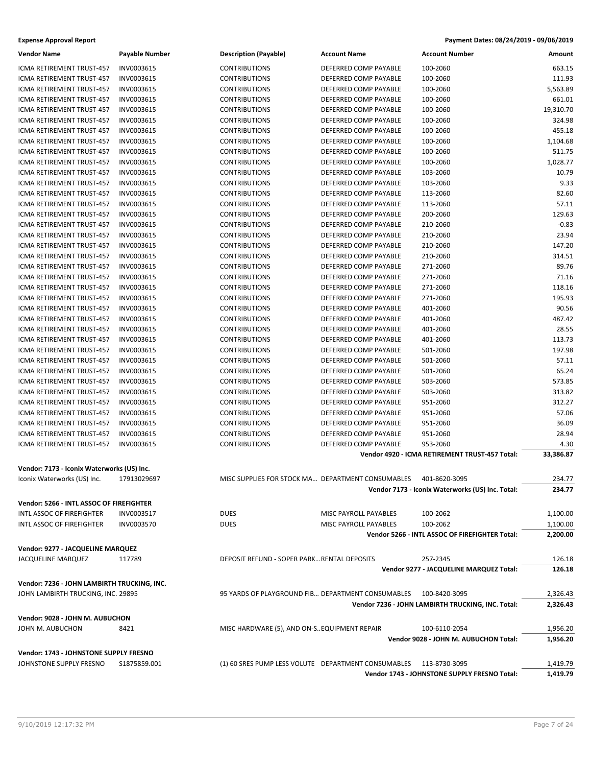**Expense Approval Report** — Payment Dates: 08/24/2019 - 09/06/2019

| Vendor Name | Payable Number | Description (Payable) | Account Name | Account Number | Amount |
|---|---|---|---|---|---|
| ICMA RETIREMENT TRUST-457 | INV0003615 | CONTRIBUTIONS | DEFERRED COMP PAYABLE | 100-2060 | 663.15 |
| ICMA RETIREMENT TRUST-457 | INV0003615 | CONTRIBUTIONS | DEFERRED COMP PAYABLE | 100-2060 | 111.93 |
| ICMA RETIREMENT TRUST-457 | INV0003615 | CONTRIBUTIONS | DEFERRED COMP PAYABLE | 100-2060 | 5,563.89 |
| ICMA RETIREMENT TRUST-457 | INV0003615 | CONTRIBUTIONS | DEFERRED COMP PAYABLE | 100-2060 | 661.01 |
| ICMA RETIREMENT TRUST-457 | INV0003615 | CONTRIBUTIONS | DEFERRED COMP PAYABLE | 100-2060 | 19,310.70 |
| ICMA RETIREMENT TRUST-457 | INV0003615 | CONTRIBUTIONS | DEFERRED COMP PAYABLE | 100-2060 | 324.98 |
| ICMA RETIREMENT TRUST-457 | INV0003615 | CONTRIBUTIONS | DEFERRED COMP PAYABLE | 100-2060 | 455.18 |
| ICMA RETIREMENT TRUST-457 | INV0003615 | CONTRIBUTIONS | DEFERRED COMP PAYABLE | 100-2060 | 1,104.68 |
| ICMA RETIREMENT TRUST-457 | INV0003615 | CONTRIBUTIONS | DEFERRED COMP PAYABLE | 100-2060 | 511.75 |
| ICMA RETIREMENT TRUST-457 | INV0003615 | CONTRIBUTIONS | DEFERRED COMP PAYABLE | 100-2060 | 1,028.77 |
| ICMA RETIREMENT TRUST-457 | INV0003615 | CONTRIBUTIONS | DEFERRED COMP PAYABLE | 103-2060 | 10.79 |
| ICMA RETIREMENT TRUST-457 | INV0003615 | CONTRIBUTIONS | DEFERRED COMP PAYABLE | 103-2060 | 9.33 |
| ICMA RETIREMENT TRUST-457 | INV0003615 | CONTRIBUTIONS | DEFERRED COMP PAYABLE | 113-2060 | 82.60 |
| ICMA RETIREMENT TRUST-457 | INV0003615 | CONTRIBUTIONS | DEFERRED COMP PAYABLE | 113-2060 | 57.11 |
| ICMA RETIREMENT TRUST-457 | INV0003615 | CONTRIBUTIONS | DEFERRED COMP PAYABLE | 200-2060 | 129.63 |
| ICMA RETIREMENT TRUST-457 | INV0003615 | CONTRIBUTIONS | DEFERRED COMP PAYABLE | 210-2060 | -0.83 |
| ICMA RETIREMENT TRUST-457 | INV0003615 | CONTRIBUTIONS | DEFERRED COMP PAYABLE | 210-2060 | 23.94 |
| ICMA RETIREMENT TRUST-457 | INV0003615 | CONTRIBUTIONS | DEFERRED COMP PAYABLE | 210-2060 | 147.20 |
| ICMA RETIREMENT TRUST-457 | INV0003615 | CONTRIBUTIONS | DEFERRED COMP PAYABLE | 210-2060 | 314.51 |
| ICMA RETIREMENT TRUST-457 | INV0003615 | CONTRIBUTIONS | DEFERRED COMP PAYABLE | 271-2060 | 89.76 |
| ICMA RETIREMENT TRUST-457 | INV0003615 | CONTRIBUTIONS | DEFERRED COMP PAYABLE | 271-2060 | 71.16 |
| ICMA RETIREMENT TRUST-457 | INV0003615 | CONTRIBUTIONS | DEFERRED COMP PAYABLE | 271-2060 | 118.16 |
| ICMA RETIREMENT TRUST-457 | INV0003615 | CONTRIBUTIONS | DEFERRED COMP PAYABLE | 271-2060 | 195.93 |
| ICMA RETIREMENT TRUST-457 | INV0003615 | CONTRIBUTIONS | DEFERRED COMP PAYABLE | 401-2060 | 90.56 |
| ICMA RETIREMENT TRUST-457 | INV0003615 | CONTRIBUTIONS | DEFERRED COMP PAYABLE | 401-2060 | 487.42 |
| ICMA RETIREMENT TRUST-457 | INV0003615 | CONTRIBUTIONS | DEFERRED COMP PAYABLE | 401-2060 | 28.55 |
| ICMA RETIREMENT TRUST-457 | INV0003615 | CONTRIBUTIONS | DEFERRED COMP PAYABLE | 401-2060 | 113.73 |
| ICMA RETIREMENT TRUST-457 | INV0003615 | CONTRIBUTIONS | DEFERRED COMP PAYABLE | 501-2060 | 197.98 |
| ICMA RETIREMENT TRUST-457 | INV0003615 | CONTRIBUTIONS | DEFERRED COMP PAYABLE | 501-2060 | 57.11 |
| ICMA RETIREMENT TRUST-457 | INV0003615 | CONTRIBUTIONS | DEFERRED COMP PAYABLE | 501-2060 | 65.24 |
| ICMA RETIREMENT TRUST-457 | INV0003615 | CONTRIBUTIONS | DEFERRED COMP PAYABLE | 503-2060 | 573.85 |
| ICMA RETIREMENT TRUST-457 | INV0003615 | CONTRIBUTIONS | DEFERRED COMP PAYABLE | 503-2060 | 313.82 |
| ICMA RETIREMENT TRUST-457 | INV0003615 | CONTRIBUTIONS | DEFERRED COMP PAYABLE | 951-2060 | 312.27 |
| ICMA RETIREMENT TRUST-457 | INV0003615 | CONTRIBUTIONS | DEFERRED COMP PAYABLE | 951-2060 | 57.06 |
| ICMA RETIREMENT TRUST-457 | INV0003615 | CONTRIBUTIONS | DEFERRED COMP PAYABLE | 951-2060 | 36.09 |
| ICMA RETIREMENT TRUST-457 | INV0003615 | CONTRIBUTIONS | DEFERRED COMP PAYABLE | 951-2060 | 28.94 |
| ICMA RETIREMENT TRUST-457 | INV0003615 | CONTRIBUTIONS | DEFERRED COMP PAYABLE | 953-2060 | 4.30 |
| | | | | **Vendor 4920 - ICMA RETIREMENT TRUST-457 Total:** | **33,386.87** |
| **Vendor: 7173 - Iconix Waterworks (US) Inc.** | | | | | |
| Iconix Waterworks (US) Inc. | 17913029697 | MISC SUPPLIES FOR STOCK MA... | DEPARTMENT CONSUMABLES | 401-8620-3095 | 234.77 |
| | | | | **Vendor 7173 - Iconix Waterworks (US) Inc. Total:** | **234.77** |
| **Vendor: 5266 - INTL ASSOC OF FIREFIGHTER** | | | | | |
| INTL ASSOC OF FIREFIGHTER | INV0003517 | DUES | MISC PAYROLL PAYABLES | 100-2062 | 1,100.00 |
| INTL ASSOC OF FIREFIGHTER | INV0003570 | DUES | MISC PAYROLL PAYABLES | 100-2062 | 1,100.00 |
| | | | | **Vendor 5266 - INTL ASSOC OF FIREFIGHTER Total:** | **2,200.00** |
| **Vendor: 9277 - JACQUELINE MARQUEZ** | | | | | |
| JACQUELINE MARQUEZ | 117789 | DEPOSIT REFUND - SOPER PARK... | RENTAL DEPOSITS | 257-2345 | 126.18 |
| | | | | **Vendor 9277 - JACQUELINE MARQUEZ Total:** | **126.18** |
| **Vendor: 7236 - JOHN LAMBIRTH TRUCKING, INC.** | | | | | |
| JOHN LAMBIRTH TRUCKING, INC. | 29895 | 95 YARDS OF PLAYGROUND FIB... | DEPARTMENT CONSUMABLES | 100-8420-3095 | 2,326.43 |
| | | | | **Vendor 7236 - JOHN LAMBIRTH TRUCKING, INC. Total:** | **2,326.43** |
| **Vendor: 9028 - JOHN M. AUBUCHON** | | | | | |
| JOHN M. AUBUCHON | 8421 | MISC HARDWARE (5), AND ON-S... | EQUIPMENT REPAIR | 100-6110-2054 | 1,956.20 |
| | | | | **Vendor 9028 - JOHN M. AUBUCHON Total:** | **1,956.20** |
| **Vendor: 1743 - JOHNSTONE SUPPLY FRESNO** | | | | | |
| JOHNSTONE SUPPLY FRESNO | S1875859.001 | (1) 60 SRES PUMP LESS VOLUTE | DEPARTMENT CONSUMABLES | 113-8730-3095 | 1,419.79 |
| | | | | **Vendor 1743 - JOHNSTONE SUPPLY FRESNO Total:** | **1,419.79** |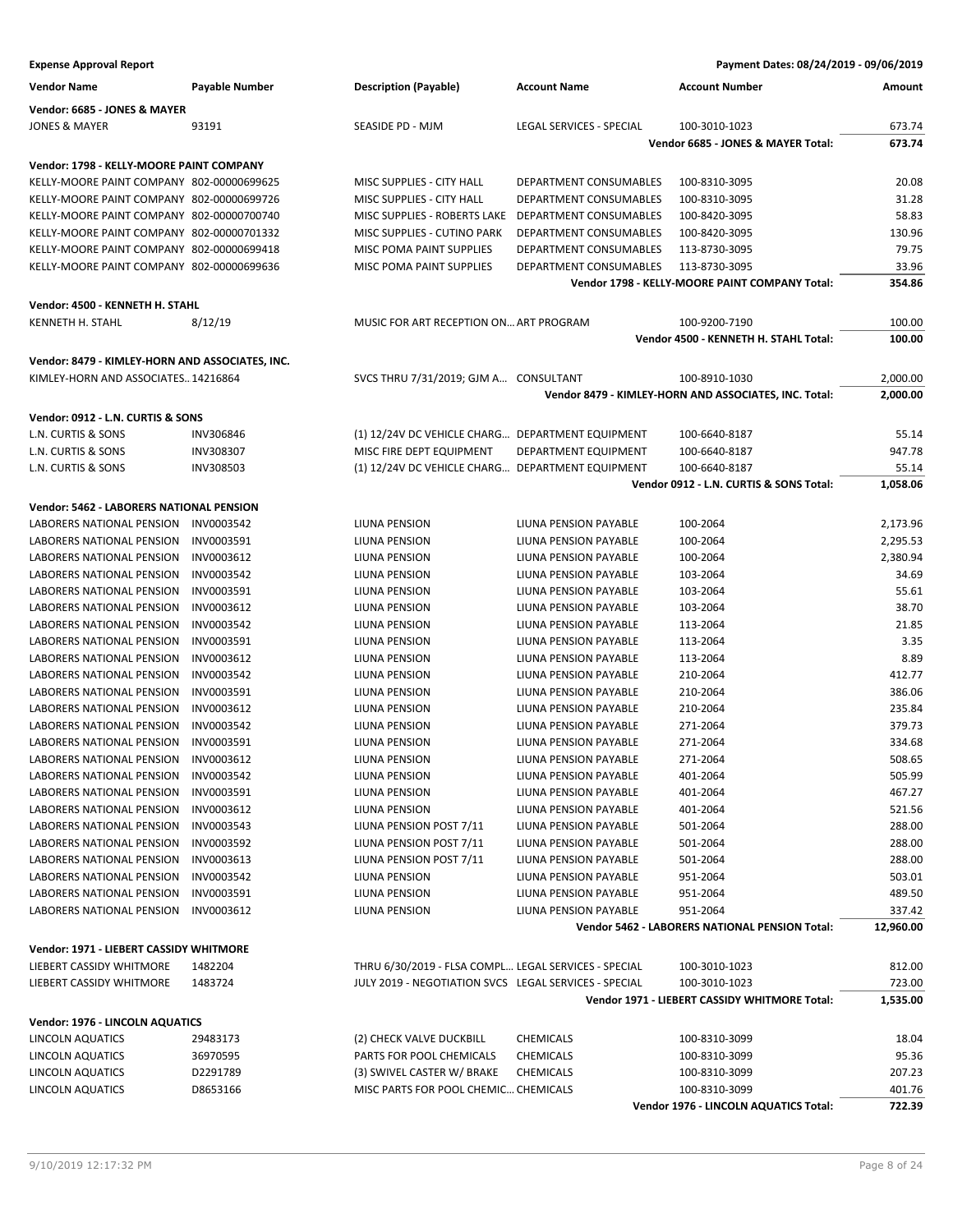**Expense Approval Report** — Payment Dates: 08/24/2019 - 09/06/2019

| Vendor Name | Payable Number | Description (Payable) | Account Name | Account Number | Amount |
|---|---|---|---|---|---|
| **Vendor: 6685 - JONES & MAYER** | | | | | |
| JONES & MAYER | 93191 | SEASIDE PD - MJM | LEGAL SERVICES - SPECIAL | 100-3010-1023 | 673.74 |
| | | | | **Vendor 6685 - JONES & MAYER Total:** | **673.74** |
| **Vendor: 1798 - KELLY-MOORE PAINT COMPANY** | | | | | |
| KELLY-MOORE PAINT COMPANY | 802-00000699625 | MISC SUPPLIES - CITY HALL | DEPARTMENT CONSUMABLES | 100-8310-3095 | 20.08 |
| KELLY-MOORE PAINT COMPANY | 802-00000699726 | MISC SUPPLIES - CITY HALL | DEPARTMENT CONSUMABLES | 100-8310-3095 | 31.28 |
| KELLY-MOORE PAINT COMPANY | 802-00000700740 | MISC SUPPLIES - ROBERTS LAKE | DEPARTMENT CONSUMABLES | 100-8420-3095 | 58.83 |
| KELLY-MOORE PAINT COMPANY | 802-00000701332 | MISC SUPPLIES - CUTINO PARK | DEPARTMENT CONSUMABLES | 100-8420-3095 | 130.96 |
| KELLY-MOORE PAINT COMPANY | 802-00000699418 | MISC POMA PAINT SUPPLIES | DEPARTMENT CONSUMABLES | 113-8730-3095 | 79.75 |
| KELLY-MOORE PAINT COMPANY | 802-00000699636 | MISC POMA PAINT SUPPLIES | DEPARTMENT CONSUMABLES | 113-8730-3095 | 33.96 |
| | | | | **Vendor 1798 - KELLY-MOORE PAINT COMPANY Total:** | **354.86** |
| **Vendor: 4500 - KENNETH H. STAHL** | | | | | |
| KENNETH H. STAHL | 8/12/19 | MUSIC FOR ART RECEPTION ON... | ART PROGRAM | 100-9200-7190 | 100.00 |
| | | | | **Vendor 4500 - KENNETH H. STAHL Total:** | **100.00** |
| **Vendor: 8479 - KIMLEY-HORN AND ASSOCIATES, INC.** | | | | | |
| KIMLEY-HORN AND ASSOCIATES... | 14216864 | SVCS THRU 7/31/2019; GJM A... | CONSULTANT | 100-8910-1030 | 2,000.00 |
| | | | | **Vendor 8479 - KIMLEY-HORN AND ASSOCIATES, INC. Total:** | **2,000.00** |
| **Vendor: 0912 - L.N. CURTIS & SONS** | | | | | |
| L.N. CURTIS & SONS | INV306846 | (1) 12/24V DC VEHICLE CHARG... | DEPARTMENT EQUIPMENT | 100-6640-8187 | 55.14 |
| L.N. CURTIS & SONS | INV308307 | MISC FIRE DEPT EQUIPMENT | DEPARTMENT EQUIPMENT | 100-6640-8187 | 947.78 |
| L.N. CURTIS & SONS | INV308503 | (1) 12/24V DC VEHICLE CHARG... | DEPARTMENT EQUIPMENT | 100-6640-8187 | 55.14 |
| | | | | **Vendor 0912 - L.N. CURTIS & SONS Total:** | **1,058.06** |
| **Vendor: 5462 - LABORERS NATIONAL PENSION** | | | | | |
| LABORERS NATIONAL PENSION | INV0003542 | LIUNA PENSION | LIUNA PENSION PAYABLE | 100-2064 | 2,173.96 |
| LABORERS NATIONAL PENSION | INV0003591 | LIUNA PENSION | LIUNA PENSION PAYABLE | 100-2064 | 2,295.53 |
| LABORERS NATIONAL PENSION | INV0003612 | LIUNA PENSION | LIUNA PENSION PAYABLE | 100-2064 | 2,380.94 |
| LABORERS NATIONAL PENSION | INV0003542 | LIUNA PENSION | LIUNA PENSION PAYABLE | 103-2064 | 34.69 |
| LABORERS NATIONAL PENSION | INV0003591 | LIUNA PENSION | LIUNA PENSION PAYABLE | 103-2064 | 55.61 |
| LABORERS NATIONAL PENSION | INV0003612 | LIUNA PENSION | LIUNA PENSION PAYABLE | 103-2064 | 38.70 |
| LABORERS NATIONAL PENSION | INV0003542 | LIUNA PENSION | LIUNA PENSION PAYABLE | 113-2064 | 21.85 |
| LABORERS NATIONAL PENSION | INV0003591 | LIUNA PENSION | LIUNA PENSION PAYABLE | 113-2064 | 3.35 |
| LABORERS NATIONAL PENSION | INV0003612 | LIUNA PENSION | LIUNA PENSION PAYABLE | 113-2064 | 8.89 |
| LABORERS NATIONAL PENSION | INV0003542 | LIUNA PENSION | LIUNA PENSION PAYABLE | 210-2064 | 412.77 |
| LABORERS NATIONAL PENSION | INV0003591 | LIUNA PENSION | LIUNA PENSION PAYABLE | 210-2064 | 386.06 |
| LABORERS NATIONAL PENSION | INV0003612 | LIUNA PENSION | LIUNA PENSION PAYABLE | 210-2064 | 235.84 |
| LABORERS NATIONAL PENSION | INV0003542 | LIUNA PENSION | LIUNA PENSION PAYABLE | 271-2064 | 379.73 |
| LABORERS NATIONAL PENSION | INV0003591 | LIUNA PENSION | LIUNA PENSION PAYABLE | 271-2064 | 334.68 |
| LABORERS NATIONAL PENSION | INV0003612 | LIUNA PENSION | LIUNA PENSION PAYABLE | 271-2064 | 508.65 |
| LABORERS NATIONAL PENSION | INV0003542 | LIUNA PENSION | LIUNA PENSION PAYABLE | 401-2064 | 505.99 |
| LABORERS NATIONAL PENSION | INV0003591 | LIUNA PENSION | LIUNA PENSION PAYABLE | 401-2064 | 467.27 |
| LABORERS NATIONAL PENSION | INV0003612 | LIUNA PENSION | LIUNA PENSION PAYABLE | 401-2064 | 521.56 |
| LABORERS NATIONAL PENSION | INV0003543 | LIUNA PENSION POST 7/11 | LIUNA PENSION PAYABLE | 501-2064 | 288.00 |
| LABORERS NATIONAL PENSION | INV0003592 | LIUNA PENSION POST 7/11 | LIUNA PENSION PAYABLE | 501-2064 | 288.00 |
| LABORERS NATIONAL PENSION | INV0003613 | LIUNA PENSION POST 7/11 | LIUNA PENSION PAYABLE | 501-2064 | 288.00 |
| LABORERS NATIONAL PENSION | INV0003542 | LIUNA PENSION | LIUNA PENSION PAYABLE | 951-2064 | 503.01 |
| LABORERS NATIONAL PENSION | INV0003591 | LIUNA PENSION | LIUNA PENSION PAYABLE | 951-2064 | 489.50 |
| LABORERS NATIONAL PENSION | INV0003612 | LIUNA PENSION | LIUNA PENSION PAYABLE | 951-2064 | 337.42 |
| | | | | **Vendor 5462 - LABORERS NATIONAL PENSION Total:** | **12,960.00** |
| **Vendor: 1971 - LIEBERT CASSIDY WHITMORE** | | | | | |
| LIEBERT CASSIDY WHITMORE | 1482204 | THRU 6/30/2019 - FLSA COMPL... | LEGAL SERVICES - SPECIAL | 100-3010-1023 | 812.00 |
| LIEBERT CASSIDY WHITMORE | 1483724 | JULY 2019 - NEGOTIATION SVCS | LEGAL SERVICES - SPECIAL | 100-3010-1023 | 723.00 |
| | | | | **Vendor 1971 - LIEBERT CASSIDY WHITMORE Total:** | **1,535.00** |
| **Vendor: 1976 - LINCOLN AQUATICS** | | | | | |
| LINCOLN AQUATICS | 29483173 | (2) CHECK VALVE DUCKBILL | CHEMICALS | 100-8310-3099 | 18.04 |
| LINCOLN AQUATICS | 36970595 | PARTS FOR POOL CHEMICALS | CHEMICALS | 100-8310-3099 | 95.36 |
| LINCOLN AQUATICS | D2291789 | (3) SWIVEL CASTER W/ BRAKE | CHEMICALS | 100-8310-3099 | 207.23 |
| LINCOLN AQUATICS | D8653166 | MISC PARTS FOR POOL CHEMIC... | CHEMICALS | 100-8310-3099 | 401.76 |
| | | | | **Vendor 1976 - LINCOLN AQUATICS Total:** | **722.39** |

9/10/2019 12:17:32 PM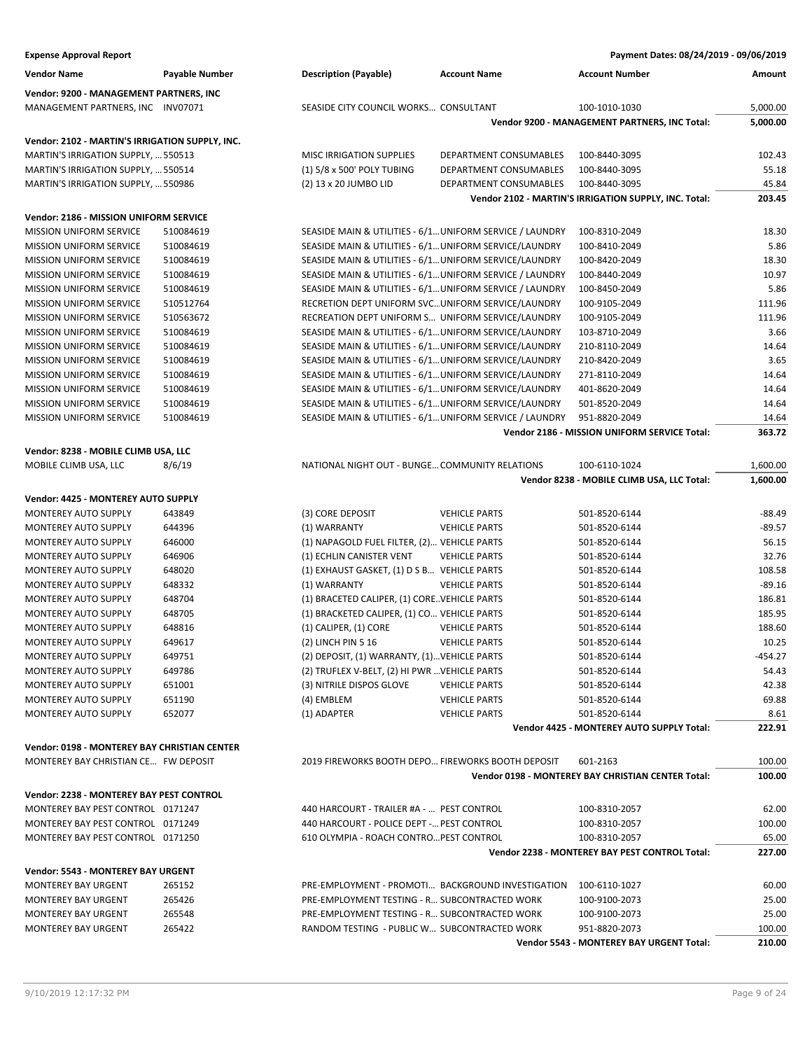**Expense Approval Report** — Payment Dates: 08/24/2019 - 09/06/2019

| Vendor Name | Payable Number | Description (Payable) | Account Name | Account Number | Amount |
|---|---|---|---|---|---|
| **Vendor: 9200 - MANAGEMENT PARTNERS, INC** | | | | | |
| MANAGEMENT PARTNERS, INC | INV07071 | SEASIDE CITY COUNCIL WORKS... | CONSULTANT | 100-1010-1030 | 5,000.00 |
| | | | | **Vendor 9200 - MANAGEMENT PARTNERS, INC Total:** | **5,000.00** |
| **Vendor: 2102 - MARTIN'S IRRIGATION SUPPLY, INC.** | | | | | |
| MARTIN'S IRRIGATION SUPPLY, ... | 550513 | MISC IRRIGATION SUPPLIES | DEPARTMENT CONSUMABLES | 100-8440-3095 | 102.43 |
| MARTIN'S IRRIGATION SUPPLY, ... | 550514 | (1) 5/8 x 500' POLY TUBING | DEPARTMENT CONSUMABLES | 100-8440-3095 | 55.18 |
| MARTIN'S IRRIGATION SUPPLY, ... | 550986 | (2) 13 x 20 JUMBO LID | DEPARTMENT CONSUMABLES | 100-8440-3095 | 45.84 |
| | | | | **Vendor 2102 - MARTIN'S IRRIGATION SUPPLY, INC. Total:** | **203.45** |
| **Vendor: 2186 - MISSION UNIFORM SERVICE** | | | | | |
| MISSION UNIFORM SERVICE | 510084619 | SEASIDE MAIN & UTILITIES - 6/1... | UNIFORM SERVICE / LAUNDRY | 100-8310-2049 | 18.30 |
| MISSION UNIFORM SERVICE | 510084619 | SEASIDE MAIN & UTILITIES - 6/1... | UNIFORM SERVICE/LAUNDRY | 100-8410-2049 | 5.86 |
| MISSION UNIFORM SERVICE | 510084619 | SEASIDE MAIN & UTILITIES - 6/1... | UNIFORM SERVICE/LAUNDRY | 100-8420-2049 | 18.30 |
| MISSION UNIFORM SERVICE | 510084619 | SEASIDE MAIN & UTILITIES - 6/1... | UNIFORM SERVICE / LAUNDRY | 100-8440-2049 | 10.97 |
| MISSION UNIFORM SERVICE | 510084619 | SEASIDE MAIN & UTILITIES - 6/1... | UNIFORM SERVICE / LAUNDRY | 100-8450-2049 | 5.86 |
| MISSION UNIFORM SERVICE | 510512764 | RECRETION DEPT UNIFORM SVC... | UNIFORM SERVICE/LAUNDRY | 100-9105-2049 | 111.96 |
| MISSION UNIFORM SERVICE | 510563672 | RECREATION DEPT UNIFORM S... | UNIFORM SERVICE/LAUNDRY | 100-9105-2049 | 111.96 |
| MISSION UNIFORM SERVICE | 510084619 | SEASIDE MAIN & UTILITIES - 6/1... | UNIFORM SERVICE/LAUNDRY | 103-8710-2049 | 3.66 |
| MISSION UNIFORM SERVICE | 510084619 | SEASIDE MAIN & UTILITIES - 6/1... | UNIFORM SERVICE/LAUNDRY | 210-8110-2049 | 14.64 |
| MISSION UNIFORM SERVICE | 510084619 | SEASIDE MAIN & UTILITIES - 6/1... | UNIFORM SERVICE/LAUNDRY | 210-8420-2049 | 3.65 |
| MISSION UNIFORM SERVICE | 510084619 | SEASIDE MAIN & UTILITIES - 6/1... | UNIFORM SERVICE/LAUNDRY | 271-8110-2049 | 14.64 |
| MISSION UNIFORM SERVICE | 510084619 | SEASIDE MAIN & UTILITIES - 6/1... | UNIFORM SERVICE/LAUNDRY | 401-8620-2049 | 14.64 |
| MISSION UNIFORM SERVICE | 510084619 | SEASIDE MAIN & UTILITIES - 6/1... | UNIFORM SERVICE/LAUNDRY | 501-8520-2049 | 14.64 |
| MISSION UNIFORM SERVICE | 510084619 | SEASIDE MAIN & UTILITIES - 6/1... | UNIFORM SERVICE / LAUNDRY | 951-8820-2049 | 14.64 |
| | | | | **Vendor 2186 - MISSION UNIFORM SERVICE Total:** | **363.72** |
| **Vendor: 8238 - MOBILE CLIMB USA, LLC** | | | | | |
| MOBILE CLIMB USA, LLC | 8/6/19 | NATIONAL NIGHT OUT - BUNGE... | COMMUNITY RELATIONS | 100-6110-1024 | 1,600.00 |
| | | | | **Vendor 8238 - MOBILE CLIMB USA, LLC Total:** | **1,600.00** |
| **Vendor: 4425 - MONTEREY AUTO SUPPLY** | | | | | |
| MONTEREY AUTO SUPPLY | 643849 | (3) CORE DEPOSIT | VEHICLE PARTS | 501-8520-6144 | -88.49 |
| MONTEREY AUTO SUPPLY | 644396 | (1) WARRANTY | VEHICLE PARTS | 501-8520-6144 | -89.57 |
| MONTEREY AUTO SUPPLY | 646000 | (1) NAPAGOLD FUEL FILTER, (2)... | VEHICLE PARTS | 501-8520-6144 | 56.15 |
| MONTEREY AUTO SUPPLY | 646906 | (1) ECHLIN CANISTER VENT | VEHICLE PARTS | 501-8520-6144 | 32.76 |
| MONTEREY AUTO SUPPLY | 648020 | (1) EXHAUST GASKET, (1) D S B... | VEHICLE PARTS | 501-8520-6144 | 108.58 |
| MONTEREY AUTO SUPPLY | 648332 | (1) WARRANTY | VEHICLE PARTS | 501-8520-6144 | -89.16 |
| MONTEREY AUTO SUPPLY | 648704 | (1) BRACETED CALIPER, (1) CORE... | VEHICLE PARTS | 501-8520-6144 | 186.81 |
| MONTEREY AUTO SUPPLY | 648705 | (1) BRACKETED CALIPER, (1) CO... | VEHICLE PARTS | 501-8520-6144 | 185.95 |
| MONTEREY AUTO SUPPLY | 648816 | (1) CALIPER, (1) CORE | VEHICLE PARTS | 501-8520-6144 | 188.60 |
| MONTEREY AUTO SUPPLY | 649617 | (2) LINCH PIN 5 16 | VEHICLE PARTS | 501-8520-6144 | 10.25 |
| MONTEREY AUTO SUPPLY | 649751 | (2) DEPOSIT, (1) WARRANTY, (1)... | VEHICLE PARTS | 501-8520-6144 | -454.27 |
| MONTEREY AUTO SUPPLY | 649786 | (2) TRUFLEX V-BELT, (2) HI PWR ... | VEHICLE PARTS | 501-8520-6144 | 54.43 |
| MONTEREY AUTO SUPPLY | 651001 | (3) NITRILE DISPOS GLOVE | VEHICLE PARTS | 501-8520-6144 | 42.38 |
| MONTEREY AUTO SUPPLY | 651190 | (4) EMBLEM | VEHICLE PARTS | 501-8520-6144 | 69.88 |
| MONTEREY AUTO SUPPLY | 652077 | (1) ADAPTER | VEHICLE PARTS | 501-8520-6144 | 8.61 |
| | | | | **Vendor 4425 - MONTEREY AUTO SUPPLY Total:** | **222.91** |
| **Vendor: 0198 - MONTEREY BAY CHRISTIAN CENTER** | | | | | |
| MONTEREY BAY CHRISTIAN CE... | FW DEPOSIT | 2019 FIREWORKS BOOTH DEPO... | FIREWORKS BOOTH DEPOSIT | 601-2163 | 100.00 |
| | | | | **Vendor 0198 - MONTEREY BAY CHRISTIAN CENTER Total:** | **100.00** |
| **Vendor: 2238 - MONTEREY BAY PEST CONTROL** | | | | | |
| MONTEREY BAY PEST CONTROL | 0171247 | 440 HARCOURT - TRAILER #A - ... | PEST CONTROL | 100-8310-2057 | 62.00 |
| MONTEREY BAY PEST CONTROL | 0171249 | 440 HARCOURT - POLICE DEPT -... | PEST CONTROL | 100-8310-2057 | 100.00 |
| MONTEREY BAY PEST CONTROL | 0171250 | 610 OLYMPIA - ROACH CONTRO... | PEST CONTROL | 100-8310-2057 | 65.00 |
| | | | | **Vendor 2238 - MONTEREY BAY PEST CONTROL Total:** | **227.00** |
| **Vendor: 5543 - MONTEREY BAY URGENT** | | | | | |
| MONTEREY BAY URGENT | 265152 | PRE-EMPLOYMENT - PROMOTI... | BACKGROUND INVESTIGATION | 100-6110-1027 | 60.00 |
| MONTEREY BAY URGENT | 265426 | PRE-EMPLOYMENT TESTING - R... | SUBCONTRACTED WORK | 100-9100-2073 | 25.00 |
| MONTEREY BAY URGENT | 265548 | PRE-EMPLOYMENT TESTING - R... | SUBCONTRACTED WORK | 100-9100-2073 | 25.00 |
| MONTEREY BAY URGENT | 265422 | RANDOM TESTING - PUBLIC W... | SUBCONTRACTED WORK | 951-8820-2073 | 100.00 |
| | | | | **Vendor 5543 - MONTEREY BAY URGENT Total:** | **210.00** |

9/10/2019 12:17:32 PM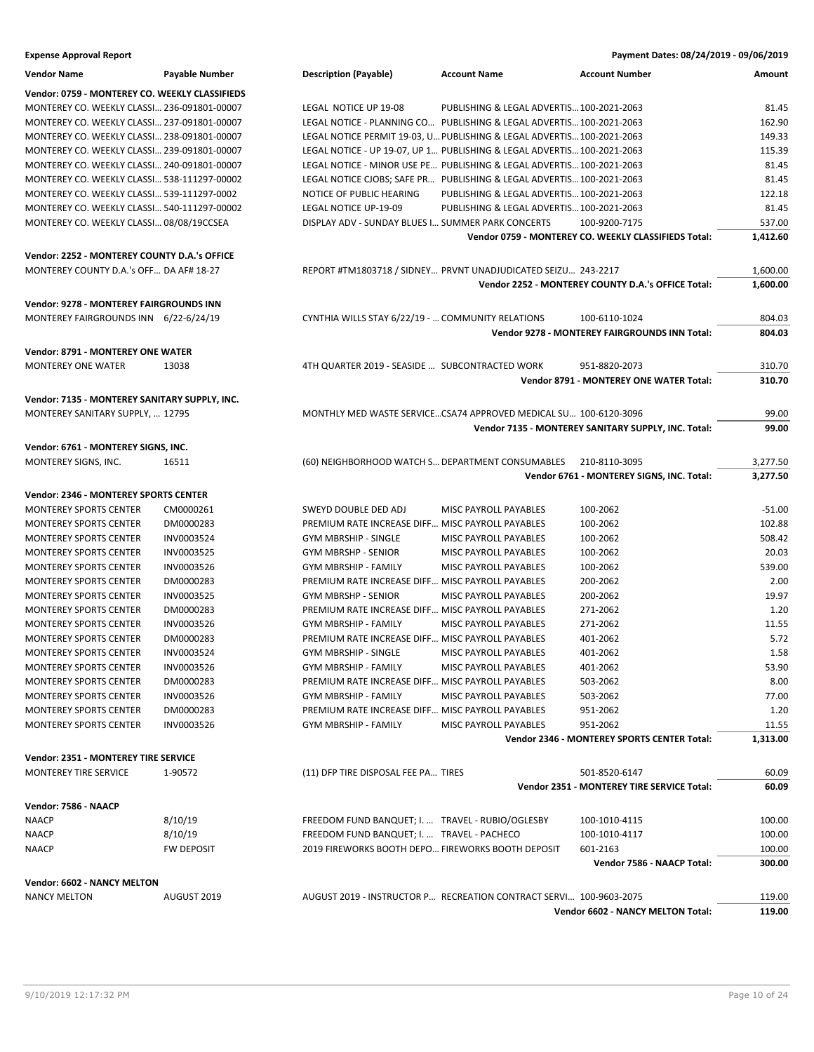**Expense Approval Report** — Payment Dates: 08/24/2019 - 09/06/2019

| Vendor Name | Payable Number | Description (Payable) | Account Name | Account Number | Amount |
|---|---|---|---|---|---|
| **Vendor: 0759 - MONTEREY CO. WEEKLY CLASSIFIEDS** | | | | | |
| MONTEREY CO. WEEKLY CLASSI… | 236-091801-00007 | LEGAL NOTICE UP 19-08 | PUBLISHING & LEGAL ADVERTIS… | 100-2021-2063 | 81.45 |
| MONTEREY CO. WEEKLY CLASSI… | 237-091801-00007 | LEGAL NOTICE - PLANNING CO… | PUBLISHING & LEGAL ADVERTIS… | 100-2021-2063 | 162.90 |
| MONTEREY CO. WEEKLY CLASSI… | 238-091801-00007 | LEGAL NOTICE PERMIT 19-03, U… | PUBLISHING & LEGAL ADVERTIS… | 100-2021-2063 | 149.33 |
| MONTEREY CO. WEEKLY CLASSI… | 239-091801-00007 | LEGAL NOTICE - UP 19-07, UP 1… | PUBLISHING & LEGAL ADVERTIS… | 100-2021-2063 | 115.39 |
| MONTEREY CO. WEEKLY CLASSI… | 240-091801-00007 | LEGAL NOTICE - MINOR USE PE… | PUBLISHING & LEGAL ADVERTIS… | 100-2021-2063 | 81.45 |
| MONTEREY CO. WEEKLY CLASSI… | 538-111297-00002 | LEGAL NOTICE CJOBS; SAFE PR… | PUBLISHING & LEGAL ADVERTIS… | 100-2021-2063 | 81.45 |
| MONTEREY CO. WEEKLY CLASSI… | 539-111297-0002 | NOTICE OF PUBLIC HEARING | PUBLISHING & LEGAL ADVERTIS… | 100-2021-2063 | 122.18 |
| MONTEREY CO. WEEKLY CLASSI… | 540-111297-00002 | LEGAL NOTICE UP-19-09 | PUBLISHING & LEGAL ADVERTIS… | 100-2021-2063 | 81.45 |
| MONTEREY CO. WEEKLY CLASSI… | 08/08/19CCSEA | DISPLAY ADV - SUNDAY BLUES I… | SUMMER PARK CONCERTS | 100-9200-7175 | 537.00 |
| | | | | **Vendor 0759 - MONTEREY CO. WEEKLY CLASSIFIEDS Total:** | **1,412.60** |
| **Vendor: 2252 - MONTEREY COUNTY D.A.'s OFFICE** | | | | | |
| MONTEREY COUNTY D.A.'s OFF… | DA AF# 18-27 | REPORT #TM1803718 / SIDNEY… | PRVNT UNADJUDICATED SEIZU… | 243-2217 | 1,600.00 |
| | | | | **Vendor 2252 - MONTEREY COUNTY D.A.'s OFFICE Total:** | **1,600.00** |
| **Vendor: 9278 - MONTEREY FAIRGROUNDS INN** | | | | | |
| MONTEREY FAIRGROUNDS INN | 6/22-6/24/19 | CYNTHIA WILLS STAY 6/22/19 - … | COMMUNITY RELATIONS | 100-6110-1024 | 804.03 |
| | | | | **Vendor 9278 - MONTEREY FAIRGROUNDS INN Total:** | **804.03** |
| **Vendor: 8791 - MONTEREY ONE WATER** | | | | | |
| MONTEREY ONE WATER | 13038 | 4TH QUARTER 2019 - SEASIDE … | SUBCONTRACTED WORK | 951-8820-2073 | 310.70 |
| | | | | **Vendor 8791 - MONTEREY ONE WATER Total:** | **310.70** |
| **Vendor: 7135 - MONTEREY SANITARY SUPPLY, INC.** | | | | | |
| MONTEREY SANITARY SUPPLY, … | 12795 | MONTHLY MED WASTE SERVICE… | CSA74 APPROVED MEDICAL SU… | 100-6120-3096 | 99.00 |
| | | | | **Vendor 7135 - MONTEREY SANITARY SUPPLY, INC. Total:** | **99.00** |
| **Vendor: 6761 - MONTEREY SIGNS, INC.** | | | | | |
| MONTEREY SIGNS, INC. | 16511 | (60) NEIGHBORHOOD WATCH S… | DEPARTMENT CONSUMABLES | 210-8110-3095 | 3,277.50 |
| | | | | **Vendor 6761 - MONTEREY SIGNS, INC. Total:** | **3,277.50** |
| **Vendor: 2346 - MONTEREY SPORTS CENTER** | | | | | |
| MONTEREY SPORTS CENTER | CM0000261 | SWEYD DOUBLE DED ADJ | MISC PAYROLL PAYABLES | 100-2062 | -51.00 |
| MONTEREY SPORTS CENTER | DM0000283 | PREMIUM RATE INCREASE DIFF… | MISC PAYROLL PAYABLES | 100-2062 | 102.88 |
| MONTEREY SPORTS CENTER | INV0003524 | GYM MBRSHIP - SINGLE | MISC PAYROLL PAYABLES | 100-2062 | 508.42 |
| MONTEREY SPORTS CENTER | INV0003525 | GYM MBRSHP - SENIOR | MISC PAYROLL PAYABLES | 100-2062 | 20.03 |
| MONTEREY SPORTS CENTER | INV0003526 | GYM MBRSHIP - FAMILY | MISC PAYROLL PAYABLES | 100-2062 | 539.00 |
| MONTEREY SPORTS CENTER | DM0000283 | PREMIUM RATE INCREASE DIFF… | MISC PAYROLL PAYABLES | 200-2062 | 2.00 |
| MONTEREY SPORTS CENTER | INV0003525 | GYM MBRSHP - SENIOR | MISC PAYROLL PAYABLES | 200-2062 | 19.97 |
| MONTEREY SPORTS CENTER | DM0000283 | PREMIUM RATE INCREASE DIFF… | MISC PAYROLL PAYABLES | 271-2062 | 1.20 |
| MONTEREY SPORTS CENTER | INV0003526 | GYM MBRSHIP - FAMILY | MISC PAYROLL PAYABLES | 271-2062 | 11.55 |
| MONTEREY SPORTS CENTER | DM0000283 | PREMIUM RATE INCREASE DIFF… | MISC PAYROLL PAYABLES | 401-2062 | 5.72 |
| MONTEREY SPORTS CENTER | INV0003524 | GYM MBRSHIP - SINGLE | MISC PAYROLL PAYABLES | 401-2062 | 1.58 |
| MONTEREY SPORTS CENTER | INV0003526 | GYM MBRSHIP - FAMILY | MISC PAYROLL PAYABLES | 401-2062 | 53.90 |
| MONTEREY SPORTS CENTER | DM0000283 | PREMIUM RATE INCREASE DIFF… | MISC PAYROLL PAYABLES | 503-2062 | 8.00 |
| MONTEREY SPORTS CENTER | INV0003526 | GYM MBRSHIP - FAMILY | MISC PAYROLL PAYABLES | 503-2062 | 77.00 |
| MONTEREY SPORTS CENTER | DM0000283 | PREMIUM RATE INCREASE DIFF… | MISC PAYROLL PAYABLES | 951-2062 | 1.20 |
| MONTEREY SPORTS CENTER | INV0003526 | GYM MBRSHIP - FAMILY | MISC PAYROLL PAYABLES | 951-2062 | 11.55 |
| | | | | **Vendor 2346 - MONTEREY SPORTS CENTER Total:** | **1,313.00** |
| **Vendor: 2351 - MONTEREY TIRE SERVICE** | | | | | |
| MONTEREY TIRE SERVICE | 1-90572 | (11) DFP TIRE DISPOSAL FEE PA… | TIRES | 501-8520-6147 | 60.09 |
| | | | | **Vendor 2351 - MONTEREY TIRE SERVICE Total:** | **60.09** |
| **Vendor: 7586 - NAACP** | | | | | |
| NAACP | 8/10/19 | FREEDOM FUND BANQUET; I. … | TRAVEL - RUBIO/OGLESBY | 100-1010-4115 | 100.00 |
| NAACP | 8/10/19 | FREEDOM FUND BANQUET; I. … | TRAVEL - PACHECO | 100-1010-4117 | 100.00 |
| NAACP | FW DEPOSIT | 2019 FIREWORKS BOOTH DEPO… | FIREWORKS BOOTH DEPOSIT | 601-2163 | 100.00 |
| | | | | **Vendor 7586 - NAACP Total:** | **300.00** |
| **Vendor: 6602 - NANCY MELTON** | | | | | |
| NANCY MELTON | AUGUST 2019 | AUGUST 2019 - INSTRUCTOR P… | RECREATION CONTRACT SERVI… | 100-9603-2075 | 119.00 |
| | | | | **Vendor 6602 - NANCY MELTON Total:** | **119.00** |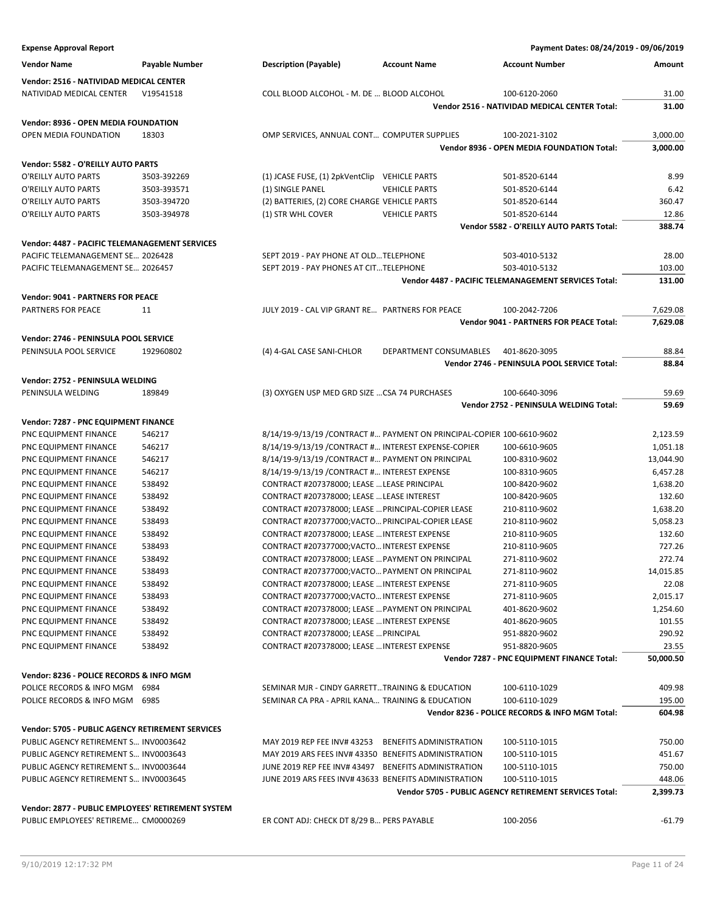**Expense Approval Report** — Payment Dates: 08/24/2019 - 09/06/2019

| Vendor Name | Payable Number | Description (Payable) | Account Name | Account Number | Amount |
|---|---|---|---|---|---|
| **Vendor: 2516 - NATIVIDAD MEDICAL CENTER** | | | | | |
| NATIVIDAD MEDICAL CENTER | V19541518 | COLL BLOOD ALCOHOL - M. DE ... | BLOOD ALCOHOL | 100-6120-2060 | 31.00 |
| | | | | **Vendor 2516 - NATIVIDAD MEDICAL CENTER Total:** | **31.00** |
| **Vendor: 8936 - OPEN MEDIA FOUNDATION** | | | | | |
| OPEN MEDIA FOUNDATION | 18303 | OMP SERVICES, ANNUAL CONT... | COMPUTER SUPPLIES | 100-2021-3102 | 3,000.00 |
| | | | | **Vendor 8936 - OPEN MEDIA FOUNDATION Total:** | **3,000.00** |
| **Vendor: 5582 - O'REILLY AUTO PARTS** | | | | | |
| O'REILLY AUTO PARTS | 3503-392269 | (1) JCASE FUSE, (1) 2pkVentClip | VEHICLE PARTS | 501-8520-6144 | 8.99 |
| O'REILLY AUTO PARTS | 3503-393571 | (1) SINGLE PANEL | VEHICLE PARTS | 501-8520-6144 | 6.42 |
| O'REILLY AUTO PARTS | 3503-394720 | (2) BATTERIES, (2) CORE CHARGE | VEHICLE PARTS | 501-8520-6144 | 360.47 |
| O'REILLY AUTO PARTS | 3503-394978 | (1) STR WHL COVER | VEHICLE PARTS | 501-8520-6144 | 12.86 |
| | | | | **Vendor 5582 - O'REILLY AUTO PARTS Total:** | **388.74** |
| **Vendor: 4487 - PACIFIC TELEMANAGEMENT SERVICES** | | | | | |
| PACIFIC TELEMANAGEMENT SE... | 2026428 | SEPT 2019 - PAY PHONE AT OLD... | TELEPHONE | 503-4010-5132 | 28.00 |
| PACIFIC TELEMANAGEMENT SE... | 2026457 | SEPT 2019 - PAY PHONES AT CIT... | TELEPHONE | 503-4010-5132 | 103.00 |
| | | | | **Vendor 4487 - PACIFIC TELEMANAGEMENT SERVICES Total:** | **131.00** |
| **Vendor: 9041 - PARTNERS FOR PEACE** | | | | | |
| PARTNERS FOR PEACE | 11 | JULY 2019 - CAL VIP GRANT RE... | PARTNERS FOR PEACE | 100-2042-7206 | 7,629.08 |
| | | | | **Vendor 9041 - PARTNERS FOR PEACE Total:** | **7,629.08** |
| **Vendor: 2746 - PENINSULA POOL SERVICE** | | | | | |
| PENINSULA POOL SERVICE | 192960802 | (4) 4-GAL CASE SANI-CHLOR | DEPARTMENT CONSUMABLES | 401-8620-3095 | 88.84 |
| | | | | **Vendor 2746 - PENINSULA POOL SERVICE Total:** | **88.84** |
| **Vendor: 2752 - PENINSULA WELDING** | | | | | |
| PENINSULA WELDING | 189849 | (3) OXYGEN USP MED GRD SIZE ... | CSA 74 PURCHASES | 100-6640-3096 | 59.69 |
| | | | | **Vendor 2752 - PENINSULA WELDING Total:** | **59.69** |
| **Vendor: 7287 - PNC EQUIPMENT FINANCE** | | | | | |
| PNC EQUIPMENT FINANCE | 546217 | 8/14/19-9/13/19 /CONTRACT #... | PAYMENT ON PRINCIPAL-COPIER | 100-6610-9602 | 2,123.59 |
| PNC EQUIPMENT FINANCE | 546217 | 8/14/19-9/13/19 /CONTRACT #... | INTEREST EXPENSE-COPIER | 100-6610-9605 | 1,051.18 |
| PNC EQUIPMENT FINANCE | 546217 | 8/14/19-9/13/19 /CONTRACT #... | PAYMENT ON PRINCIPAL | 100-8310-9602 | 13,044.90 |
| PNC EQUIPMENT FINANCE | 546217 | 8/14/19-9/13/19 /CONTRACT #... | INTEREST EXPENSE | 100-8310-9605 | 6,457.28 |
| PNC EQUIPMENT FINANCE | 538492 | CONTRACT #207378000; LEASE ... | LEASE PRINCIPAL | 100-8420-9602 | 1,638.20 |
| PNC EQUIPMENT FINANCE | 538492 | CONTRACT #207378000; LEASE ... | LEASE INTEREST | 100-8420-9605 | 132.60 |
| PNC EQUIPMENT FINANCE | 538492 | CONTRACT #207378000; LEASE ... | PRINCIPAL-COPIER LEASE | 210-8110-9602 | 1,638.20 |
| PNC EQUIPMENT FINANCE | 538493 | CONTRACT #207377000;VACTO... | PRINCIPAL-COPIER LEASE | 210-8110-9602 | 5,058.23 |
| PNC EQUIPMENT FINANCE | 538492 | CONTRACT #207378000; LEASE ... | INTEREST EXPENSE | 210-8110-9605 | 132.60 |
| PNC EQUIPMENT FINANCE | 538493 | CONTRACT #207377000;VACTO... | INTEREST EXPENSE | 210-8110-9605 | 727.26 |
| PNC EQUIPMENT FINANCE | 538492 | CONTRACT #207378000; LEASE ... | PAYMENT ON PRINCIPAL | 271-8110-9602 | 272.74 |
| PNC EQUIPMENT FINANCE | 538493 | CONTRACT #207377000;VACTO... | PAYMENT ON PRINCIPAL | 271-8110-9602 | 14,015.85 |
| PNC EQUIPMENT FINANCE | 538492 | CONTRACT #207378000; LEASE ... | INTEREST EXPENSE | 271-8110-9605 | 22.08 |
| PNC EQUIPMENT FINANCE | 538493 | CONTRACT #207377000;VACTO... | INTEREST EXPENSE | 271-8110-9605 | 2,015.17 |
| PNC EQUIPMENT FINANCE | 538492 | CONTRACT #207378000; LEASE ... | PAYMENT ON PRINCIPAL | 401-8620-9602 | 1,254.60 |
| PNC EQUIPMENT FINANCE | 538492 | CONTRACT #207378000; LEASE ... | INTEREST EXPENSE | 401-8620-9605 | 101.55 |
| PNC EQUIPMENT FINANCE | 538492 | CONTRACT #207378000; LEASE ... | PRINCIPAL | 951-8820-9602 | 290.92 |
| PNC EQUIPMENT FINANCE | 538492 | CONTRACT #207378000; LEASE ... | INTEREST EXPENSE | 951-8820-9605 | 23.55 |
| | | | | **Vendor 7287 - PNC EQUIPMENT FINANCE Total:** | **50,000.50** |
| **Vendor: 8236 - POLICE RECORDS & INFO MGM** | | | | | |
| POLICE RECORDS & INFO MGM | 6984 | SEMINAR MJR - CINDY GARRETT... | TRAINING & EDUCATION | 100-6110-1029 | 409.98 |
| POLICE RECORDS & INFO MGM | 6985 | SEMINAR CA PRA - APRIL KANA... | TRAINING & EDUCATION | 100-6110-1029 | 195.00 |
| | | | | **Vendor 8236 - POLICE RECORDS & INFO MGM Total:** | **604.98** |
| **Vendor: 5705 - PUBLIC AGENCY RETIREMENT SERVICES** | | | | | |
| PUBLIC AGENCY RETIREMENT S... | INV0003642 | MAY 2019 REP FEE INV# 43253 | BENEFITS ADMINISTRATION | 100-5110-1015 | 750.00 |
| PUBLIC AGENCY RETIREMENT S... | INV0003643 | MAY 2019 ARS FEES INV# 43350 | BENEFITS ADMINISTRATION | 100-5110-1015 | 451.67 |
| PUBLIC AGENCY RETIREMENT S... | INV0003644 | JUNE 2019 REP FEE INV# 43497 | BENEFITS ADMINISTRATION | 100-5110-1015 | 750.00 |
| PUBLIC AGENCY RETIREMENT S... | INV0003645 | JUNE 2019 ARS FEES INV# 43633 | BENEFITS ADMINISTRATION | 100-5110-1015 | 448.06 |
| | | | | **Vendor 5705 - PUBLIC AGENCY RETIREMENT SERVICES Total:** | **2,399.73** |
| **Vendor: 2877 - PUBLIC EMPLOYEES' RETIREMENT SYSTEM** | | | | | |
| PUBLIC EMPLOYEES' RETIREME... | CM0000269 | ER CONT ADJ: CHECK DT 8/29 B... | PERS PAYABLE | 100-2056 | -61.79 |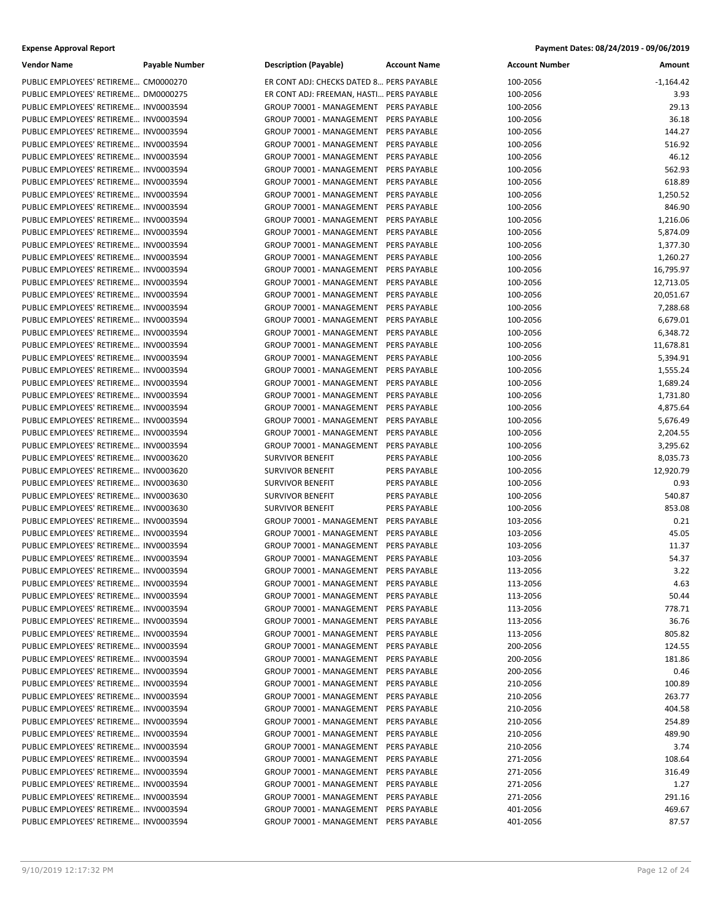**Expense Approval Report** | **Payment Dates: 08/24/2019 - 09/06/2019**

| Vendor Name | Payable Number | Description (Payable) | Account Name | Account Number | Amount |
|---|---|---|---|---|---|
| PUBLIC EMPLOYEES' RETIREME… | CM0000270 | ER CONT ADJ: CHECKS DATED 8… | PERS PAYABLE | 100-2056 | -1,164.42 |
| PUBLIC EMPLOYEES' RETIREME… | DM0000275 | ER CONT ADJ: FREEMAN, HASTI… | PERS PAYABLE | 100-2056 | 3.93 |
| PUBLIC EMPLOYEES' RETIREME… | INV0003594 | GROUP 70001 - MANAGEMENT | PERS PAYABLE | 100-2056 | 29.13 |
| PUBLIC EMPLOYEES' RETIREME… | INV0003594 | GROUP 70001 - MANAGEMENT | PERS PAYABLE | 100-2056 | 36.18 |
| PUBLIC EMPLOYEES' RETIREME… | INV0003594 | GROUP 70001 - MANAGEMENT | PERS PAYABLE | 100-2056 | 144.27 |
| PUBLIC EMPLOYEES' RETIREME… | INV0003594 | GROUP 70001 - MANAGEMENT | PERS PAYABLE | 100-2056 | 516.92 |
| PUBLIC EMPLOYEES' RETIREME… | INV0003594 | GROUP 70001 - MANAGEMENT | PERS PAYABLE | 100-2056 | 46.12 |
| PUBLIC EMPLOYEES' RETIREME… | INV0003594 | GROUP 70001 - MANAGEMENT | PERS PAYABLE | 100-2056 | 562.93 |
| PUBLIC EMPLOYEES' RETIREME… | INV0003594 | GROUP 70001 - MANAGEMENT | PERS PAYABLE | 100-2056 | 618.89 |
| PUBLIC EMPLOYEES' RETIREME… | INV0003594 | GROUP 70001 - MANAGEMENT | PERS PAYABLE | 100-2056 | 1,250.52 |
| PUBLIC EMPLOYEES' RETIREME… | INV0003594 | GROUP 70001 - MANAGEMENT | PERS PAYABLE | 100-2056 | 846.90 |
| PUBLIC EMPLOYEES' RETIREME… | INV0003594 | GROUP 70001 - MANAGEMENT | PERS PAYABLE | 100-2056 | 1,216.06 |
| PUBLIC EMPLOYEES' RETIREME… | INV0003594 | GROUP 70001 - MANAGEMENT | PERS PAYABLE | 100-2056 | 5,874.09 |
| PUBLIC EMPLOYEES' RETIREME… | INV0003594 | GROUP 70001 - MANAGEMENT | PERS PAYABLE | 100-2056 | 1,377.30 |
| PUBLIC EMPLOYEES' RETIREME… | INV0003594 | GROUP 70001 - MANAGEMENT | PERS PAYABLE | 100-2056 | 1,260.27 |
| PUBLIC EMPLOYEES' RETIREME… | INV0003594 | GROUP 70001 - MANAGEMENT | PERS PAYABLE | 100-2056 | 16,795.97 |
| PUBLIC EMPLOYEES' RETIREME… | INV0003594 | GROUP 70001 - MANAGEMENT | PERS PAYABLE | 100-2056 | 12,713.05 |
| PUBLIC EMPLOYEES' RETIREME… | INV0003594 | GROUP 70001 - MANAGEMENT | PERS PAYABLE | 100-2056 | 20,051.67 |
| PUBLIC EMPLOYEES' RETIREME… | INV0003594 | GROUP 70001 - MANAGEMENT | PERS PAYABLE | 100-2056 | 7,288.68 |
| PUBLIC EMPLOYEES' RETIREME… | INV0003594 | GROUP 70001 - MANAGEMENT | PERS PAYABLE | 100-2056 | 6,679.01 |
| PUBLIC EMPLOYEES' RETIREME… | INV0003594 | GROUP 70001 - MANAGEMENT | PERS PAYABLE | 100-2056 | 6,348.72 |
| PUBLIC EMPLOYEES' RETIREME… | INV0003594 | GROUP 70001 - MANAGEMENT | PERS PAYABLE | 100-2056 | 11,678.81 |
| PUBLIC EMPLOYEES' RETIREME… | INV0003594 | GROUP 70001 - MANAGEMENT | PERS PAYABLE | 100-2056 | 5,394.91 |
| PUBLIC EMPLOYEES' RETIREME… | INV0003594 | GROUP 70001 - MANAGEMENT | PERS PAYABLE | 100-2056 | 1,555.24 |
| PUBLIC EMPLOYEES' RETIREME… | INV0003594 | GROUP 70001 - MANAGEMENT | PERS PAYABLE | 100-2056 | 1,689.24 |
| PUBLIC EMPLOYEES' RETIREME… | INV0003594 | GROUP 70001 - MANAGEMENT | PERS PAYABLE | 100-2056 | 1,731.80 |
| PUBLIC EMPLOYEES' RETIREME… | INV0003594 | GROUP 70001 - MANAGEMENT | PERS PAYABLE | 100-2056 | 4,875.64 |
| PUBLIC EMPLOYEES' RETIREME… | INV0003594 | GROUP 70001 - MANAGEMENT | PERS PAYABLE | 100-2056 | 5,676.49 |
| PUBLIC EMPLOYEES' RETIREME… | INV0003594 | GROUP 70001 - MANAGEMENT | PERS PAYABLE | 100-2056 | 2,204.55 |
| PUBLIC EMPLOYEES' RETIREME… | INV0003594 | GROUP 70001 - MANAGEMENT | PERS PAYABLE | 100-2056 | 3,295.62 |
| PUBLIC EMPLOYEES' RETIREME… | INV0003620 | SURVIVOR BENEFIT | PERS PAYABLE | 100-2056 | 8,035.73 |
| PUBLIC EMPLOYEES' RETIREME… | INV0003620 | SURVIVOR BENEFIT | PERS PAYABLE | 100-2056 | 12,920.79 |
| PUBLIC EMPLOYEES' RETIREME… | INV0003630 | SURVIVOR BENEFIT | PERS PAYABLE | 100-2056 | 0.93 |
| PUBLIC EMPLOYEES' RETIREME… | INV0003630 | SURVIVOR BENEFIT | PERS PAYABLE | 100-2056 | 540.87 |
| PUBLIC EMPLOYEES' RETIREME… | INV0003630 | SURVIVOR BENEFIT | PERS PAYABLE | 100-2056 | 853.08 |
| PUBLIC EMPLOYEES' RETIREME… | INV0003594 | GROUP 70001 - MANAGEMENT | PERS PAYABLE | 103-2056 | 0.21 |
| PUBLIC EMPLOYEES' RETIREME… | INV0003594 | GROUP 70001 - MANAGEMENT | PERS PAYABLE | 103-2056 | 45.05 |
| PUBLIC EMPLOYEES' RETIREME… | INV0003594 | GROUP 70001 - MANAGEMENT | PERS PAYABLE | 103-2056 | 11.37 |
| PUBLIC EMPLOYEES' RETIREME… | INV0003594 | GROUP 70001 - MANAGEMENT | PERS PAYABLE | 103-2056 | 54.37 |
| PUBLIC EMPLOYEES' RETIREME… | INV0003594 | GROUP 70001 - MANAGEMENT | PERS PAYABLE | 113-2056 | 3.22 |
| PUBLIC EMPLOYEES' RETIREME… | INV0003594 | GROUP 70001 - MANAGEMENT | PERS PAYABLE | 113-2056 | 4.63 |
| PUBLIC EMPLOYEES' RETIREME… | INV0003594 | GROUP 70001 - MANAGEMENT | PERS PAYABLE | 113-2056 | 50.44 |
| PUBLIC EMPLOYEES' RETIREME… | INV0003594 | GROUP 70001 - MANAGEMENT | PERS PAYABLE | 113-2056 | 778.71 |
| PUBLIC EMPLOYEES' RETIREME… | INV0003594 | GROUP 70001 - MANAGEMENT | PERS PAYABLE | 113-2056 | 36.76 |
| PUBLIC EMPLOYEES' RETIREME… | INV0003594 | GROUP 70001 - MANAGEMENT | PERS PAYABLE | 113-2056 | 805.82 |
| PUBLIC EMPLOYEES' RETIREME… | INV0003594 | GROUP 70001 - MANAGEMENT | PERS PAYABLE | 200-2056 | 124.55 |
| PUBLIC EMPLOYEES' RETIREME… | INV0003594 | GROUP 70001 - MANAGEMENT | PERS PAYABLE | 200-2056 | 181.86 |
| PUBLIC EMPLOYEES' RETIREME… | INV0003594 | GROUP 70001 - MANAGEMENT | PERS PAYABLE | 200-2056 | 0.46 |
| PUBLIC EMPLOYEES' RETIREME… | INV0003594 | GROUP 70001 - MANAGEMENT | PERS PAYABLE | 210-2056 | 100.89 |
| PUBLIC EMPLOYEES' RETIREME… | INV0003594 | GROUP 70001 - MANAGEMENT | PERS PAYABLE | 210-2056 | 263.77 |
| PUBLIC EMPLOYEES' RETIREME… | INV0003594 | GROUP 70001 - MANAGEMENT | PERS PAYABLE | 210-2056 | 404.58 |
| PUBLIC EMPLOYEES' RETIREME… | INV0003594 | GROUP 70001 - MANAGEMENT | PERS PAYABLE | 210-2056 | 254.89 |
| PUBLIC EMPLOYEES' RETIREME… | INV0003594 | GROUP 70001 - MANAGEMENT | PERS PAYABLE | 210-2056 | 489.90 |
| PUBLIC EMPLOYEES' RETIREME… | INV0003594 | GROUP 70001 - MANAGEMENT | PERS PAYABLE | 210-2056 | 3.74 |
| PUBLIC EMPLOYEES' RETIREME… | INV0003594 | GROUP 70001 - MANAGEMENT | PERS PAYABLE | 271-2056 | 108.64 |
| PUBLIC EMPLOYEES' RETIREME… | INV0003594 | GROUP 70001 - MANAGEMENT | PERS PAYABLE | 271-2056 | 316.49 |
| PUBLIC EMPLOYEES' RETIREME… | INV0003594 | GROUP 70001 - MANAGEMENT | PERS PAYABLE | 271-2056 | 1.27 |
| PUBLIC EMPLOYEES' RETIREME… | INV0003594 | GROUP 70001 - MANAGEMENT | PERS PAYABLE | 271-2056 | 291.16 |
| PUBLIC EMPLOYEES' RETIREME… | INV0003594 | GROUP 70001 - MANAGEMENT | PERS PAYABLE | 401-2056 | 469.67 |
| PUBLIC EMPLOYEES' RETIREME… | INV0003594 | GROUP 70001 - MANAGEMENT | PERS PAYABLE | 401-2056 | 87.57 |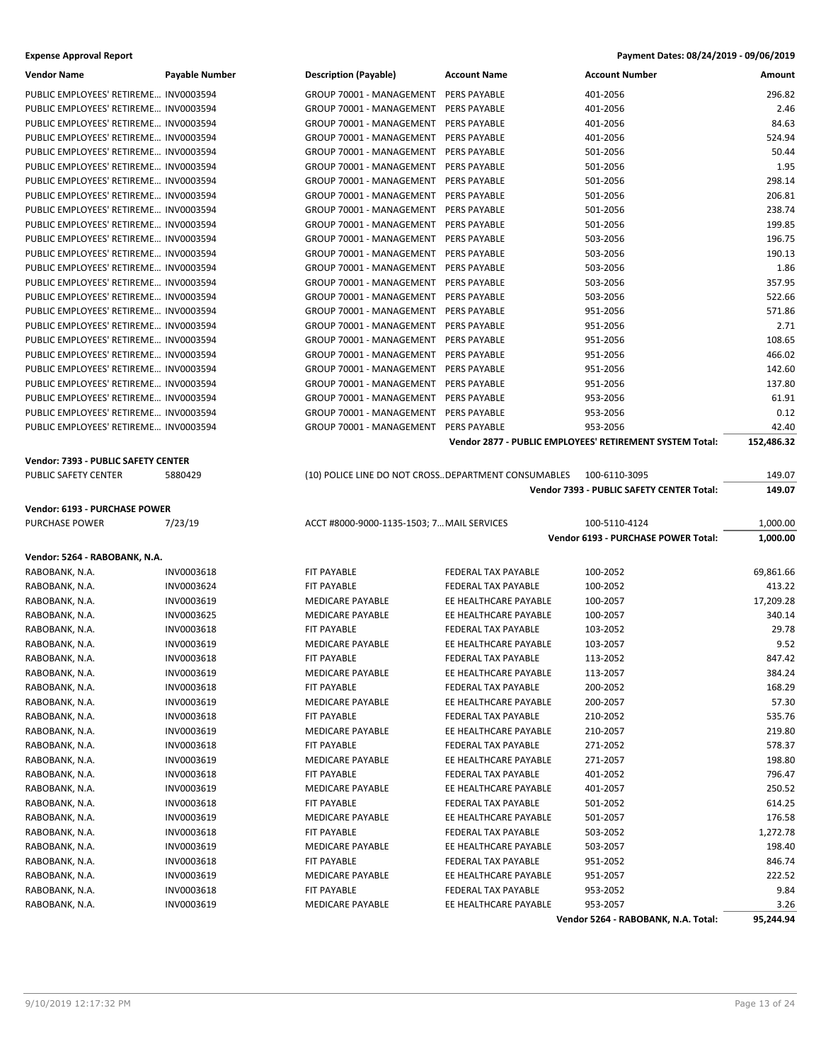**Expense Approval Report** | **Payment Dates: 08/24/2019 - 09/06/2019**

| Vendor Name | Payable Number | Description (Payable) | Account Name | Account Number | Amount |
|---|---|---|---|---|---|
| PUBLIC EMPLOYEES' RETIREME… | INV0003594 | GROUP 70001 - MANAGEMENT | PERS PAYABLE | 401-2056 | 296.82 |
| PUBLIC EMPLOYEES' RETIREME… | INV0003594 | GROUP 70001 - MANAGEMENT | PERS PAYABLE | 401-2056 | 2.46 |
| PUBLIC EMPLOYEES' RETIREME… | INV0003594 | GROUP 70001 - MANAGEMENT | PERS PAYABLE | 401-2056 | 84.63 |
| PUBLIC EMPLOYEES' RETIREME… | INV0003594 | GROUP 70001 - MANAGEMENT | PERS PAYABLE | 401-2056 | 524.94 |
| PUBLIC EMPLOYEES' RETIREME… | INV0003594 | GROUP 70001 - MANAGEMENT | PERS PAYABLE | 501-2056 | 50.44 |
| PUBLIC EMPLOYEES' RETIREME… | INV0003594 | GROUP 70001 - MANAGEMENT | PERS PAYABLE | 501-2056 | 1.95 |
| PUBLIC EMPLOYEES' RETIREME… | INV0003594 | GROUP 70001 - MANAGEMENT | PERS PAYABLE | 501-2056 | 298.14 |
| PUBLIC EMPLOYEES' RETIREME… | INV0003594 | GROUP 70001 - MANAGEMENT | PERS PAYABLE | 501-2056 | 206.81 |
| PUBLIC EMPLOYEES' RETIREME… | INV0003594 | GROUP 70001 - MANAGEMENT | PERS PAYABLE | 501-2056 | 238.74 |
| PUBLIC EMPLOYEES' RETIREME… | INV0003594 | GROUP 70001 - MANAGEMENT | PERS PAYABLE | 501-2056 | 199.85 |
| PUBLIC EMPLOYEES' RETIREME… | INV0003594 | GROUP 70001 - MANAGEMENT | PERS PAYABLE | 503-2056 | 196.75 |
| PUBLIC EMPLOYEES' RETIREME… | INV0003594 | GROUP 70001 - MANAGEMENT | PERS PAYABLE | 503-2056 | 190.13 |
| PUBLIC EMPLOYEES' RETIREME… | INV0003594 | GROUP 70001 - MANAGEMENT | PERS PAYABLE | 503-2056 | 1.86 |
| PUBLIC EMPLOYEES' RETIREME… | INV0003594 | GROUP 70001 - MANAGEMENT | PERS PAYABLE | 503-2056 | 357.95 |
| PUBLIC EMPLOYEES' RETIREME… | INV0003594 | GROUP 70001 - MANAGEMENT | PERS PAYABLE | 503-2056 | 522.66 |
| PUBLIC EMPLOYEES' RETIREME… | INV0003594 | GROUP 70001 - MANAGEMENT | PERS PAYABLE | 951-2056 | 571.86 |
| PUBLIC EMPLOYEES' RETIREME… | INV0003594 | GROUP 70001 - MANAGEMENT | PERS PAYABLE | 951-2056 | 2.71 |
| PUBLIC EMPLOYEES' RETIREME… | INV0003594 | GROUP 70001 - MANAGEMENT | PERS PAYABLE | 951-2056 | 108.65 |
| PUBLIC EMPLOYEES' RETIREME… | INV0003594 | GROUP 70001 - MANAGEMENT | PERS PAYABLE | 951-2056 | 466.02 |
| PUBLIC EMPLOYEES' RETIREME… | INV0003594 | GROUP 70001 - MANAGEMENT | PERS PAYABLE | 951-2056 | 142.60 |
| PUBLIC EMPLOYEES' RETIREME… | INV0003594 | GROUP 70001 - MANAGEMENT | PERS PAYABLE | 951-2056 | 137.80 |
| PUBLIC EMPLOYEES' RETIREME… | INV0003594 | GROUP 70001 - MANAGEMENT | PERS PAYABLE | 953-2056 | 61.91 |
| PUBLIC EMPLOYEES' RETIREME… | INV0003594 | GROUP 70001 - MANAGEMENT | PERS PAYABLE | 953-2056 | 0.12 |
| PUBLIC EMPLOYEES' RETIREME… | INV0003594 | GROUP 70001 - MANAGEMENT | PERS PAYABLE | 953-2056 | 42.40 |
| | | | | **Vendor 2877 - PUBLIC EMPLOYEES' RETIREMENT SYSTEM Total:** | **152,486.32** |

**Vendor: 7393 - PUBLIC SAFETY CENTER**

| Vendor Name | Payable Number | Description (Payable) | Account Name | Account Number | Amount |
|---|---|---|---|---|---|
| PUBLIC SAFETY CENTER | 5880429 | (10) POLICE LINE DO NOT CROSS.. | DEPARTMENT CONSUMABLES | 100-6110-3095 | 149.07 |
| | | | | **Vendor 7393 - PUBLIC SAFETY CENTER Total:** | **149.07** |

**Vendor: 6193 - PURCHASE POWER**

| Vendor Name | Payable Number | Description (Payable) | Account Name | Account Number | Amount |
|---|---|---|---|---|---|
| PURCHASE POWER | 7/23/19 | ACCT #8000-9000-1135-1503; 7… | MAIL SERVICES | 100-5110-4124 | 1,000.00 |
| | | | | **Vendor 6193 - PURCHASE POWER Total:** | **1,000.00** |

**Vendor: 5264 - RABOBANK, N.A.**

| Vendor Name | Payable Number | Description (Payable) | Account Name | Account Number | Amount |
|---|---|---|---|---|---|
| RABOBANK, N.A. | INV0003618 | FIT PAYABLE | FEDERAL TAX PAYABLE | 100-2052 | 69,861.66 |
| RABOBANK, N.A. | INV0003624 | FIT PAYABLE | FEDERAL TAX PAYABLE | 100-2052 | 413.22 |
| RABOBANK, N.A. | INV0003619 | MEDICARE PAYABLE | EE HEALTHCARE PAYABLE | 100-2057 | 17,209.28 |
| RABOBANK, N.A. | INV0003625 | MEDICARE PAYABLE | EE HEALTHCARE PAYABLE | 100-2057 | 340.14 |
| RABOBANK, N.A. | INV0003618 | FIT PAYABLE | FEDERAL TAX PAYABLE | 103-2052 | 29.78 |
| RABOBANK, N.A. | INV0003619 | MEDICARE PAYABLE | EE HEALTHCARE PAYABLE | 103-2057 | 9.52 |
| RABOBANK, N.A. | INV0003618 | FIT PAYABLE | FEDERAL TAX PAYABLE | 113-2052 | 847.42 |
| RABOBANK, N.A. | INV0003619 | MEDICARE PAYABLE | EE HEALTHCARE PAYABLE | 113-2057 | 384.24 |
| RABOBANK, N.A. | INV0003618 | FIT PAYABLE | FEDERAL TAX PAYABLE | 200-2052 | 168.29 |
| RABOBANK, N.A. | INV0003619 | MEDICARE PAYABLE | EE HEALTHCARE PAYABLE | 200-2057 | 57.30 |
| RABOBANK, N.A. | INV0003618 | FIT PAYABLE | FEDERAL TAX PAYABLE | 210-2052 | 535.76 |
| RABOBANK, N.A. | INV0003619 | MEDICARE PAYABLE | EE HEALTHCARE PAYABLE | 210-2057 | 219.80 |
| RABOBANK, N.A. | INV0003618 | FIT PAYABLE | FEDERAL TAX PAYABLE | 271-2052 | 578.37 |
| RABOBANK, N.A. | INV0003619 | MEDICARE PAYABLE | EE HEALTHCARE PAYABLE | 271-2057 | 198.80 |
| RABOBANK, N.A. | INV0003618 | FIT PAYABLE | FEDERAL TAX PAYABLE | 401-2052 | 796.47 |
| RABOBANK, N.A. | INV0003619 | MEDICARE PAYABLE | EE HEALTHCARE PAYABLE | 401-2057 | 250.52 |
| RABOBANK, N.A. | INV0003618 | FIT PAYABLE | FEDERAL TAX PAYABLE | 501-2052 | 614.25 |
| RABOBANK, N.A. | INV0003619 | MEDICARE PAYABLE | EE HEALTHCARE PAYABLE | 501-2057 | 176.58 |
| RABOBANK, N.A. | INV0003618 | FIT PAYABLE | FEDERAL TAX PAYABLE | 503-2052 | 1,272.78 |
| RABOBANK, N.A. | INV0003619 | MEDICARE PAYABLE | EE HEALTHCARE PAYABLE | 503-2057 | 198.40 |
| RABOBANK, N.A. | INV0003618 | FIT PAYABLE | FEDERAL TAX PAYABLE | 951-2052 | 846.74 |
| RABOBANK, N.A. | INV0003619 | MEDICARE PAYABLE | EE HEALTHCARE PAYABLE | 951-2057 | 222.52 |
| RABOBANK, N.A. | INV0003618 | FIT PAYABLE | FEDERAL TAX PAYABLE | 953-2052 | 9.84 |
| RABOBANK, N.A. | INV0003619 | MEDICARE PAYABLE | EE HEALTHCARE PAYABLE | 953-2057 | 3.26 |
| | | | | **Vendor 5264 - RABOBANK, N.A. Total:** | **95,244.94** |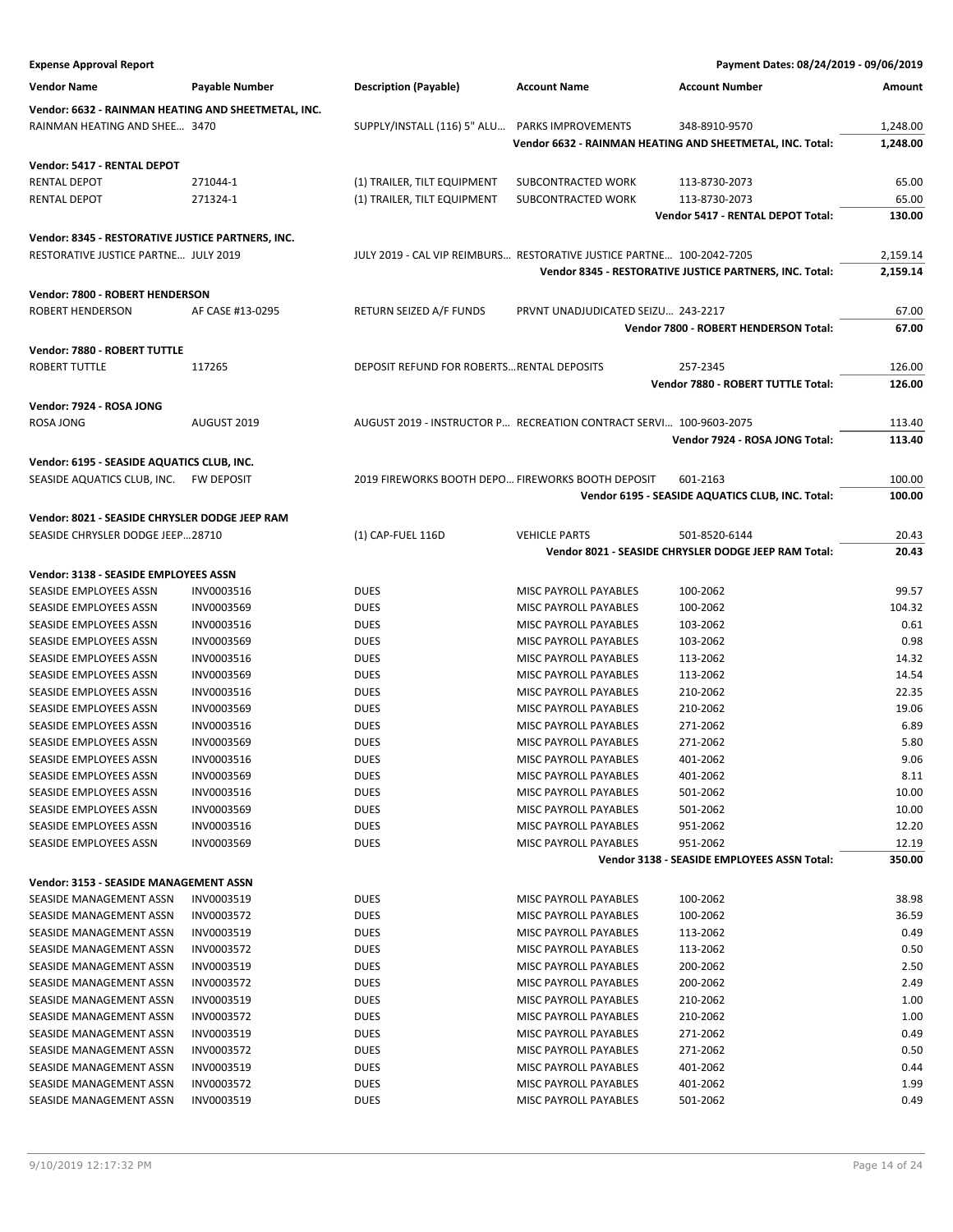**Expense Approval Report** | **Payment Dates: 08/24/2019 - 09/06/2019**

| Vendor Name | Payable Number | Description (Payable) | Account Name | Account Number | Amount |
|---|---|---|---|---|---|
| **Vendor: 6632 - RAINMAN HEATING AND SHEETMETAL, INC.** | | | | | |
| RAINMAN HEATING AND SHEE… | 3470 | SUPPLY/INSTALL (116) 5" ALU… | PARKS IMPROVEMENTS | 348-8910-9570 | 1,248.00 |
| | | | | **Vendor 6632 - RAINMAN HEATING AND SHEETMETAL, INC. Total:** | **1,248.00** |
| **Vendor: 5417 - RENTAL DEPOT** | | | | | |
| RENTAL DEPOT | 271044-1 | (1) TRAILER, TILT EQUIPMENT | SUBCONTRACTED WORK | 113-8730-2073 | 65.00 |
| RENTAL DEPOT | 271324-1 | (1) TRAILER, TILT EQUIPMENT | SUBCONTRACTED WORK | 113-8730-2073 | 65.00 |
| | | | | **Vendor 5417 - RENTAL DEPOT Total:** | **130.00** |
| **Vendor: 8345 - RESTORATIVE JUSTICE PARTNERS, INC.** | | | | | |
| RESTORATIVE JUSTICE PARTNE… | JULY 2019 | JULY 2019 - CAL VIP REIMBURS… | RESTORATIVE JUSTICE PARTNE… | 100-2042-7205 | 2,159.14 |
| | | | | **Vendor 8345 - RESTORATIVE JUSTICE PARTNERS, INC. Total:** | **2,159.14** |
| **Vendor: 7800 - ROBERT HENDERSON** | | | | | |
| ROBERT HENDERSON | AF CASE #13-0295 | RETURN SEIZED A/F FUNDS | PRVNT UNADJUDICATED SEIZU… | 243-2217 | 67.00 |
| | | | | **Vendor 7800 - ROBERT HENDERSON Total:** | **67.00** |
| **Vendor: 7880 - ROBERT TUTTLE** | | | | | |
| ROBERT TUTTLE | 117265 | DEPOSIT REFUND FOR ROBERTS… | RENTAL DEPOSITS | 257-2345 | 126.00 |
| | | | | **Vendor 7880 - ROBERT TUTTLE Total:** | **126.00** |
| **Vendor: 7924 - ROSA JONG** | | | | | |
| ROSA JONG | AUGUST 2019 | AUGUST 2019 - INSTRUCTOR P… | RECREATION CONTRACT SERVI… | 100-9603-2075 | 113.40 |
| | | | | **Vendor 7924 - ROSA JONG Total:** | **113.40** |
| **Vendor: 6195 - SEASIDE AQUATICS CLUB, INC.** | | | | | |
| SEASIDE AQUATICS CLUB, INC. | FW DEPOSIT | 2019 FIREWORKS BOOTH DEPO… | FIREWORKS BOOTH DEPOSIT | 601-2163 | 100.00 |
| | | | | **Vendor 6195 - SEASIDE AQUATICS CLUB, INC. Total:** | **100.00** |
| **Vendor: 8021 - SEASIDE CHRYSLER DODGE JEEP RAM** | | | | | |
| SEASIDE CHRYSLER DODGE JEEP… | 28710 | (1) CAP-FUEL 116D | VEHICLE PARTS | 501-8520-6144 | 20.43 |
| | | | | **Vendor 8021 - SEASIDE CHRYSLER DODGE JEEP RAM Total:** | **20.43** |
| **Vendor: 3138 - SEASIDE EMPLOYEES ASSN** | | | | | |
| SEASIDE EMPLOYEES ASSN | INV0003516 | DUES | MISC PAYROLL PAYABLES | 100-2062 | 99.57 |
| SEASIDE EMPLOYEES ASSN | INV0003569 | DUES | MISC PAYROLL PAYABLES | 100-2062 | 104.32 |
| SEASIDE EMPLOYEES ASSN | INV0003516 | DUES | MISC PAYROLL PAYABLES | 103-2062 | 0.61 |
| SEASIDE EMPLOYEES ASSN | INV0003569 | DUES | MISC PAYROLL PAYABLES | 103-2062 | 0.98 |
| SEASIDE EMPLOYEES ASSN | INV0003516 | DUES | MISC PAYROLL PAYABLES | 113-2062 | 14.32 |
| SEASIDE EMPLOYEES ASSN | INV0003569 | DUES | MISC PAYROLL PAYABLES | 113-2062 | 14.54 |
| SEASIDE EMPLOYEES ASSN | INV0003516 | DUES | MISC PAYROLL PAYABLES | 210-2062 | 22.35 |
| SEASIDE EMPLOYEES ASSN | INV0003569 | DUES | MISC PAYROLL PAYABLES | 210-2062 | 19.06 |
| SEASIDE EMPLOYEES ASSN | INV0003516 | DUES | MISC PAYROLL PAYABLES | 271-2062 | 6.89 |
| SEASIDE EMPLOYEES ASSN | INV0003569 | DUES | MISC PAYROLL PAYABLES | 271-2062 | 5.80 |
| SEASIDE EMPLOYEES ASSN | INV0003516 | DUES | MISC PAYROLL PAYABLES | 401-2062 | 9.06 |
| SEASIDE EMPLOYEES ASSN | INV0003569 | DUES | MISC PAYROLL PAYABLES | 401-2062 | 8.11 |
| SEASIDE EMPLOYEES ASSN | INV0003516 | DUES | MISC PAYROLL PAYABLES | 501-2062 | 10.00 |
| SEASIDE EMPLOYEES ASSN | INV0003569 | DUES | MISC PAYROLL PAYABLES | 501-2062 | 10.00 |
| SEASIDE EMPLOYEES ASSN | INV0003516 | DUES | MISC PAYROLL PAYABLES | 951-2062 | 12.20 |
| SEASIDE EMPLOYEES ASSN | INV0003569 | DUES | MISC PAYROLL PAYABLES | 951-2062 | 12.19 |
| | | | | **Vendor 3138 - SEASIDE EMPLOYEES ASSN Total:** | **350.00** |
| **Vendor: 3153 - SEASIDE MANAGEMENT ASSN** | | | | | |
| SEASIDE MANAGEMENT ASSN | INV0003519 | DUES | MISC PAYROLL PAYABLES | 100-2062 | 38.98 |
| SEASIDE MANAGEMENT ASSN | INV0003572 | DUES | MISC PAYROLL PAYABLES | 100-2062 | 36.59 |
| SEASIDE MANAGEMENT ASSN | INV0003519 | DUES | MISC PAYROLL PAYABLES | 113-2062 | 0.49 |
| SEASIDE MANAGEMENT ASSN | INV0003572 | DUES | MISC PAYROLL PAYABLES | 113-2062 | 0.50 |
| SEASIDE MANAGEMENT ASSN | INV0003519 | DUES | MISC PAYROLL PAYABLES | 200-2062 | 2.50 |
| SEASIDE MANAGEMENT ASSN | INV0003572 | DUES | MISC PAYROLL PAYABLES | 200-2062 | 2.49 |
| SEASIDE MANAGEMENT ASSN | INV0003519 | DUES | MISC PAYROLL PAYABLES | 210-2062 | 1.00 |
| SEASIDE MANAGEMENT ASSN | INV0003572 | DUES | MISC PAYROLL PAYABLES | 210-2062 | 1.00 |
| SEASIDE MANAGEMENT ASSN | INV0003519 | DUES | MISC PAYROLL PAYABLES | 271-2062 | 0.49 |
| SEASIDE MANAGEMENT ASSN | INV0003572 | DUES | MISC PAYROLL PAYABLES | 271-2062 | 0.50 |
| SEASIDE MANAGEMENT ASSN | INV0003519 | DUES | MISC PAYROLL PAYABLES | 401-2062 | 0.44 |
| SEASIDE MANAGEMENT ASSN | INV0003572 | DUES | MISC PAYROLL PAYABLES | 401-2062 | 1.99 |
| SEASIDE MANAGEMENT ASSN | INV0003519 | DUES | MISC PAYROLL PAYABLES | 501-2062 | 0.49 |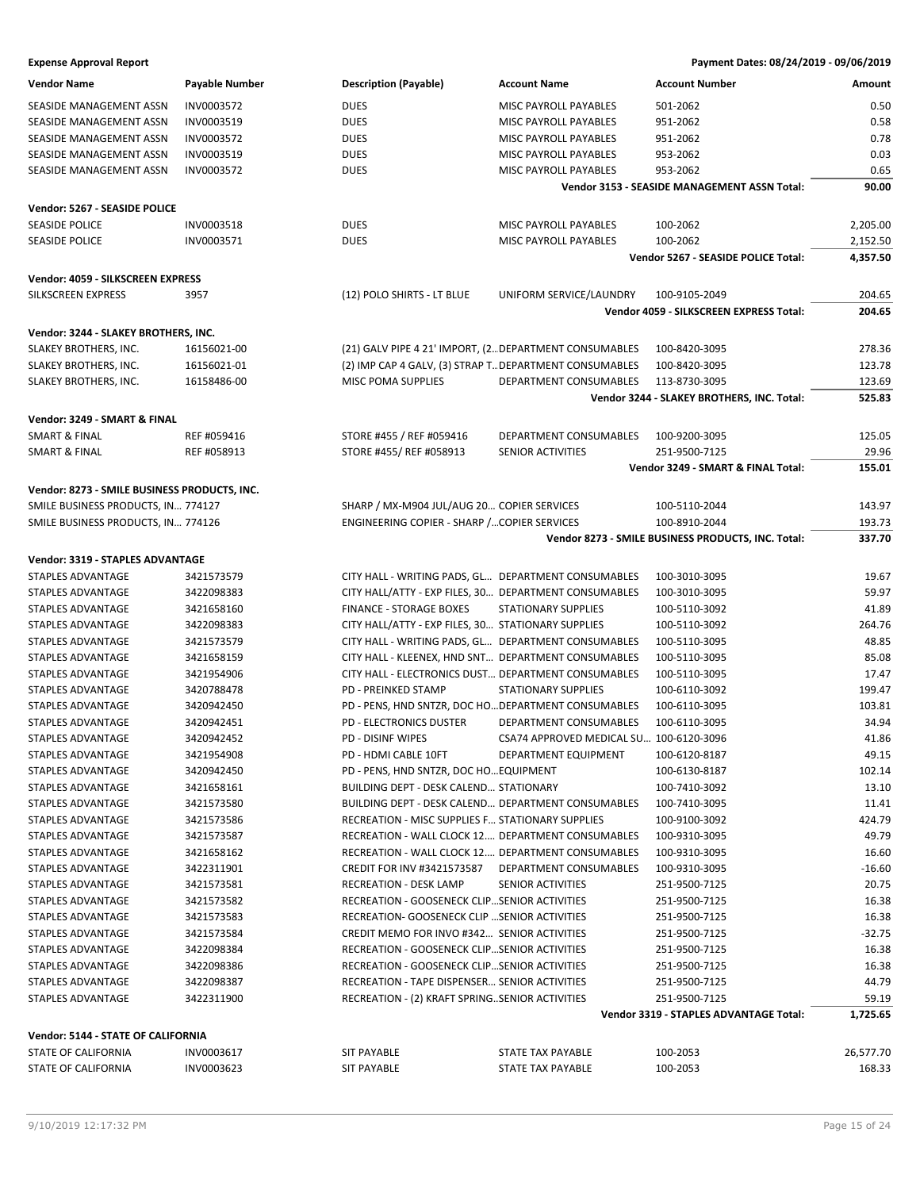**Expense Approval Report** — Payment Dates: 08/24/2019 - 09/06/2019

| Vendor Name | Payable Number | Description (Payable) | Account Name | Account Number | Amount |
|---|---|---|---|---|---|
| SEASIDE MANAGEMENT ASSN | INV0003572 | DUES | MISC PAYROLL PAYABLES | 501-2062 | 0.50 |
| SEASIDE MANAGEMENT ASSN | INV0003519 | DUES | MISC PAYROLL PAYABLES | 951-2062 | 0.58 |
| SEASIDE MANAGEMENT ASSN | INV0003572 | DUES | MISC PAYROLL PAYABLES | 951-2062 | 0.78 |
| SEASIDE MANAGEMENT ASSN | INV0003519 | DUES | MISC PAYROLL PAYABLES | 953-2062 | 0.03 |
| SEASIDE MANAGEMENT ASSN | INV0003572 | DUES | MISC PAYROLL PAYABLES | 953-2062 | 0.65 |
| | | | | **Vendor 3153 - SEASIDE MANAGEMENT ASSN Total:** | **90.00** |
| **Vendor: 5267 - SEASIDE POLICE** | | | | | |
| SEASIDE POLICE | INV0003518 | DUES | MISC PAYROLL PAYABLES | 100-2062 | 2,205.00 |
| SEASIDE POLICE | INV0003571 | DUES | MISC PAYROLL PAYABLES | 100-2062 | 2,152.50 |
| | | | | **Vendor 5267 - SEASIDE POLICE Total:** | **4,357.50** |
| **Vendor: 4059 - SILKSCREEN EXPRESS** | | | | | |
| SILKSCREEN EXPRESS | 3957 | (12) POLO SHIRTS - LT BLUE | UNIFORM SERVICE/LAUNDRY | 100-9105-2049 | 204.65 |
| | | | | **Vendor 4059 - SILKSCREEN EXPRESS Total:** | **204.65** |
| **Vendor: 3244 - SLAKEY BROTHERS, INC.** | | | | | |
| SLAKEY BROTHERS, INC. | 16156021-00 | (21) GALV PIPE 4 21' IMPORT, (2... | DEPARTMENT CONSUMABLES | 100-8420-3095 | 278.36 |
| SLAKEY BROTHERS, INC. | 16156021-01 | (2) IMP CAP 4 GALV, (3) STRAP T... | DEPARTMENT CONSUMABLES | 100-8420-3095 | 123.78 |
| SLAKEY BROTHERS, INC. | 16158486-00 | MISC POMA SUPPLIES | DEPARTMENT CONSUMABLES | 113-8730-3095 | 123.69 |
| | | | | **Vendor 3244 - SLAKEY BROTHERS, INC. Total:** | **525.83** |
| **Vendor: 3249 - SMART & FINAL** | | | | | |
| SMART & FINAL | REF #059416 | STORE #455 / REF #059416 | DEPARTMENT CONSUMABLES | 100-9200-3095 | 125.05 |
| SMART & FINAL | REF #058913 | STORE #455/ REF #058913 | SENIOR ACTIVITIES | 251-9500-7125 | 29.96 |
| | | | | **Vendor 3249 - SMART & FINAL Total:** | **155.01** |
| **Vendor: 8273 - SMILE BUSINESS PRODUCTS, INC.** | | | | | |
| SMILE BUSINESS PRODUCTS, IN... | 774127 | SHARP / MX-M904 JUL/AUG 20... | COPIER SERVICES | 100-5110-2044 | 143.97 |
| SMILE BUSINESS PRODUCTS, IN... | 774126 | ENGINEERING COPIER - SHARP /... | COPIER SERVICES | 100-8910-2044 | 193.73 |
| | | | | **Vendor 8273 - SMILE BUSINESS PRODUCTS, INC. Total:** | **337.70** |
| **Vendor: 3319 - STAPLES ADVANTAGE** | | | | | |
| STAPLES ADVANTAGE | 3421573579 | CITY HALL - WRITING PADS, GL... | DEPARTMENT CONSUMABLES | 100-3010-3095 | 19.67 |
| STAPLES ADVANTAGE | 3422098383 | CITY HALL/ATTY - EXP FILES, 30... | DEPARTMENT CONSUMABLES | 100-3010-3095 | 59.97 |
| STAPLES ADVANTAGE | 3421658160 | FINANCE - STORAGE BOXES | STATIONARY SUPPLIES | 100-5110-3092 | 41.89 |
| STAPLES ADVANTAGE | 3422098383 | CITY HALL/ATTY - EXP FILES, 30... | STATIONARY SUPPLIES | 100-5110-3092 | 264.76 |
| STAPLES ADVANTAGE | 3421573579 | CITY HALL - WRITING PADS, GL... | DEPARTMENT CONSUMABLES | 100-5110-3095 | 48.85 |
| STAPLES ADVANTAGE | 3421658159 | CITY HALL - KLEENEX, HND SNT... | DEPARTMENT CONSUMABLES | 100-5110-3095 | 85.08 |
| STAPLES ADVANTAGE | 3421954906 | CITY HALL - ELECTRONICS DUST... | DEPARTMENT CONSUMABLES | 100-5110-3095 | 17.47 |
| STAPLES ADVANTAGE | 3420788478 | PD - PREINKED STAMP | STATIONARY SUPPLIES | 100-6110-3092 | 199.47 |
| STAPLES ADVANTAGE | 3420942450 | PD - PENS, HND SNTZR, DOC HO... | DEPARTMENT CONSUMABLES | 100-6110-3095 | 103.81 |
| STAPLES ADVANTAGE | 3420942451 | PD - ELECTRONICS DUSTER | DEPARTMENT CONSUMABLES | 100-6110-3095 | 34.94 |
| STAPLES ADVANTAGE | 3420942452 | PD - DISINF WIPES | CSA74 APPROVED MEDICAL SU... | 100-6120-3096 | 41.86 |
| STAPLES ADVANTAGE | 3421954908 | PD - HDMI CABLE 10FT | DEPARTMENT EQUIPMENT | 100-6120-8187 | 49.15 |
| STAPLES ADVANTAGE | 3420942450 | PD - PENS, HND SNTZR, DOC HO... | EQUIPMENT | 100-6130-8187 | 102.14 |
| STAPLES ADVANTAGE | 3421658161 | BUILDING DEPT - DESK CALEND... | STATIONARY | 100-7410-3092 | 13.10 |
| STAPLES ADVANTAGE | 3421573580 | BUILDING DEPT - DESK CALEND... | DEPARTMENT CONSUMABLES | 100-7410-3095 | 11.41 |
| STAPLES ADVANTAGE | 3421573586 | RECREATION - MISC SUPPLIES F... | STATIONARY SUPPLIES | 100-9100-3092 | 424.79 |
| STAPLES ADVANTAGE | 3421573587 | RECREATION - WALL CLOCK 12.... | DEPARTMENT CONSUMABLES | 100-9310-3095 | 49.79 |
| STAPLES ADVANTAGE | 3421658162 | RECREATION - WALL CLOCK 12.... | DEPARTMENT CONSUMABLES | 100-9310-3095 | 16.60 |
| STAPLES ADVANTAGE | 3422311901 | CREDIT FOR INV #3421573587 | DEPARTMENT CONSUMABLES | 100-9310-3095 | -16.60 |
| STAPLES ADVANTAGE | 3421573581 | RECREATION - DESK LAMP | SENIOR ACTIVITIES | 251-9500-7125 | 20.75 |
| STAPLES ADVANTAGE | 3421573582 | RECREATION - GOOSENECK CLIP... | SENIOR ACTIVITIES | 251-9500-7125 | 16.38 |
| STAPLES ADVANTAGE | 3421573583 | RECREATION- GOOSENECK CLIP ... | SENIOR ACTIVITIES | 251-9500-7125 | 16.38 |
| STAPLES ADVANTAGE | 3421573584 | CREDIT MEMO FOR INVO #342... | SENIOR ACTIVITIES | 251-9500-7125 | -32.75 |
| STAPLES ADVANTAGE | 3422098384 | RECREATION - GOOSENECK CLIP... | SENIOR ACTIVITIES | 251-9500-7125 | 16.38 |
| STAPLES ADVANTAGE | 3422098386 | RECREATION - GOOSENECK CLIP... | SENIOR ACTIVITIES | 251-9500-7125 | 16.38 |
| STAPLES ADVANTAGE | 3422098387 | RECREATION - TAPE DISPENSER... | SENIOR ACTIVITIES | 251-9500-7125 | 44.79 |
| STAPLES ADVANTAGE | 3422311900 | RECREATION - (2) KRAFT SPRING... | SENIOR ACTIVITIES | 251-9500-7125 | 59.19 |
| | | | | **Vendor 3319 - STAPLES ADVANTAGE Total:** | **1,725.65** |
| **Vendor: 5144 - STATE OF CALIFORNIA** | | | | | |
| STATE OF CALIFORNIA | INV0003617 | SIT PAYABLE | STATE TAX PAYABLE | 100-2053 | 26,577.70 |
| STATE OF CALIFORNIA | INV0003623 | SIT PAYABLE | STATE TAX PAYABLE | 100-2053 | 168.33 |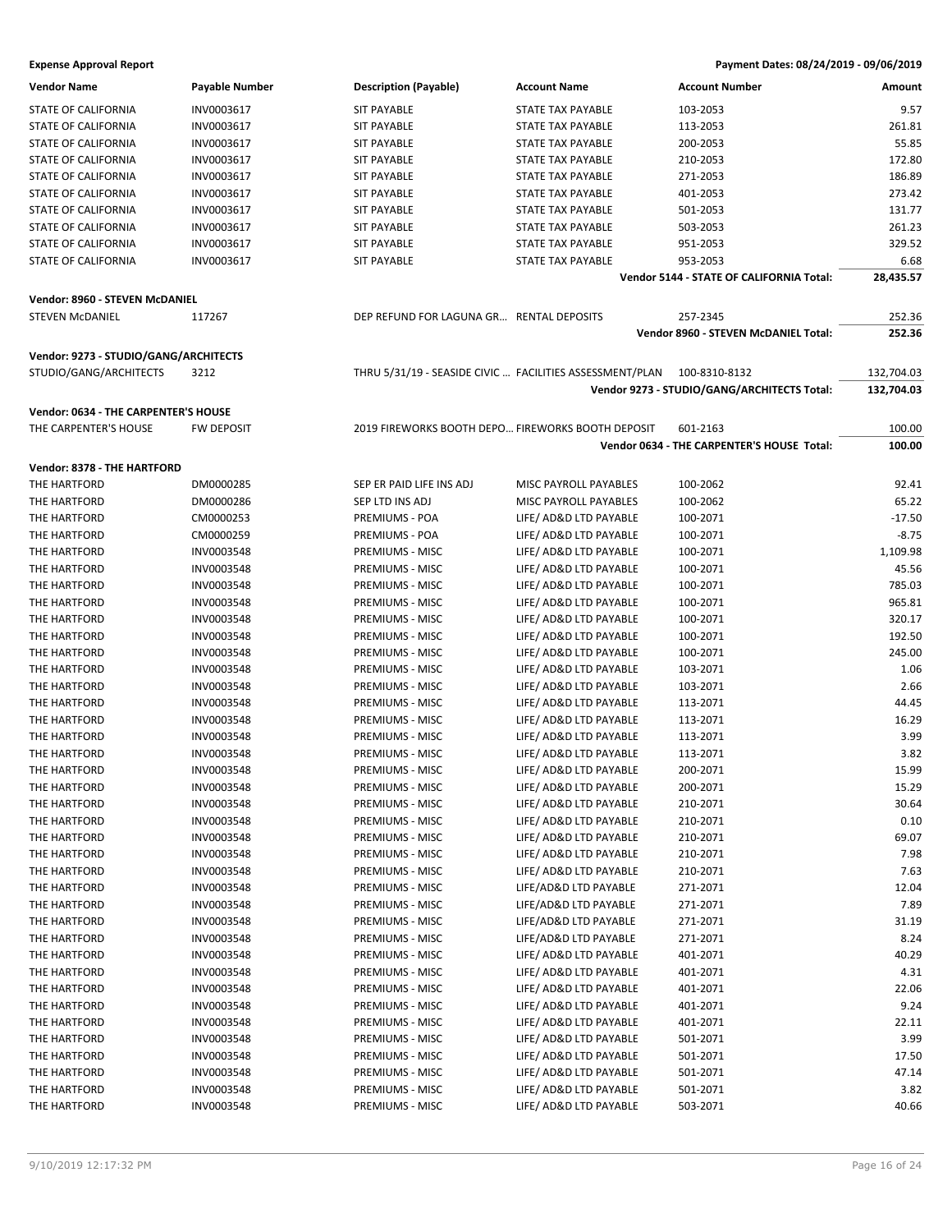**Expense Approval Report** — Payment Dates: 08/24/2019 - 09/06/2019

| Vendor Name | Payable Number | Description (Payable) | Account Name | Account Number | Amount |
|---|---|---|---|---|---|
| STATE OF CALIFORNIA | INV0003617 | SIT PAYABLE | STATE TAX PAYABLE | 103-2053 | 9.57 |
| STATE OF CALIFORNIA | INV0003617 | SIT PAYABLE | STATE TAX PAYABLE | 113-2053 | 261.81 |
| STATE OF CALIFORNIA | INV0003617 | SIT PAYABLE | STATE TAX PAYABLE | 200-2053 | 55.85 |
| STATE OF CALIFORNIA | INV0003617 | SIT PAYABLE | STATE TAX PAYABLE | 210-2053 | 172.80 |
| STATE OF CALIFORNIA | INV0003617 | SIT PAYABLE | STATE TAX PAYABLE | 271-2053 | 186.89 |
| STATE OF CALIFORNIA | INV0003617 | SIT PAYABLE | STATE TAX PAYABLE | 401-2053 | 273.42 |
| STATE OF CALIFORNIA | INV0003617 | SIT PAYABLE | STATE TAX PAYABLE | 501-2053 | 131.77 |
| STATE OF CALIFORNIA | INV0003617 | SIT PAYABLE | STATE TAX PAYABLE | 503-2053 | 261.23 |
| STATE OF CALIFORNIA | INV0003617 | SIT PAYABLE | STATE TAX PAYABLE | 951-2053 | 329.52 |
| STATE OF CALIFORNIA | INV0003617 | SIT PAYABLE | STATE TAX PAYABLE | 953-2053 | 6.68 |
| | | | | **Vendor 5144 - STATE OF CALIFORNIA Total:** | **28,435.57** |
| **Vendor: 8960 - STEVEN McDANIEL** | | | | | |
| STEVEN McDANIEL | 117267 | DEP REFUND FOR LAGUNA GR... | RENTAL DEPOSITS | 257-2345 | 252.36 |
| | | | | **Vendor 8960 - STEVEN McDANIEL Total:** | **252.36** |
| **Vendor: 9273 - STUDIO/GANG/ARCHITECTS** | | | | | |
| STUDIO/GANG/ARCHITECTS | 3212 | THRU 5/31/19 - SEASIDE CIVIC ... | FACILITIES ASSESSMENT/PLAN | 100-8310-8132 | 132,704.03 |
| | | | | **Vendor 9273 - STUDIO/GANG/ARCHITECTS Total:** | **132,704.03** |
| **Vendor: 0634 - THE CARPENTER'S HOUSE** | | | | | |
| THE CARPENTER'S HOUSE | FW DEPOSIT | 2019 FIREWORKS BOOTH DEPO... | FIREWORKS BOOTH DEPOSIT | 601-2163 | 100.00 |
| | | | | **Vendor 0634 - THE CARPENTER'S HOUSE Total:** | **100.00** |
| **Vendor: 8378 - THE HARTFORD** | | | | | |
| THE HARTFORD | DM0000285 | SEP ER PAID LIFE INS ADJ | MISC PAYROLL PAYABLES | 100-2062 | 92.41 |
| THE HARTFORD | DM0000286 | SEP LTD INS ADJ | MISC PAYROLL PAYABLES | 100-2062 | 65.22 |
| THE HARTFORD | CM0000253 | PREMIUMS - POA | LIFE/ AD&D LTD PAYABLE | 100-2071 | -17.50 |
| THE HARTFORD | CM0000259 | PREMIUMS - POA | LIFE/ AD&D LTD PAYABLE | 100-2071 | -8.75 |
| THE HARTFORD | INV0003548 | PREMIUMS - MISC | LIFE/ AD&D LTD PAYABLE | 100-2071 | 1,109.98 |
| THE HARTFORD | INV0003548 | PREMIUMS - MISC | LIFE/ AD&D LTD PAYABLE | 100-2071 | 45.56 |
| THE HARTFORD | INV0003548 | PREMIUMS - MISC | LIFE/ AD&D LTD PAYABLE | 100-2071 | 785.03 |
| THE HARTFORD | INV0003548 | PREMIUMS - MISC | LIFE/ AD&D LTD PAYABLE | 100-2071 | 965.81 |
| THE HARTFORD | INV0003548 | PREMIUMS - MISC | LIFE/ AD&D LTD PAYABLE | 100-2071 | 320.17 |
| THE HARTFORD | INV0003548 | PREMIUMS - MISC | LIFE/ AD&D LTD PAYABLE | 100-2071 | 192.50 |
| THE HARTFORD | INV0003548 | PREMIUMS - MISC | LIFE/ AD&D LTD PAYABLE | 100-2071 | 245.00 |
| THE HARTFORD | INV0003548 | PREMIUMS - MISC | LIFE/ AD&D LTD PAYABLE | 103-2071 | 1.06 |
| THE HARTFORD | INV0003548 | PREMIUMS - MISC | LIFE/ AD&D LTD PAYABLE | 103-2071 | 2.66 |
| THE HARTFORD | INV0003548 | PREMIUMS - MISC | LIFE/ AD&D LTD PAYABLE | 113-2071 | 44.45 |
| THE HARTFORD | INV0003548 | PREMIUMS - MISC | LIFE/ AD&D LTD PAYABLE | 113-2071 | 16.29 |
| THE HARTFORD | INV0003548 | PREMIUMS - MISC | LIFE/ AD&D LTD PAYABLE | 113-2071 | 3.99 |
| THE HARTFORD | INV0003548 | PREMIUMS - MISC | LIFE/ AD&D LTD PAYABLE | 113-2071 | 3.82 |
| THE HARTFORD | INV0003548 | PREMIUMS - MISC | LIFE/ AD&D LTD PAYABLE | 200-2071 | 15.99 |
| THE HARTFORD | INV0003548 | PREMIUMS - MISC | LIFE/ AD&D LTD PAYABLE | 200-2071 | 15.29 |
| THE HARTFORD | INV0003548 | PREMIUMS - MISC | LIFE/ AD&D LTD PAYABLE | 210-2071 | 30.64 |
| THE HARTFORD | INV0003548 | PREMIUMS - MISC | LIFE/ AD&D LTD PAYABLE | 210-2071 | 0.10 |
| THE HARTFORD | INV0003548 | PREMIUMS - MISC | LIFE/ AD&D LTD PAYABLE | 210-2071 | 69.07 |
| THE HARTFORD | INV0003548 | PREMIUMS - MISC | LIFE/ AD&D LTD PAYABLE | 210-2071 | 7.98 |
| THE HARTFORD | INV0003548 | PREMIUMS - MISC | LIFE/ AD&D LTD PAYABLE | 210-2071 | 7.63 |
| THE HARTFORD | INV0003548 | PREMIUMS - MISC | LIFE/AD&D LTD PAYABLE | 271-2071 | 12.04 |
| THE HARTFORD | INV0003548 | PREMIUMS - MISC | LIFE/AD&D LTD PAYABLE | 271-2071 | 7.89 |
| THE HARTFORD | INV0003548 | PREMIUMS - MISC | LIFE/AD&D LTD PAYABLE | 271-2071 | 31.19 |
| THE HARTFORD | INV0003548 | PREMIUMS - MISC | LIFE/AD&D LTD PAYABLE | 271-2071 | 8.24 |
| THE HARTFORD | INV0003548 | PREMIUMS - MISC | LIFE/ AD&D LTD PAYABLE | 401-2071 | 40.29 |
| THE HARTFORD | INV0003548 | PREMIUMS - MISC | LIFE/ AD&D LTD PAYABLE | 401-2071 | 4.31 |
| THE HARTFORD | INV0003548 | PREMIUMS - MISC | LIFE/ AD&D LTD PAYABLE | 401-2071 | 22.06 |
| THE HARTFORD | INV0003548 | PREMIUMS - MISC | LIFE/ AD&D LTD PAYABLE | 401-2071 | 9.24 |
| THE HARTFORD | INV0003548 | PREMIUMS - MISC | LIFE/ AD&D LTD PAYABLE | 401-2071 | 22.11 |
| THE HARTFORD | INV0003548 | PREMIUMS - MISC | LIFE/ AD&D LTD PAYABLE | 501-2071 | 3.99 |
| THE HARTFORD | INV0003548 | PREMIUMS - MISC | LIFE/ AD&D LTD PAYABLE | 501-2071 | 17.50 |
| THE HARTFORD | INV0003548 | PREMIUMS - MISC | LIFE/ AD&D LTD PAYABLE | 501-2071 | 47.14 |
| THE HARTFORD | INV0003548 | PREMIUMS - MISC | LIFE/ AD&D LTD PAYABLE | 501-2071 | 3.82 |
| THE HARTFORD | INV0003548 | PREMIUMS - MISC | LIFE/ AD&D LTD PAYABLE | 503-2071 | 40.66 |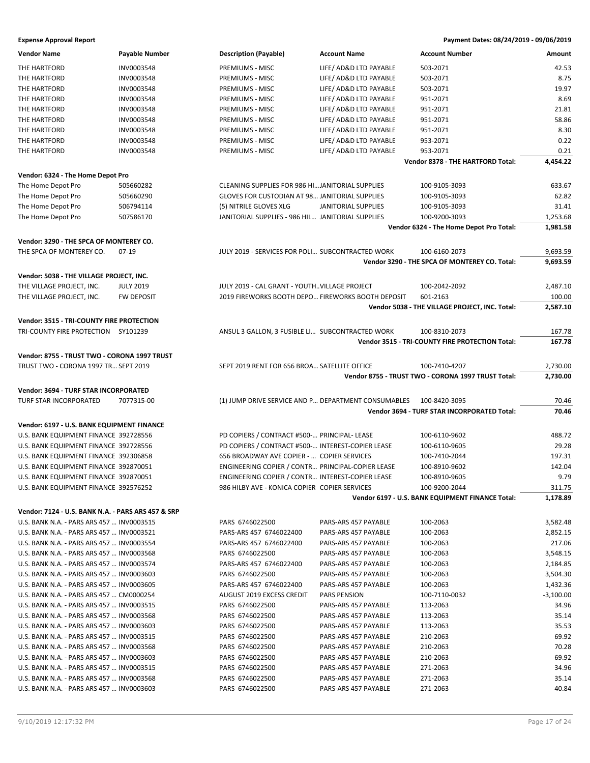**Expense Approval Report** **Payment Dates: 08/24/2019 - 09/06/2019**

| Vendor Name | Payable Number | Description (Payable) | Account Name | Account Number | Amount |
|---|---|---|---|---|---|
| THE HARTFORD | INV0003548 | PREMIUMS - MISC | LIFE/ AD&D LTD PAYABLE | 503-2071 | 42.53 |
| THE HARTFORD | INV0003548 | PREMIUMS - MISC | LIFE/ AD&D LTD PAYABLE | 503-2071 | 8.75 |
| THE HARTFORD | INV0003548 | PREMIUMS - MISC | LIFE/ AD&D LTD PAYABLE | 503-2071 | 19.97 |
| THE HARTFORD | INV0003548 | PREMIUMS - MISC | LIFE/ AD&D LTD PAYABLE | 951-2071 | 8.69 |
| THE HARTFORD | INV0003548 | PREMIUMS - MISC | LIFE/ AD&D LTD PAYABLE | 951-2071 | 21.81 |
| THE HARTFORD | INV0003548 | PREMIUMS - MISC | LIFE/ AD&D LTD PAYABLE | 951-2071 | 58.86 |
| THE HARTFORD | INV0003548 | PREMIUMS - MISC | LIFE/ AD&D LTD PAYABLE | 951-2071 | 8.30 |
| THE HARTFORD | INV0003548 | PREMIUMS - MISC | LIFE/ AD&D LTD PAYABLE | 953-2071 | 0.22 |
| THE HARTFORD | INV0003548 | PREMIUMS - MISC | LIFE/ AD&D LTD PAYABLE | 953-2071 | 0.21 |
| | | | | **Vendor 8378 - THE HARTFORD Total:** | **4,454.22** |
| **Vendor: 6324 - The Home Depot Pro** | | | | | |
| The Home Depot Pro | 505660282 | CLEANING SUPPLIES FOR 986 HI… | JANITORIAL SUPPLIES | 100-9105-3093 | 633.67 |
| The Home Depot Pro | 505660290 | GLOVES FOR CUSTODIAN AT 98… | JANITORIAL SUPPLIES | 100-9105-3093 | 62.82 |
| The Home Depot Pro | 506794114 | (5) NITRILE GLOVES XLG | JANITORIAL SUPPLIES | 100-9105-3093 | 31.41 |
| The Home Depot Pro | 507586170 | JANITORIAL SUPPLIES - 986 HIL… | JANITORIAL SUPPLIES | 100-9200-3093 | 1,253.68 |
| | | | | **Vendor 6324 - The Home Depot Pro Total:** | **1,981.58** |
| **Vendor: 3290 - THE SPCA OF MONTEREY CO.** | | | | | |
| THE SPCA OF MONTEREY CO. | 07-19 | JULY 2019 - SERVICES FOR POLI… | SUBCONTRACTED WORK | 100-6160-2073 | 9,693.59 |
| | | | | **Vendor 3290 - THE SPCA OF MONTEREY CO. Total:** | **9,693.59** |
| **Vendor: 5038 - THE VILLAGE PROJECT, INC.** | | | | | |
| THE VILLAGE PROJECT, INC. | JULY 2019 | JULY 2019 - CAL GRANT - YOUTH… | VILLAGE PROJECT | 100-2042-2092 | 2,487.10 |
| THE VILLAGE PROJECT, INC. | FW DEPOSIT | 2019 FIREWORKS BOOTH DEPO… | FIREWORKS BOOTH DEPOSIT | 601-2163 | 100.00 |
| | | | | **Vendor 5038 - THE VILLAGE PROJECT, INC. Total:** | **2,587.10** |
| **Vendor: 3515 - TRI-COUNTY FIRE PROTECTION** | | | | | |
| TRI-COUNTY FIRE PROTECTION | SY101239 | ANSUL 3 GALLON, 3 FUSIBLE LI… | SUBCONTRACTED WORK | 100-8310-2073 | 167.78 |
| | | | | **Vendor 3515 - TRI-COUNTY FIRE PROTECTION Total:** | **167.78** |
| **Vendor: 8755 - TRUST TWO - CORONA 1997 TRUST** | | | | | |
| TRUST TWO - CORONA 1997 TR… | SEPT 2019 | SEPT 2019 RENT FOR 656 BROA… | SATELLITE OFFICE | 100-7410-4207 | 2,730.00 |
| | | | | **Vendor 8755 - TRUST TWO - CORONA 1997 TRUST Total:** | **2,730.00** |
| **Vendor: 3694 - TURF STAR INCORPORATED** | | | | | |
| TURF STAR INCORPORATED | 7077315-00 | (1) JUMP DRIVE SERVICE AND P… | DEPARTMENT CONSUMABLES | 100-8420-3095 | 70.46 |
| | | | | **Vendor 3694 - TURF STAR INCORPORATED Total:** | **70.46** |
| **Vendor: 6197 - U.S. BANK EQUIPMENT FINANCE** | | | | | |
| U.S. BANK EQUIPMENT FINANCE | 392728556 | PD COPIERS / CONTRACT #500-… | PRINCIPAL- LEASE | 100-6110-9602 | 488.72 |
| U.S. BANK EQUIPMENT FINANCE | 392728556 | PD COPIERS / CONTRACT #500-… | INTEREST-COPIER LEASE | 100-6110-9605 | 29.28 |
| U.S. BANK EQUIPMENT FINANCE | 392306858 | 656 BROADWAY AVE COPIER - … | COPIER SERVICES | 100-7410-2044 | 197.31 |
| U.S. BANK EQUIPMENT FINANCE | 392870051 | ENGINEERING COPIER / CONTR… | PRINCIPAL-COPIER LEASE | 100-8910-9602 | 142.04 |
| U.S. BANK EQUIPMENT FINANCE | 392870051 | ENGINEERING COPIER / CONTR… | INTEREST-COPIER LEASE | 100-8910-9605 | 9.79 |
| U.S. BANK EQUIPMENT FINANCE | 392576252 | 986 HILBY AVE - KONICA COPIER | COPIER SERVICES | 100-9200-2044 | 311.75 |
| | | | | **Vendor 6197 - U.S. BANK EQUIPMENT FINANCE Total:** | **1,178.89** |
| **Vendor: 7124 - U.S. BANK N.A. - PARS ARS 457 & SRP** | | | | | |
| U.S. BANK N.A. - PARS ARS 457 … | INV0003515 | PARS 6746022500 | PARS-ARS 457 PAYABLE | 100-2063 | 3,582.48 |
| U.S. BANK N.A. - PARS ARS 457 … | INV0003521 | PARS-ARS 457 6746022400 | PARS-ARS 457 PAYABLE | 100-2063 | 2,852.15 |
| U.S. BANK N.A. - PARS ARS 457 … | INV0003554 | PARS-ARS 457 6746022400 | PARS-ARS 457 PAYABLE | 100-2063 | 217.06 |
| U.S. BANK N.A. - PARS ARS 457 … | INV0003568 | PARS 6746022500 | PARS-ARS 457 PAYABLE | 100-2063 | 3,548.15 |
| U.S. BANK N.A. - PARS ARS 457 … | INV0003574 | PARS-ARS 457 6746022400 | PARS-ARS 457 PAYABLE | 100-2063 | 2,184.85 |
| U.S. BANK N.A. - PARS ARS 457 … | INV0003603 | PARS 6746022500 | PARS-ARS 457 PAYABLE | 100-2063 | 3,504.30 |
| U.S. BANK N.A. - PARS ARS 457 … | INV0003605 | PARS-ARS 457 6746022400 | PARS-ARS 457 PAYABLE | 100-2063 | 1,432.36 |
| U.S. BANK N.A. - PARS ARS 457 … | CM0000254 | AUGUST 2019 EXCESS CREDIT | PARS PENSION | 100-7110-0032 | -3,100.00 |
| U.S. BANK N.A. - PARS ARS 457 … | INV0003515 | PARS 6746022500 | PARS-ARS 457 PAYABLE | 113-2063 | 34.96 |
| U.S. BANK N.A. - PARS ARS 457 … | INV0003568 | PARS 6746022500 | PARS-ARS 457 PAYABLE | 113-2063 | 35.14 |
| U.S. BANK N.A. - PARS ARS 457 … | INV0003603 | PARS 6746022500 | PARS-ARS 457 PAYABLE | 113-2063 | 35.53 |
| U.S. BANK N.A. - PARS ARS 457 … | INV0003515 | PARS 6746022500 | PARS-ARS 457 PAYABLE | 210-2063 | 69.92 |
| U.S. BANK N.A. - PARS ARS 457 … | INV0003568 | PARS 6746022500 | PARS-ARS 457 PAYABLE | 210-2063 | 70.28 |
| U.S. BANK N.A. - PARS ARS 457 … | INV0003603 | PARS 6746022500 | PARS-ARS 457 PAYABLE | 210-2063 | 69.92 |
| U.S. BANK N.A. - PARS ARS 457 … | INV0003515 | PARS 6746022500 | PARS-ARS 457 PAYABLE | 271-2063 | 34.96 |
| U.S. BANK N.A. - PARS ARS 457 … | INV0003568 | PARS 6746022500 | PARS-ARS 457 PAYABLE | 271-2063 | 35.14 |
| U.S. BANK N.A. - PARS ARS 457 … | INV0003603 | PARS 6746022500 | PARS-ARS 457 PAYABLE | 271-2063 | 40.84 |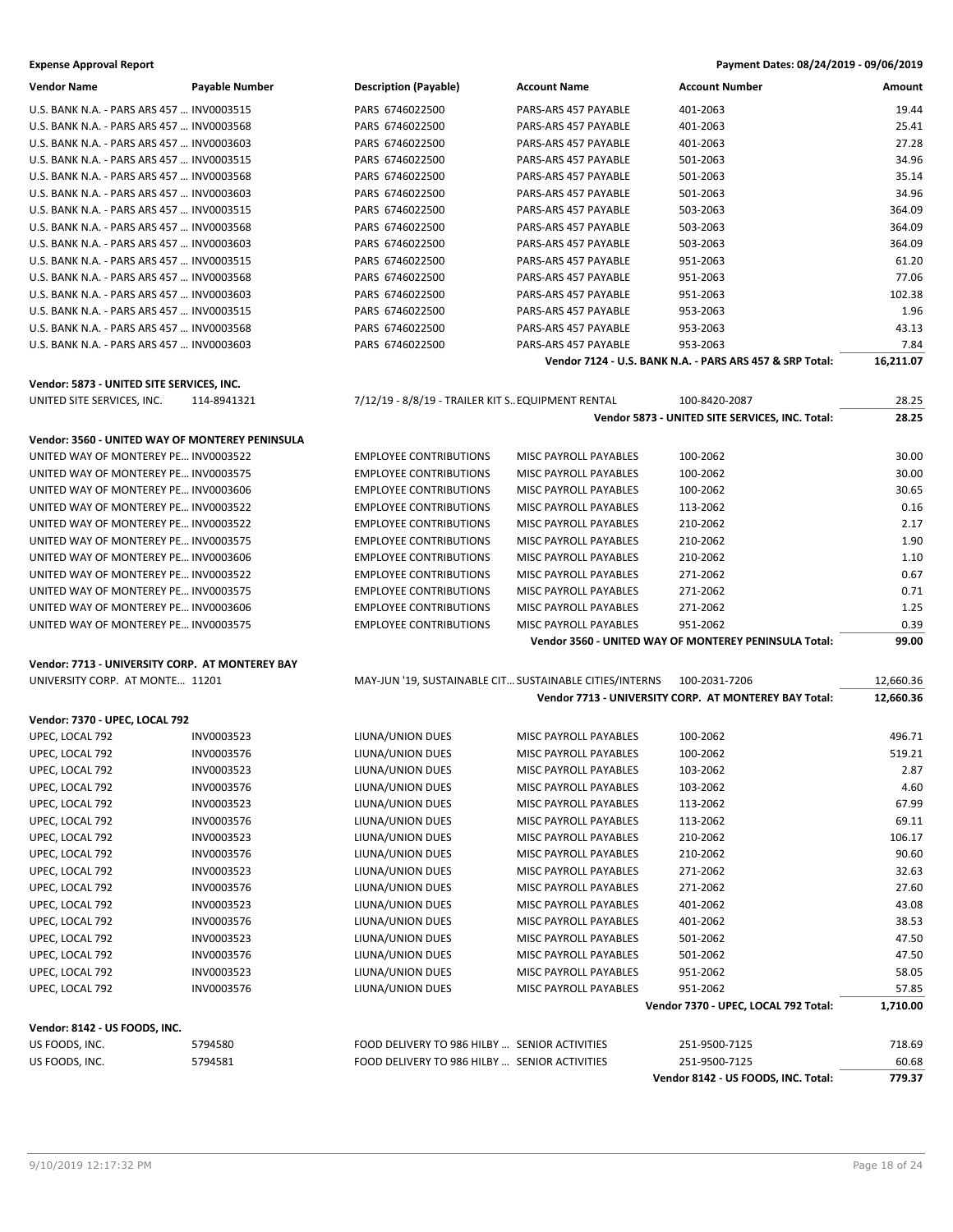**Expense Approval Report** — Payment Dates: 08/24/2019 - 09/06/2019

| Vendor Name | Payable Number | Description (Payable) | Account Name | Account Number | Amount |
|---|---|---|---|---|---|
| U.S. BANK N.A. - PARS ARS 457 ... | INV0003515 | PARS 6746022500 | PARS-ARS 457 PAYABLE | 401-2063 | 19.44 |
| U.S. BANK N.A. - PARS ARS 457 ... | INV0003568 | PARS 6746022500 | PARS-ARS 457 PAYABLE | 401-2063 | 25.41 |
| U.S. BANK N.A. - PARS ARS 457 ... | INV0003603 | PARS 6746022500 | PARS-ARS 457 PAYABLE | 401-2063 | 27.28 |
| U.S. BANK N.A. - PARS ARS 457 ... | INV0003515 | PARS 6746022500 | PARS-ARS 457 PAYABLE | 501-2063 | 34.96 |
| U.S. BANK N.A. - PARS ARS 457 ... | INV0003568 | PARS 6746022500 | PARS-ARS 457 PAYABLE | 501-2063 | 35.14 |
| U.S. BANK N.A. - PARS ARS 457 ... | INV0003603 | PARS 6746022500 | PARS-ARS 457 PAYABLE | 501-2063 | 34.96 |
| U.S. BANK N.A. - PARS ARS 457 ... | INV0003515 | PARS 6746022500 | PARS-ARS 457 PAYABLE | 503-2063 | 364.09 |
| U.S. BANK N.A. - PARS ARS 457 ... | INV0003568 | PARS 6746022500 | PARS-ARS 457 PAYABLE | 503-2063 | 364.09 |
| U.S. BANK N.A. - PARS ARS 457 ... | INV0003603 | PARS 6746022500 | PARS-ARS 457 PAYABLE | 503-2063 | 364.09 |
| U.S. BANK N.A. - PARS ARS 457 ... | INV0003515 | PARS 6746022500 | PARS-ARS 457 PAYABLE | 951-2063 | 61.20 |
| U.S. BANK N.A. - PARS ARS 457 ... | INV0003568 | PARS 6746022500 | PARS-ARS 457 PAYABLE | 951-2063 | 77.06 |
| U.S. BANK N.A. - PARS ARS 457 ... | INV0003603 | PARS 6746022500 | PARS-ARS 457 PAYABLE | 951-2063 | 102.38 |
| U.S. BANK N.A. - PARS ARS 457 ... | INV0003515 | PARS 6746022500 | PARS-ARS 457 PAYABLE | 953-2063 | 1.96 |
| U.S. BANK N.A. - PARS ARS 457 ... | INV0003568 | PARS 6746022500 | PARS-ARS 457 PAYABLE | 953-2063 | 43.13 |
| U.S. BANK N.A. - PARS ARS 457 ... | INV0003603 | PARS 6746022500 | PARS-ARS 457 PAYABLE | 953-2063 | 7.84 |
| | | | | **Vendor 7124 - U.S. BANK N.A. - PARS ARS 457 & SRP Total:** | **16,211.07** |
| **Vendor: 5873 - UNITED SITE SERVICES, INC.** | | | | | |
| UNITED SITE SERVICES, INC. | 114-8941321 | 7/12/19 - 8/8/19 - TRAILER KIT S... | EQUIPMENT RENTAL | 100-8420-2087 | 28.25 |
| | | | | **Vendor 5873 - UNITED SITE SERVICES, INC. Total:** | **28.25** |
| **Vendor: 3560 - UNITED WAY OF MONTEREY PENINSULA** | | | | | |
| UNITED WAY OF MONTEREY PE... | INV0003522 | EMPLOYEE CONTRIBUTIONS | MISC PAYROLL PAYABLES | 100-2062 | 30.00 |
| UNITED WAY OF MONTEREY PE... | INV0003575 | EMPLOYEE CONTRIBUTIONS | MISC PAYROLL PAYABLES | 100-2062 | 30.00 |
| UNITED WAY OF MONTEREY PE... | INV0003606 | EMPLOYEE CONTRIBUTIONS | MISC PAYROLL PAYABLES | 100-2062 | 30.65 |
| UNITED WAY OF MONTEREY PE... | INV0003522 | EMPLOYEE CONTRIBUTIONS | MISC PAYROLL PAYABLES | 113-2062 | 0.16 |
| UNITED WAY OF MONTEREY PE... | INV0003522 | EMPLOYEE CONTRIBUTIONS | MISC PAYROLL PAYABLES | 210-2062 | 2.17 |
| UNITED WAY OF MONTEREY PE... | INV0003575 | EMPLOYEE CONTRIBUTIONS | MISC PAYROLL PAYABLES | 210-2062 | 1.90 |
| UNITED WAY OF MONTEREY PE... | INV0003606 | EMPLOYEE CONTRIBUTIONS | MISC PAYROLL PAYABLES | 210-2062 | 1.10 |
| UNITED WAY OF MONTEREY PE... | INV0003522 | EMPLOYEE CONTRIBUTIONS | MISC PAYROLL PAYABLES | 271-2062 | 0.67 |
| UNITED WAY OF MONTEREY PE... | INV0003575 | EMPLOYEE CONTRIBUTIONS | MISC PAYROLL PAYABLES | 271-2062 | 0.71 |
| UNITED WAY OF MONTEREY PE... | INV0003606 | EMPLOYEE CONTRIBUTIONS | MISC PAYROLL PAYABLES | 271-2062 | 1.25 |
| UNITED WAY OF MONTEREY PE... | INV0003575 | EMPLOYEE CONTRIBUTIONS | MISC PAYROLL PAYABLES | 951-2062 | 0.39 |
| | | | | **Vendor 3560 - UNITED WAY OF MONTEREY PENINSULA Total:** | **99.00** |
| **Vendor: 7713 - UNIVERSITY CORP. AT MONTEREY BAY** | | | | | |
| UNIVERSITY CORP. AT MONTE... | 11201 | MAY-JUN '19, SUSTAINABLE CIT... | SUSTAINABLE CITIES/INTERNS | 100-2031-7206 | 12,660.36 |
| | | | | **Vendor 7713 - UNIVERSITY CORP. AT MONTEREY BAY Total:** | **12,660.36** |
| **Vendor: 7370 - UPEC, LOCAL 792** | | | | | |
| UPEC, LOCAL 792 | INV0003523 | LIUNA/UNION DUES | MISC PAYROLL PAYABLES | 100-2062 | 496.71 |
| UPEC, LOCAL 792 | INV0003576 | LIUNA/UNION DUES | MISC PAYROLL PAYABLES | 100-2062 | 519.21 |
| UPEC, LOCAL 792 | INV0003523 | LIUNA/UNION DUES | MISC PAYROLL PAYABLES | 103-2062 | 2.87 |
| UPEC, LOCAL 792 | INV0003576 | LIUNA/UNION DUES | MISC PAYROLL PAYABLES | 103-2062 | 4.60 |
| UPEC, LOCAL 792 | INV0003523 | LIUNA/UNION DUES | MISC PAYROLL PAYABLES | 113-2062 | 67.99 |
| UPEC, LOCAL 792 | INV0003576 | LIUNA/UNION DUES | MISC PAYROLL PAYABLES | 113-2062 | 69.11 |
| UPEC, LOCAL 792 | INV0003523 | LIUNA/UNION DUES | MISC PAYROLL PAYABLES | 210-2062 | 106.17 |
| UPEC, LOCAL 792 | INV0003576 | LIUNA/UNION DUES | MISC PAYROLL PAYABLES | 210-2062 | 90.60 |
| UPEC, LOCAL 792 | INV0003523 | LIUNA/UNION DUES | MISC PAYROLL PAYABLES | 271-2062 | 32.63 |
| UPEC, LOCAL 792 | INV0003576 | LIUNA/UNION DUES | MISC PAYROLL PAYABLES | 271-2062 | 27.60 |
| UPEC, LOCAL 792 | INV0003523 | LIUNA/UNION DUES | MISC PAYROLL PAYABLES | 401-2062 | 43.08 |
| UPEC, LOCAL 792 | INV0003576 | LIUNA/UNION DUES | MISC PAYROLL PAYABLES | 401-2062 | 38.53 |
| UPEC, LOCAL 792 | INV0003523 | LIUNA/UNION DUES | MISC PAYROLL PAYABLES | 501-2062 | 47.50 |
| UPEC, LOCAL 792 | INV0003576 | LIUNA/UNION DUES | MISC PAYROLL PAYABLES | 501-2062 | 47.50 |
| UPEC, LOCAL 792 | INV0003523 | LIUNA/UNION DUES | MISC PAYROLL PAYABLES | 951-2062 | 58.05 |
| UPEC, LOCAL 792 | INV0003576 | LIUNA/UNION DUES | MISC PAYROLL PAYABLES | 951-2062 | 57.85 |
| | | | | **Vendor 7370 - UPEC, LOCAL 792 Total:** | **1,710.00** |
| **Vendor: 8142 - US FOODS, INC.** | | | | | |
| US FOODS, INC. | 5794580 | FOOD DELIVERY TO 986 HILBY ... | SENIOR ACTIVITIES | 251-9500-7125 | 718.69 |
| US FOODS, INC. | 5794581 | FOOD DELIVERY TO 986 HILBY ... | SENIOR ACTIVITIES | 251-9500-7125 | 60.68 |
| | | | | **Vendor 8142 - US FOODS, INC. Total:** | **779.37** |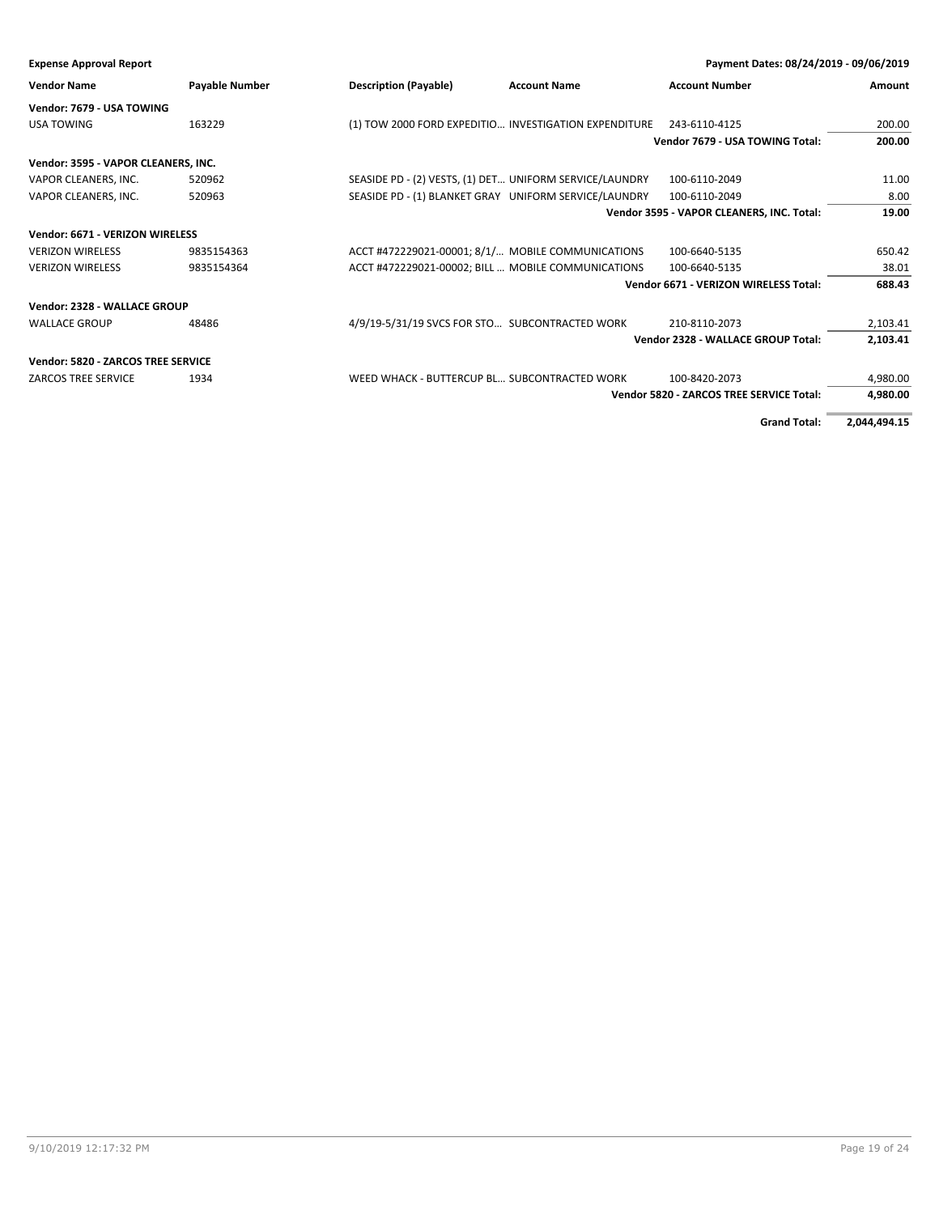**Expense Approval Report** — Payment Dates: 08/24/2019 - 09/06/2019

| Vendor Name | Payable Number | Description (Payable) | Account Name | Account Number | Amount |
|---|---|---|---|---|---|
| **Vendor: 7679 - USA TOWING** | | | | | |
| USA TOWING | 163229 | (1) TOW 2000 FORD EXPEDITIO… | INVESTIGATION EXPENDITURE | 243-6110-4125 | 200.00 |
| | | | | **Vendor 7679 - USA TOWING Total:** | **200.00** |
| **Vendor: 3595 - VAPOR CLEANERS, INC.** | | | | | |
| VAPOR CLEANERS, INC. | 520962 | SEASIDE PD - (2) VESTS, (1) DET… | UNIFORM SERVICE/LAUNDRY | 100-6110-2049 | 11.00 |
| VAPOR CLEANERS, INC. | 520963 | SEASIDE PD - (1) BLANKET GRAY | UNIFORM SERVICE/LAUNDRY | 100-6110-2049 | 8.00 |
| | | | | **Vendor 3595 - VAPOR CLEANERS, INC. Total:** | **19.00** |
| **Vendor: 6671 - VERIZON WIRELESS** | | | | | |
| VERIZON WIRELESS | 9835154363 | ACCT #472229021-00001; 8/1/… | MOBILE COMMUNICATIONS | 100-6640-5135 | 650.42 |
| VERIZON WIRELESS | 9835154364 | ACCT #472229021-00002; BILL … | MOBILE COMMUNICATIONS | 100-6640-5135 | 38.01 |
| | | | | **Vendor 6671 - VERIZON WIRELESS Total:** | **688.43** |
| **Vendor: 2328 - WALLACE GROUP** | | | | | |
| WALLACE GROUP | 48486 | 4/9/19-5/31/19 SVCS FOR STO… | SUBCONTRACTED WORK | 210-8110-2073 | 2,103.41 |
| | | | | **Vendor 2328 - WALLACE GROUP Total:** | **2,103.41** |
| **Vendor: 5820 - ZARCOS TREE SERVICE** | | | | | |
| ZARCOS TREE SERVICE | 1934 | WEED WHACK - BUTTERCUP BL… | SUBCONTRACTED WORK | 100-8420-2073 | 4,980.00 |
| | | | | **Vendor 5820 - ZARCOS TREE SERVICE Total:** | **4,980.00** |
| | | | | **Grand Total:** | **2,044,494.15** |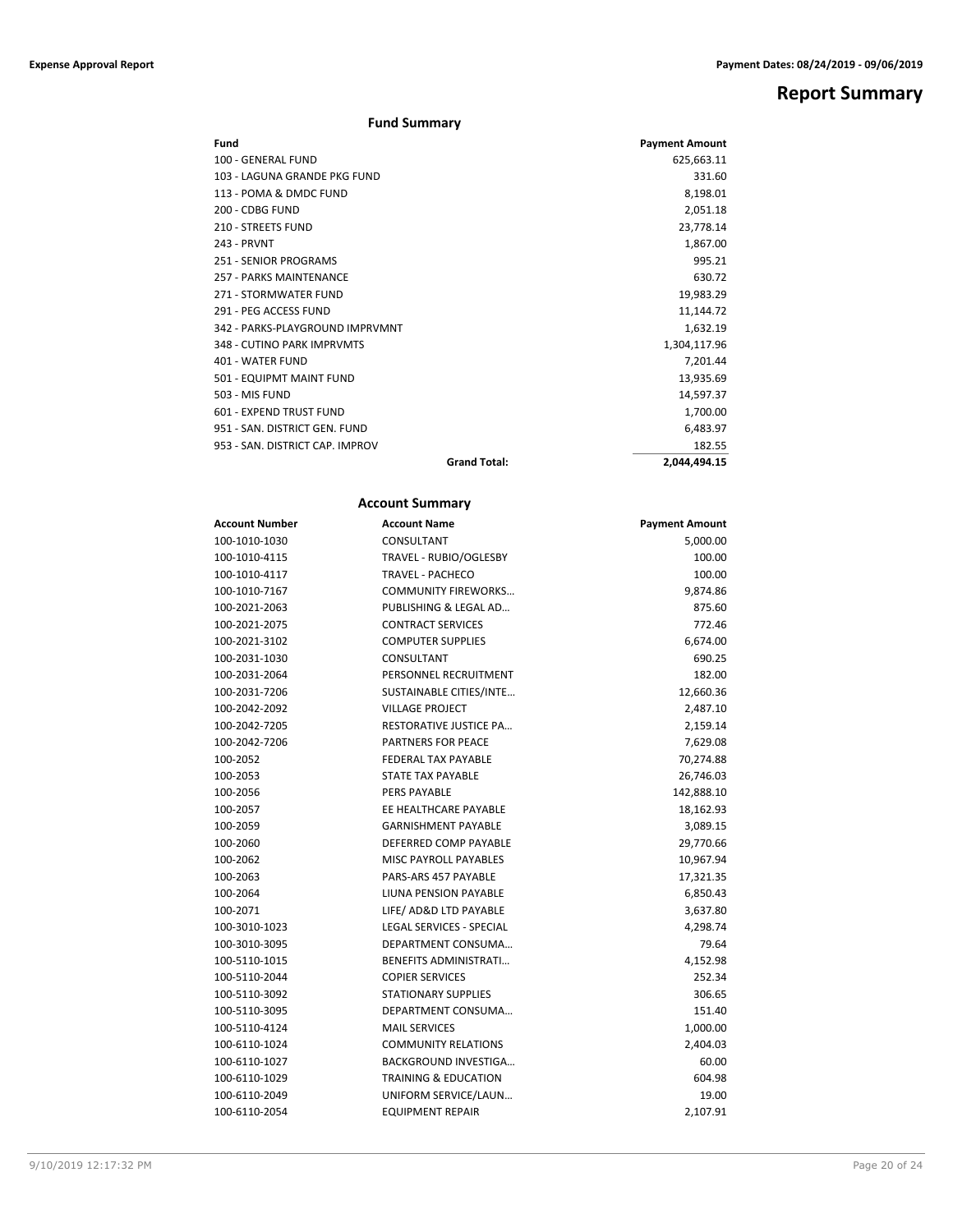# Report Summary

## Fund Summary

| Fund | Payment Amount |
|---|---|
| 100 - GENERAL FUND | 625,663.11 |
| 103 - LAGUNA GRANDE PKG FUND | 331.60 |
| 113 - POMA & DMDC FUND | 8,198.01 |
| 200 - CDBG FUND | 2,051.18 |
| 210 - STREETS FUND | 23,778.14 |
| 243 - PRVNT | 1,867.00 |
| 251 - SENIOR PROGRAMS | 995.21 |
| 257 - PARKS MAINTENANCE | 630.72 |
| 271 - STORMWATER FUND | 19,983.29 |
| 291 - PEG ACCESS FUND | 11,144.72 |
| 342 - PARKS-PLAYGROUND IMPRVMNT | 1,632.19 |
| 348 - CUTINO PARK IMPRVMTS | 1,304,117.96 |
| 401 - WATER FUND | 7,201.44 |
| 501 - EQUIPMT MAINT FUND | 13,935.69 |
| 503 - MIS FUND | 14,597.37 |
| 601 - EXPEND TRUST FUND | 1,700.00 |
| 951 - SAN. DISTRICT GEN. FUND | 6,483.97 |
| 953 - SAN. DISTRICT CAP. IMPROV | 182.55 |
| **Grand Total:** | **2,044,494.15** |

## Account Summary

| Account Number | Account Name | Payment Amount |
|---|---|---|
| 100-1010-1030 | CONSULTANT | 5,000.00 |
| 100-1010-4115 | TRAVEL - RUBIO/OGLESBY | 100.00 |
| 100-1010-4117 | TRAVEL - PACHECO | 100.00 |
| 100-1010-7167 | COMMUNITY FIREWORKS… | 9,874.86 |
| 100-2021-2063 | PUBLISHING & LEGAL AD… | 875.60 |
| 100-2021-2075 | CONTRACT SERVICES | 772.46 |
| 100-2021-3102 | COMPUTER SUPPLIES | 6,674.00 |
| 100-2031-1030 | CONSULTANT | 690.25 |
| 100-2031-2064 | PERSONNEL RECRUITMENT | 182.00 |
| 100-2031-7206 | SUSTAINABLE CITIES/INTE… | 12,660.36 |
| 100-2042-2092 | VILLAGE PROJECT | 2,487.10 |
| 100-2042-7205 | RESTORATIVE JUSTICE PA… | 2,159.14 |
| 100-2042-7206 | PARTNERS FOR PEACE | 7,629.08 |
| 100-2052 | FEDERAL TAX PAYABLE | 70,274.88 |
| 100-2053 | STATE TAX PAYABLE | 26,746.03 |
| 100-2056 | PERS PAYABLE | 142,888.10 |
| 100-2057 | EE HEALTHCARE PAYABLE | 18,162.93 |
| 100-2059 | GARNISHMENT PAYABLE | 3,089.15 |
| 100-2060 | DEFERRED COMP PAYABLE | 29,770.66 |
| 100-2062 | MISC PAYROLL PAYABLES | 10,967.94 |
| 100-2063 | PARS-ARS 457 PAYABLE | 17,321.35 |
| 100-2064 | LIUNA PENSION PAYABLE | 6,850.43 |
| 100-2071 | LIFE/ AD&D LTD PAYABLE | 3,637.80 |
| 100-3010-1023 | LEGAL SERVICES - SPECIAL | 4,298.74 |
| 100-3010-3095 | DEPARTMENT CONSUMA… | 79.64 |
| 100-5110-1015 | BENEFITS ADMINISTRATI… | 4,152.98 |
| 100-5110-2044 | COPIER SERVICES | 252.34 |
| 100-5110-3092 | STATIONARY SUPPLIES | 306.65 |
| 100-5110-3095 | DEPARTMENT CONSUMA… | 151.40 |
| 100-5110-4124 | MAIL SERVICES | 1,000.00 |
| 100-6110-1024 | COMMUNITY RELATIONS | 2,404.03 |
| 100-6110-1027 | BACKGROUND INVESTIGA… | 60.00 |
| 100-6110-1029 | TRAINING & EDUCATION | 604.98 |
| 100-6110-2049 | UNIFORM SERVICE/LAUN… | 19.00 |
| 100-6110-2054 | EQUIPMENT REPAIR | 2,107.91 |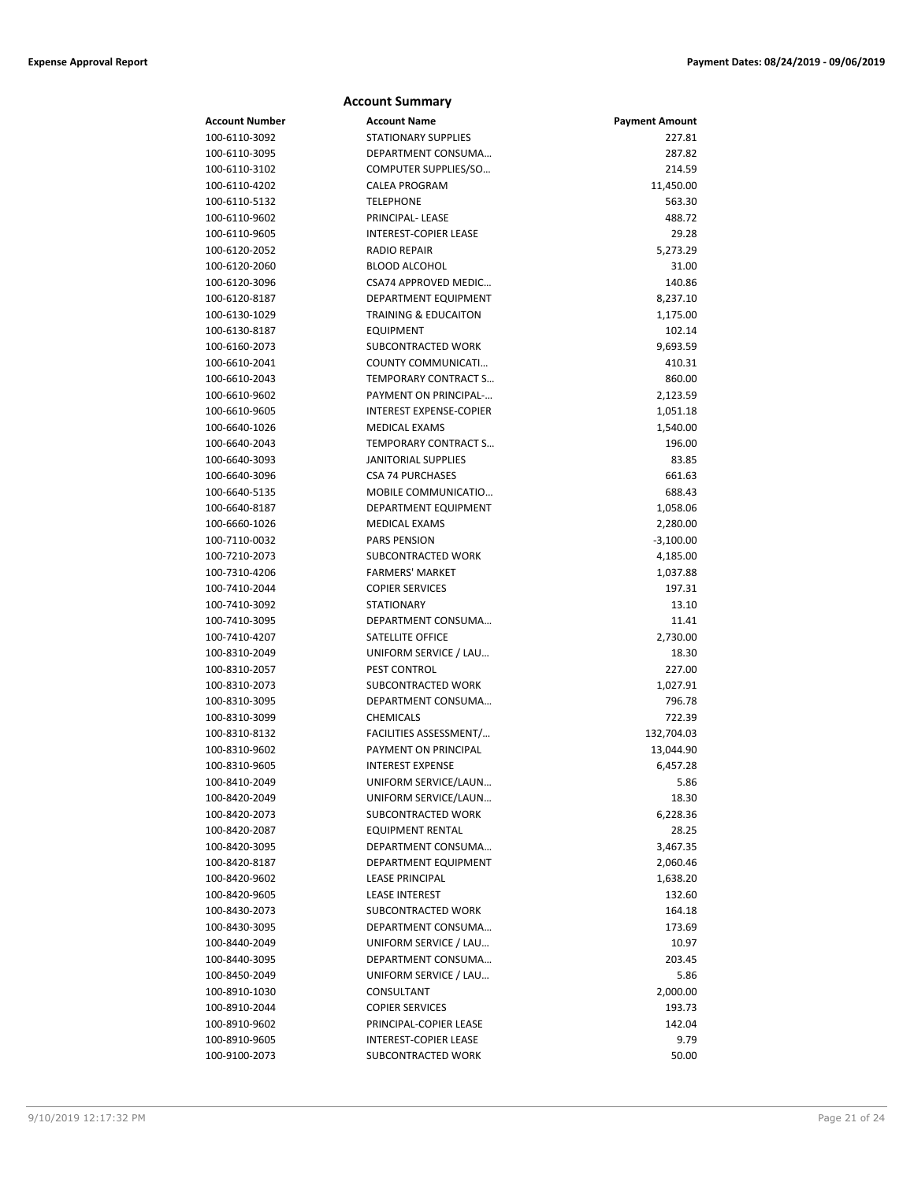## Account Summary

| Account Number | Account Name | Payment Amount |
|---|---|---|
| 100-6110-3092 | STATIONARY SUPPLIES | 227.81 |
| 100-6110-3095 | DEPARTMENT CONSUMA… | 287.82 |
| 100-6110-3102 | COMPUTER SUPPLIES/SO… | 214.59 |
| 100-6110-4202 | CALEA PROGRAM | 11,450.00 |
| 100-6110-5132 | TELEPHONE | 563.30 |
| 100-6110-9602 | PRINCIPAL- LEASE | 488.72 |
| 100-6110-9605 | INTEREST-COPIER LEASE | 29.28 |
| 100-6120-2052 | RADIO REPAIR | 5,273.29 |
| 100-6120-2060 | BLOOD ALCOHOL | 31.00 |
| 100-6120-3096 | CSA74 APPROVED MEDIC… | 140.86 |
| 100-6120-8187 | DEPARTMENT EQUIPMENT | 8,237.10 |
| 100-6130-1029 | TRAINING & EDUCAITON | 1,175.00 |
| 100-6130-8187 | EQUIPMENT | 102.14 |
| 100-6160-2073 | SUBCONTRACTED WORK | 9,693.59 |
| 100-6610-2041 | COUNTY COMMUNICATI… | 410.31 |
| 100-6610-2043 | TEMPORARY CONTRACT S… | 860.00 |
| 100-6610-9602 | PAYMENT ON PRINCIPAL-… | 2,123.59 |
| 100-6610-9605 | INTEREST EXPENSE-COPIER | 1,051.18 |
| 100-6640-1026 | MEDICAL EXAMS | 1,540.00 |
| 100-6640-2043 | TEMPORARY CONTRACT S… | 196.00 |
| 100-6640-3093 | JANITORIAL SUPPLIES | 83.85 |
| 100-6640-3096 | CSA 74 PURCHASES | 661.63 |
| 100-6640-5135 | MOBILE COMMUNICATIO… | 688.43 |
| 100-6640-8187 | DEPARTMENT EQUIPMENT | 1,058.06 |
| 100-6660-1026 | MEDICAL EXAMS | 2,280.00 |
| 100-7110-0032 | PARS PENSION | -3,100.00 |
| 100-7210-2073 | SUBCONTRACTED WORK | 4,185.00 |
| 100-7310-4206 | FARMERS' MARKET | 1,037.88 |
| 100-7410-2044 | COPIER SERVICES | 197.31 |
| 100-7410-3092 | STATIONARY | 13.10 |
| 100-7410-3095 | DEPARTMENT CONSUMA… | 11.41 |
| 100-7410-4207 | SATELLITE OFFICE | 2,730.00 |
| 100-8310-2049 | UNIFORM SERVICE / LAU… | 18.30 |
| 100-8310-2057 | PEST CONTROL | 227.00 |
| 100-8310-2073 | SUBCONTRACTED WORK | 1,027.91 |
| 100-8310-3095 | DEPARTMENT CONSUMA… | 796.78 |
| 100-8310-3099 | CHEMICALS | 722.39 |
| 100-8310-8132 | FACILITIES ASSESSMENT/… | 132,704.03 |
| 100-8310-9602 | PAYMENT ON PRINCIPAL | 13,044.90 |
| 100-8310-9605 | INTEREST EXPENSE | 6,457.28 |
| 100-8410-2049 | UNIFORM SERVICE/LAUN… | 5.86 |
| 100-8420-2049 | UNIFORM SERVICE/LAUN… | 18.30 |
| 100-8420-2073 | SUBCONTRACTED WORK | 6,228.36 |
| 100-8420-2087 | EQUIPMENT RENTAL | 28.25 |
| 100-8420-3095 | DEPARTMENT CONSUMA… | 3,467.35 |
| 100-8420-8187 | DEPARTMENT EQUIPMENT | 2,060.46 |
| 100-8420-9602 | LEASE PRINCIPAL | 1,638.20 |
| 100-8420-9605 | LEASE INTEREST | 132.60 |
| 100-8430-2073 | SUBCONTRACTED WORK | 164.18 |
| 100-8430-3095 | DEPARTMENT CONSUMA… | 173.69 |
| 100-8440-2049 | UNIFORM SERVICE / LAU… | 10.97 |
| 100-8440-3095 | DEPARTMENT CONSUMA… | 203.45 |
| 100-8450-2049 | UNIFORM SERVICE / LAU… | 5.86 |
| 100-8910-1030 | CONSULTANT | 2,000.00 |
| 100-8910-2044 | COPIER SERVICES | 193.73 |
| 100-8910-9602 | PRINCIPAL-COPIER LEASE | 142.04 |
| 100-8910-9605 | INTEREST-COPIER LEASE | 9.79 |
| 100-9100-2073 | SUBCONTRACTED WORK | 50.00 |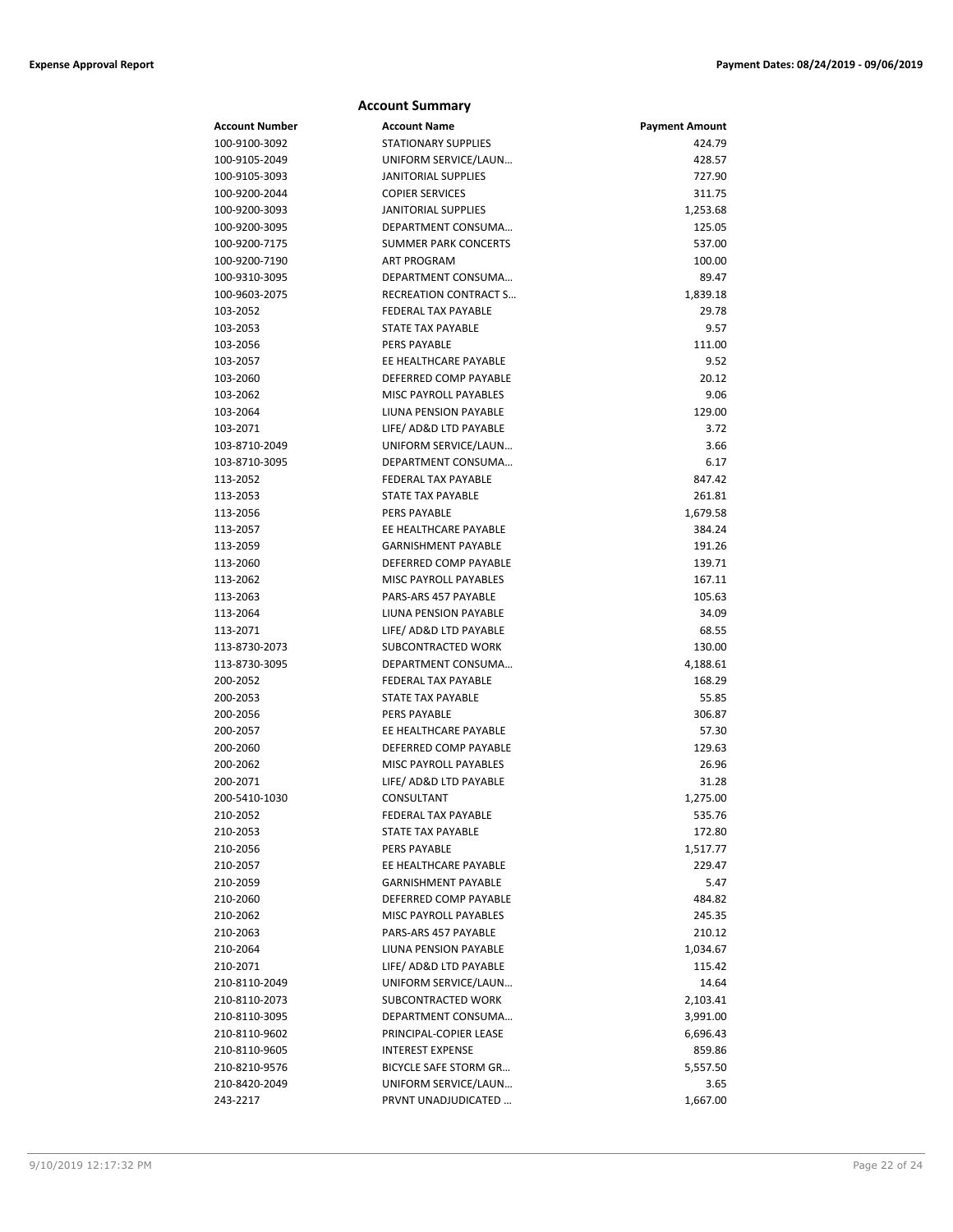## Account Summary

| Account Number | Account Name | Payment Amount |
|---|---|---|
| 100-9100-3092 | STATIONARY SUPPLIES | 424.79 |
| 100-9105-2049 | UNIFORM SERVICE/LAUN… | 428.57 |
| 100-9105-3093 | JANITORIAL SUPPLIES | 727.90 |
| 100-9200-2044 | COPIER SERVICES | 311.75 |
| 100-9200-3093 | JANITORIAL SUPPLIES | 1,253.68 |
| 100-9200-3095 | DEPARTMENT CONSUMA… | 125.05 |
| 100-9200-7175 | SUMMER PARK CONCERTS | 537.00 |
| 100-9200-7190 | ART PROGRAM | 100.00 |
| 100-9310-3095 | DEPARTMENT CONSUMA… | 89.47 |
| 100-9603-2075 | RECREATION CONTRACT S… | 1,839.18 |
| 103-2052 | FEDERAL TAX PAYABLE | 29.78 |
| 103-2053 | STATE TAX PAYABLE | 9.57 |
| 103-2056 | PERS PAYABLE | 111.00 |
| 103-2057 | EE HEALTHCARE PAYABLE | 9.52 |
| 103-2060 | DEFERRED COMP PAYABLE | 20.12 |
| 103-2062 | MISC PAYROLL PAYABLES | 9.06 |
| 103-2064 | LIUNA PENSION PAYABLE | 129.00 |
| 103-2071 | LIFE/ AD&D LTD PAYABLE | 3.72 |
| 103-8710-2049 | UNIFORM SERVICE/LAUN… | 3.66 |
| 103-8710-3095 | DEPARTMENT CONSUMA… | 6.17 |
| 113-2052 | FEDERAL TAX PAYABLE | 847.42 |
| 113-2053 | STATE TAX PAYABLE | 261.81 |
| 113-2056 | PERS PAYABLE | 1,679.58 |
| 113-2057 | EE HEALTHCARE PAYABLE | 384.24 |
| 113-2059 | GARNISHMENT PAYABLE | 191.26 |
| 113-2060 | DEFERRED COMP PAYABLE | 139.71 |
| 113-2062 | MISC PAYROLL PAYABLES | 167.11 |
| 113-2063 | PARS-ARS 457 PAYABLE | 105.63 |
| 113-2064 | LIUNA PENSION PAYABLE | 34.09 |
| 113-2071 | LIFE/ AD&D LTD PAYABLE | 68.55 |
| 113-8730-2073 | SUBCONTRACTED WORK | 130.00 |
| 113-8730-3095 | DEPARTMENT CONSUMA… | 4,188.61 |
| 200-2052 | FEDERAL TAX PAYABLE | 168.29 |
| 200-2053 | STATE TAX PAYABLE | 55.85 |
| 200-2056 | PERS PAYABLE | 306.87 |
| 200-2057 | EE HEALTHCARE PAYABLE | 57.30 |
| 200-2060 | DEFERRED COMP PAYABLE | 129.63 |
| 200-2062 | MISC PAYROLL PAYABLES | 26.96 |
| 200-2071 | LIFE/ AD&D LTD PAYABLE | 31.28 |
| 200-5410-1030 | CONSULTANT | 1,275.00 |
| 210-2052 | FEDERAL TAX PAYABLE | 535.76 |
| 210-2053 | STATE TAX PAYABLE | 172.80 |
| 210-2056 | PERS PAYABLE | 1,517.77 |
| 210-2057 | EE HEALTHCARE PAYABLE | 229.47 |
| 210-2059 | GARNISHMENT PAYABLE | 5.47 |
| 210-2060 | DEFERRED COMP PAYABLE | 484.82 |
| 210-2062 | MISC PAYROLL PAYABLES | 245.35 |
| 210-2063 | PARS-ARS 457 PAYABLE | 210.12 |
| 210-2064 | LIUNA PENSION PAYABLE | 1,034.67 |
| 210-2071 | LIFE/ AD&D LTD PAYABLE | 115.42 |
| 210-8110-2049 | UNIFORM SERVICE/LAUN… | 14.64 |
| 210-8110-2073 | SUBCONTRACTED WORK | 2,103.41 |
| 210-8110-3095 | DEPARTMENT CONSUMA… | 3,991.00 |
| 210-8110-9602 | PRINCIPAL-COPIER LEASE | 6,696.43 |
| 210-8110-9605 | INTEREST EXPENSE | 859.86 |
| 210-8210-9576 | BICYCLE SAFE STORM GR… | 5,557.50 |
| 210-8420-2049 | UNIFORM SERVICE/LAUN… | 3.65 |
| 243-2217 | PRVNT UNADJUDICATED … | 1,667.00 |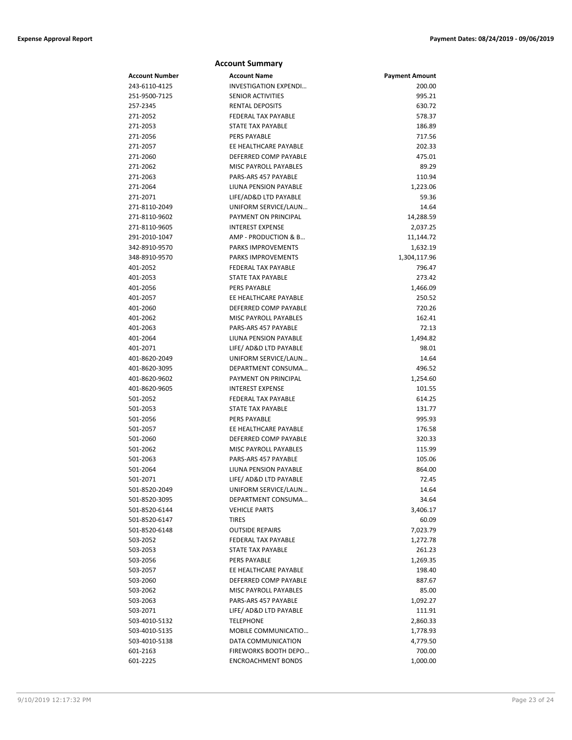## Account Summary

| Account Number | Account Name | Payment Amount |
|---|---|---|
| 243-6110-4125 | INVESTIGATION EXPENDI… | 200.00 |
| 251-9500-7125 | SENIOR ACTIVITIES | 995.21 |
| 257-2345 | RENTAL DEPOSITS | 630.72 |
| 271-2052 | FEDERAL TAX PAYABLE | 578.37 |
| 271-2053 | STATE TAX PAYABLE | 186.89 |
| 271-2056 | PERS PAYABLE | 717.56 |
| 271-2057 | EE HEALTHCARE PAYABLE | 202.33 |
| 271-2060 | DEFERRED COMP PAYABLE | 475.01 |
| 271-2062 | MISC PAYROLL PAYABLES | 89.29 |
| 271-2063 | PARS-ARS 457 PAYABLE | 110.94 |
| 271-2064 | LIUNA PENSION PAYABLE | 1,223.06 |
| 271-2071 | LIFE/AD&D LTD PAYABLE | 59.36 |
| 271-8110-2049 | UNIFORM SERVICE/LAUN… | 14.64 |
| 271-8110-9602 | PAYMENT ON PRINCIPAL | 14,288.59 |
| 271-8110-9605 | INTEREST EXPENSE | 2,037.25 |
| 291-2010-1047 | AMP - PRODUCTION & B… | 11,144.72 |
| 342-8910-9570 | PARKS IMPROVEMENTS | 1,632.19 |
| 348-8910-9570 | PARKS IMPROVEMENTS | 1,304,117.96 |
| 401-2052 | FEDERAL TAX PAYABLE | 796.47 |
| 401-2053 | STATE TAX PAYABLE | 273.42 |
| 401-2056 | PERS PAYABLE | 1,466.09 |
| 401-2057 | EE HEALTHCARE PAYABLE | 250.52 |
| 401-2060 | DEFERRED COMP PAYABLE | 720.26 |
| 401-2062 | MISC PAYROLL PAYABLES | 162.41 |
| 401-2063 | PARS-ARS 457 PAYABLE | 72.13 |
| 401-2064 | LIUNA PENSION PAYABLE | 1,494.82 |
| 401-2071 | LIFE/ AD&D LTD PAYABLE | 98.01 |
| 401-8620-2049 | UNIFORM SERVICE/LAUN… | 14.64 |
| 401-8620-3095 | DEPARTMENT CONSUMA… | 496.52 |
| 401-8620-9602 | PAYMENT ON PRINCIPAL | 1,254.60 |
| 401-8620-9605 | INTEREST EXPENSE | 101.55 |
| 501-2052 | FEDERAL TAX PAYABLE | 614.25 |
| 501-2053 | STATE TAX PAYABLE | 131.77 |
| 501-2056 | PERS PAYABLE | 995.93 |
| 501-2057 | EE HEALTHCARE PAYABLE | 176.58 |
| 501-2060 | DEFERRED COMP PAYABLE | 320.33 |
| 501-2062 | MISC PAYROLL PAYABLES | 115.99 |
| 501-2063 | PARS-ARS 457 PAYABLE | 105.06 |
| 501-2064 | LIUNA PENSION PAYABLE | 864.00 |
| 501-2071 | LIFE/ AD&D LTD PAYABLE | 72.45 |
| 501-8520-2049 | UNIFORM SERVICE/LAUN… | 14.64 |
| 501-8520-3095 | DEPARTMENT CONSUMA… | 34.64 |
| 501-8520-6144 | VEHICLE PARTS | 3,406.17 |
| 501-8520-6147 | TIRES | 60.09 |
| 501-8520-6148 | OUTSIDE REPAIRS | 7,023.79 |
| 503-2052 | FEDERAL TAX PAYABLE | 1,272.78 |
| 503-2053 | STATE TAX PAYABLE | 261.23 |
| 503-2056 | PERS PAYABLE | 1,269.35 |
| 503-2057 | EE HEALTHCARE PAYABLE | 198.40 |
| 503-2060 | DEFERRED COMP PAYABLE | 887.67 |
| 503-2062 | MISC PAYROLL PAYABLES | 85.00 |
| 503-2063 | PARS-ARS 457 PAYABLE | 1,092.27 |
| 503-2071 | LIFE/ AD&D LTD PAYABLE | 111.91 |
| 503-4010-5132 | TELEPHONE | 2,860.33 |
| 503-4010-5135 | MOBILE COMMUNICATIO… | 1,778.93 |
| 503-4010-5138 | DATA COMMUNICATION | 4,779.50 |
| 601-2163 | FIREWORKS BOOTH DEPO… | 700.00 |
| 601-2225 | ENCROACHMENT BONDS | 1,000.00 |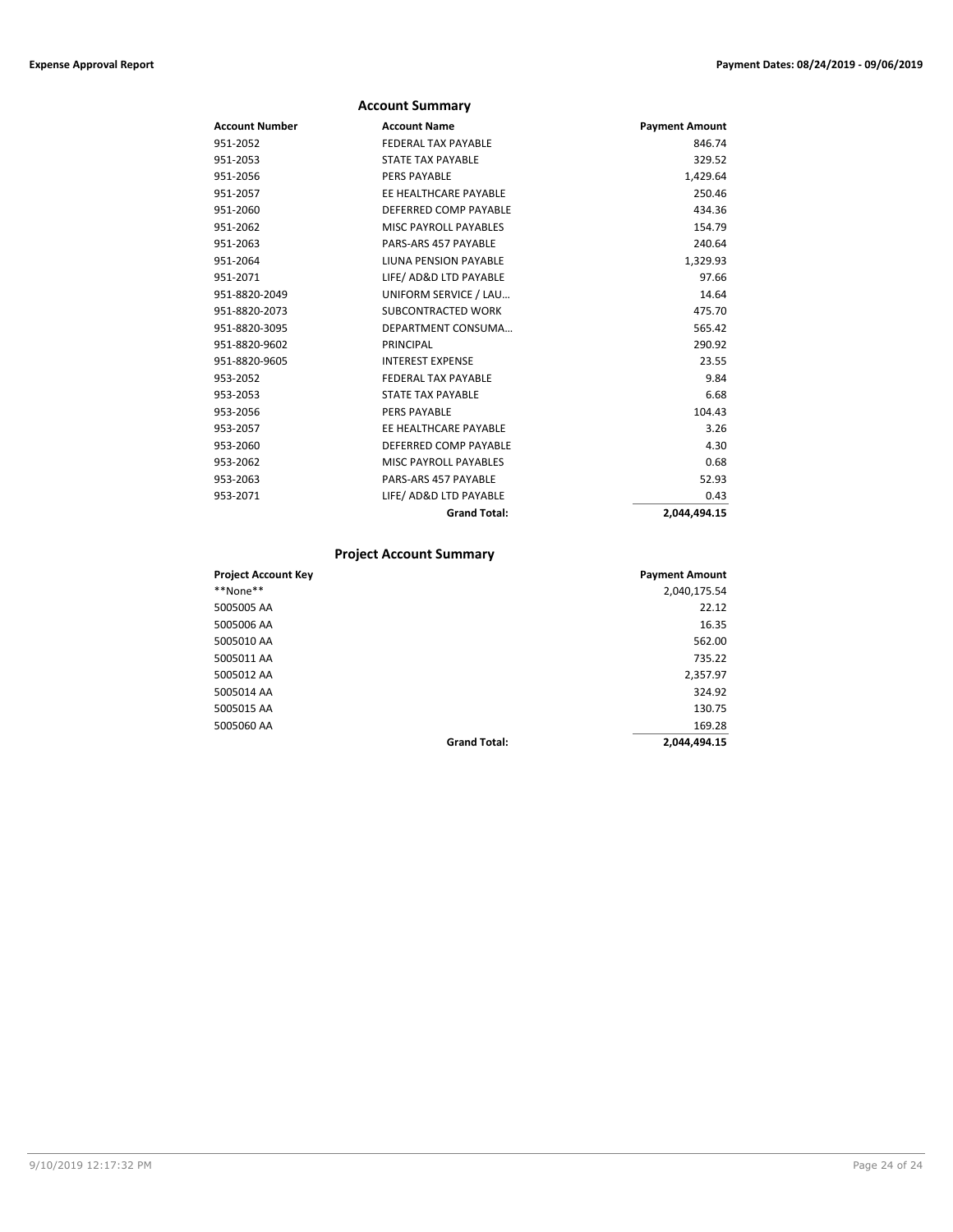## Account Summary

| Account Number | Account Name | Payment Amount |
|---|---|---|
| 951-2052 | FEDERAL TAX PAYABLE | 846.74 |
| 951-2053 | STATE TAX PAYABLE | 329.52 |
| 951-2056 | PERS PAYABLE | 1,429.64 |
| 951-2057 | EE HEALTHCARE PAYABLE | 250.46 |
| 951-2060 | DEFERRED COMP PAYABLE | 434.36 |
| 951-2062 | MISC PAYROLL PAYABLES | 154.79 |
| 951-2063 | PARS-ARS 457 PAYABLE | 240.64 |
| 951-2064 | LIUNA PENSION PAYABLE | 1,329.93 |
| 951-2071 | LIFE/ AD&D LTD PAYABLE | 97.66 |
| 951-8820-2049 | UNIFORM SERVICE / LAU… | 14.64 |
| 951-8820-2073 | SUBCONTRACTED WORK | 475.70 |
| 951-8820-3095 | DEPARTMENT CONSUMA… | 565.42 |
| 951-8820-9602 | PRINCIPAL | 290.92 |
| 951-8820-9605 | INTEREST EXPENSE | 23.55 |
| 953-2052 | FEDERAL TAX PAYABLE | 9.84 |
| 953-2053 | STATE TAX PAYABLE | 6.68 |
| 953-2056 | PERS PAYABLE | 104.43 |
| 953-2057 | EE HEALTHCARE PAYABLE | 3.26 |
| 953-2060 | DEFERRED COMP PAYABLE | 4.30 |
| 953-2062 | MISC PAYROLL PAYABLES | 0.68 |
| 953-2063 | PARS-ARS 457 PAYABLE | 52.93 |
| 953-2071 | LIFE/ AD&D LTD PAYABLE | 0.43 |
| | **Grand Total:** | **2,044,494.15** |

## Project Account Summary

| Project Account Key | | Payment Amount |
|---|---|---|
| \*\*None\*\* | | 2,040,175.54 |
| 5005005 AA | | 22.12 |
| 5005006 AA | | 16.35 |
| 5005010 AA | | 562.00 |
| 5005011 AA | | 735.22 |
| 5005012 AA | | 2,357.97 |
| 5005014 AA | | 324.92 |
| 5005015 AA | | 130.75 |
| 5005060 AA | | 169.28 |
| | **Grand Total:** | **2,044,494.15** |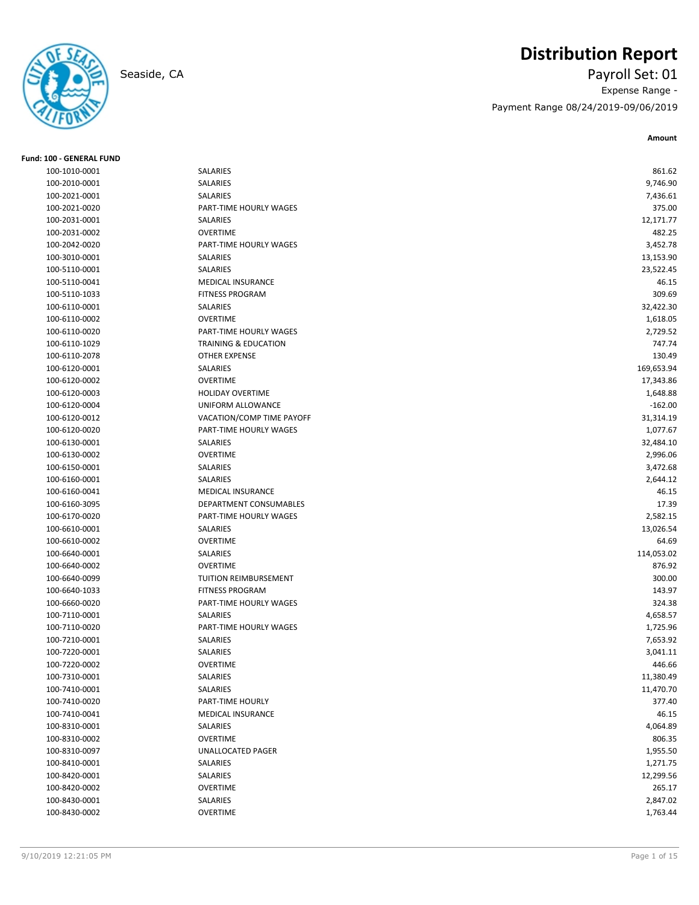# Distribution Report

Seaside, CA

Payroll Set: 01

Expense Range -

Payment Range 08/24/2019-09/06/2019

**Fund: 100 - GENERAL FUND**

| Account | Description | Amount |
|---|---|---|
| 100-1010-0001 | SALARIES | 861.62 |
| 100-2010-0001 | SALARIES | 9,746.90 |
| 100-2021-0001 | SALARIES | 7,436.61 |
| 100-2021-0020 | PART-TIME HOURLY WAGES | 375.00 |
| 100-2031-0001 | SALARIES | 12,171.77 |
| 100-2031-0002 | OVERTIME | 482.25 |
| 100-2042-0020 | PART-TIME HOURLY WAGES | 3,452.78 |
| 100-3010-0001 | SALARIES | 13,153.90 |
| 100-5110-0001 | SALARIES | 23,522.45 |
| 100-5110-0041 | MEDICAL INSURANCE | 46.15 |
| 100-5110-1033 | FITNESS PROGRAM | 309.69 |
| 100-6110-0001 | SALARIES | 32,422.30 |
| 100-6110-0002 | OVERTIME | 1,618.05 |
| 100-6110-0020 | PART-TIME HOURLY WAGES | 2,729.52 |
| 100-6110-1029 | TRAINING & EDUCATION | 747.74 |
| 100-6110-2078 | OTHER EXPENSE | 130.49 |
| 100-6120-0001 | SALARIES | 169,653.94 |
| 100-6120-0002 | OVERTIME | 17,343.86 |
| 100-6120-0003 | HOLIDAY OVERTIME | 1,648.88 |
| 100-6120-0004 | UNIFORM ALLOWANCE | -162.00 |
| 100-6120-0012 | VACATION/COMP TIME PAYOFF | 31,314.19 |
| 100-6120-0020 | PART-TIME HOURLY WAGES | 1,077.67 |
| 100-6130-0001 | SALARIES | 32,484.10 |
| 100-6130-0002 | OVERTIME | 2,996.06 |
| 100-6150-0001 | SALARIES | 3,472.68 |
| 100-6160-0001 | SALARIES | 2,644.12 |
| 100-6160-0041 | MEDICAL INSURANCE | 46.15 |
| 100-6160-3095 | DEPARTMENT CONSUMABLES | 17.39 |
| 100-6170-0020 | PART-TIME HOURLY WAGES | 2,582.15 |
| 100-6610-0001 | SALARIES | 13,026.54 |
| 100-6610-0002 | OVERTIME | 64.69 |
| 100-6640-0001 | SALARIES | 114,053.02 |
| 100-6640-0002 | OVERTIME | 876.92 |
| 100-6640-0099 | TUITION REIMBURSEMENT | 300.00 |
| 100-6640-1033 | FITNESS PROGRAM | 143.97 |
| 100-6660-0020 | PART-TIME HOURLY WAGES | 324.38 |
| 100-7110-0001 | SALARIES | 4,658.57 |
| 100-7110-0020 | PART-TIME HOURLY WAGES | 1,725.96 |
| 100-7210-0001 | SALARIES | 7,653.92 |
| 100-7220-0001 | SALARIES | 3,041.11 |
| 100-7220-0002 | OVERTIME | 446.66 |
| 100-7310-0001 | SALARIES | 11,380.49 |
| 100-7410-0001 | SALARIES | 11,470.70 |
| 100-7410-0020 | PART-TIME HOURLY | 377.40 |
| 100-7410-0041 | MEDICAL INSURANCE | 46.15 |
| 100-8310-0001 | SALARIES | 4,064.89 |
| 100-8310-0002 | OVERTIME | 806.35 |
| 100-8310-0097 | UNALLOCATED PAGER | 1,955.50 |
| 100-8410-0001 | SALARIES | 1,271.75 |
| 100-8420-0001 | SALARIES | 12,299.56 |
| 100-8420-0002 | OVERTIME | 265.17 |
| 100-8430-0001 | SALARIES | 2,847.02 |
| 100-8430-0002 | OVERTIME | 1,763.44 |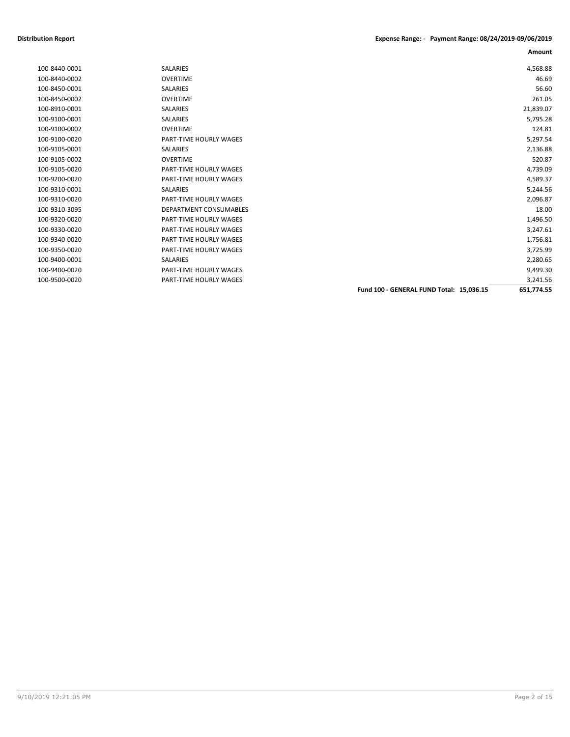**Distribution Report** — **Expense Range: - Payment Range: 08/24/2019-09/06/2019**

| | | Amount |
|---|---|---|
| 100-8440-0001 | SALARIES | 4,568.88 |
| 100-8440-0002 | OVERTIME | 46.69 |
| 100-8450-0001 | SALARIES | 56.60 |
| 100-8450-0002 | OVERTIME | 261.05 |
| 100-8910-0001 | SALARIES | 21,839.07 |
| 100-9100-0001 | SALARIES | 5,795.28 |
| 100-9100-0002 | OVERTIME | 124.81 |
| 100-9100-0020 | PART-TIME HOURLY WAGES | 5,297.54 |
| 100-9105-0001 | SALARIES | 2,136.88 |
| 100-9105-0002 | OVERTIME | 520.87 |
| 100-9105-0020 | PART-TIME HOURLY WAGES | 4,739.09 |
| 100-9200-0020 | PART-TIME HOURLY WAGES | 4,589.37 |
| 100-9310-0001 | SALARIES | 5,244.56 |
| 100-9310-0020 | PART-TIME HOURLY WAGES | 2,096.87 |
| 100-9310-3095 | DEPARTMENT CONSUMABLES | 18.00 |
| 100-9320-0020 | PART-TIME HOURLY WAGES | 1,496.50 |
| 100-9330-0020 | PART-TIME HOURLY WAGES | 3,247.61 |
| 100-9340-0020 | PART-TIME HOURLY WAGES | 1,756.81 |
| 100-9350-0020 | PART-TIME HOURLY WAGES | 3,725.99 |
| 100-9400-0001 | SALARIES | 2,280.65 |
| 100-9400-0020 | PART-TIME HOURLY WAGES | 9,499.30 |
| 100-9500-0020 | PART-TIME HOURLY WAGES | 3,241.56 |
| | **Fund 100 - GENERAL FUND Total: 15,036.15** | **651,774.55** |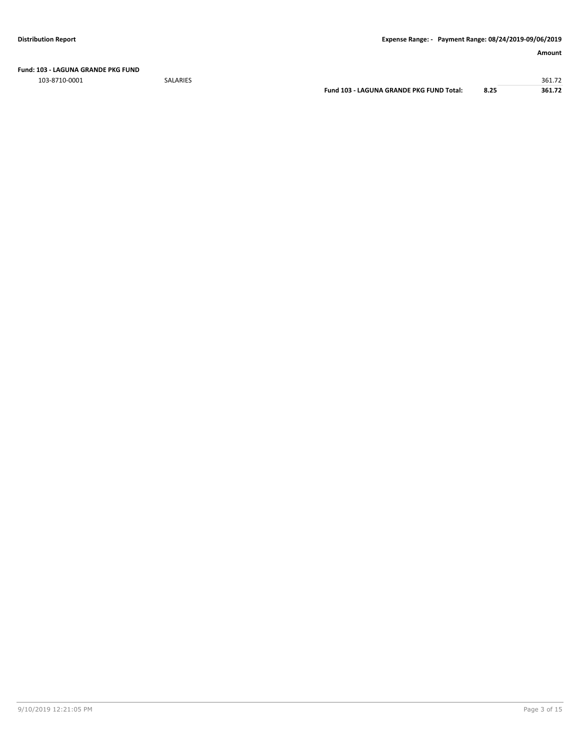**Fund: 103 - LAGUNA GRANDE PKG FUND**

| Account | Description | | | Amount |
|---|---|---|---|---|
| 103-8710-0001 | SALARIES | | | 361.72 |
| | | **Fund 103 - LAGUNA GRANDE PKG FUND Total:** | **8.25** | **361.72** |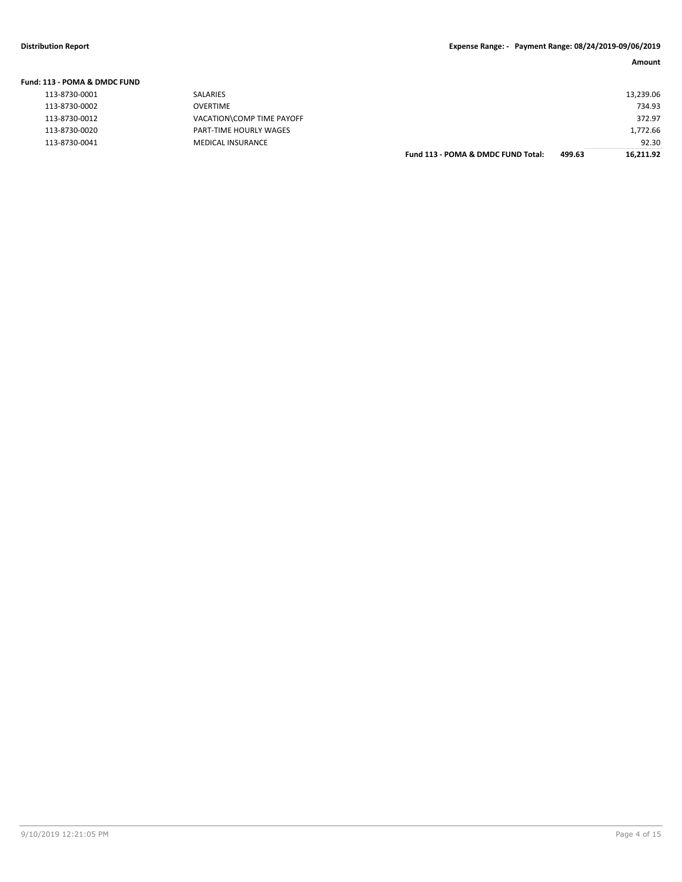**Amount**

**Fund: 113 - POMA & DMDC FUND**

| Account | Description | | | Amount |
|---|---|---|---|---|
| 113-8730-0001 | SALARIES | | | 13,239.06 |
| 113-8730-0002 | OVERTIME | | | 734.93 |
| 113-8730-0012 | VACATION\COMP TIME PAYOFF | | | 372.97 |
| 113-8730-0020 | PART-TIME HOURLY WAGES | | | 1,772.66 |
| 113-8730-0041 | MEDICAL INSURANCE | | | 92.30 |
| | | **Fund 113 - POMA & DMDC FUND Total:** | **499.63** | **16,211.92** |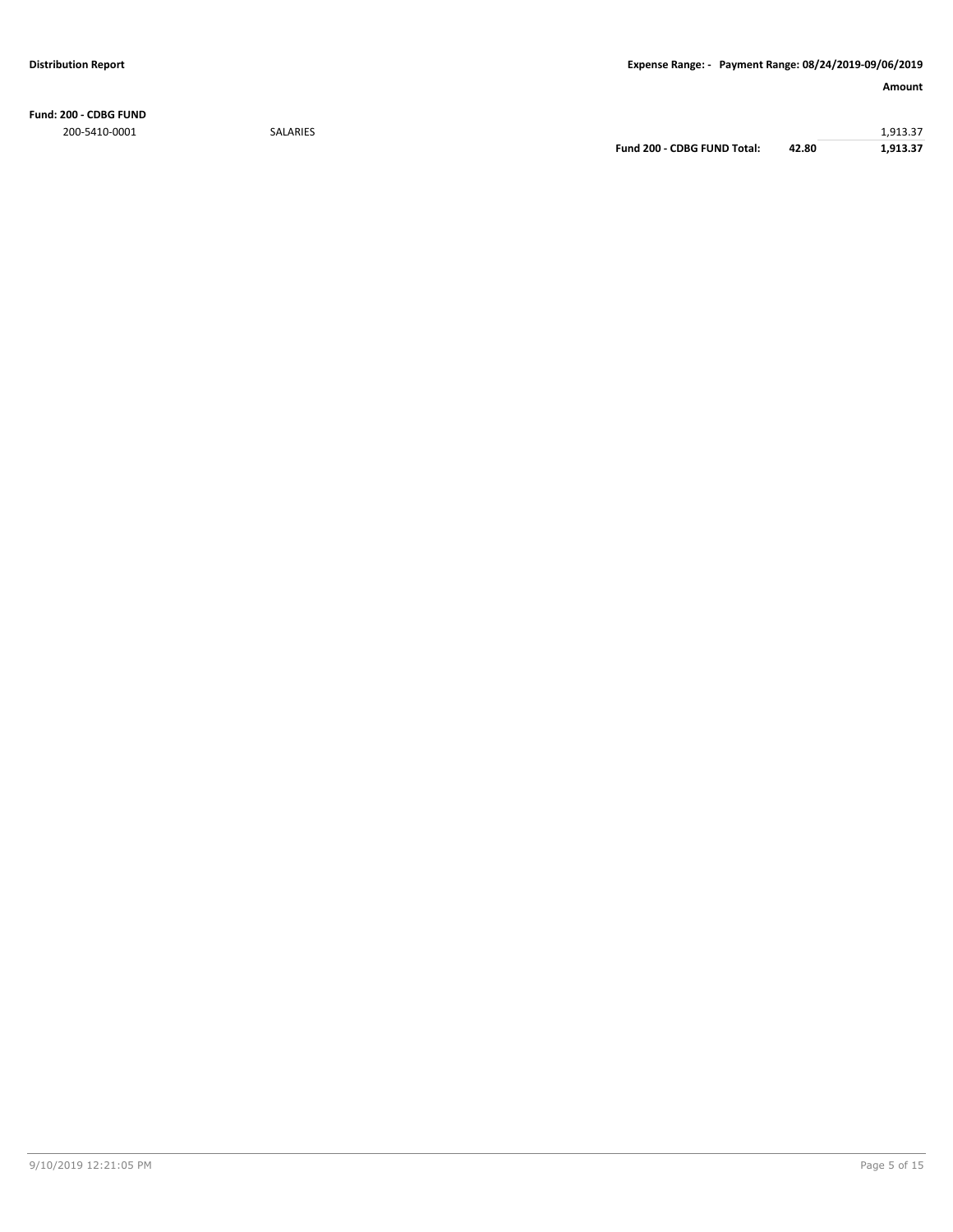**Distribution Report** | **Expense Range: - Payment Range: 08/24/2019-09/06/2019**

| | | | | **Amount** |
|---|---|---|---|---|
| **Fund: 200 - CDBG FUND** | | | | |
| 200-5410-0001 | SALARIES | | | 1,913.37 |
| | | **Fund 200 - CDBG FUND Total:** | **42.80** | **1,913.37** |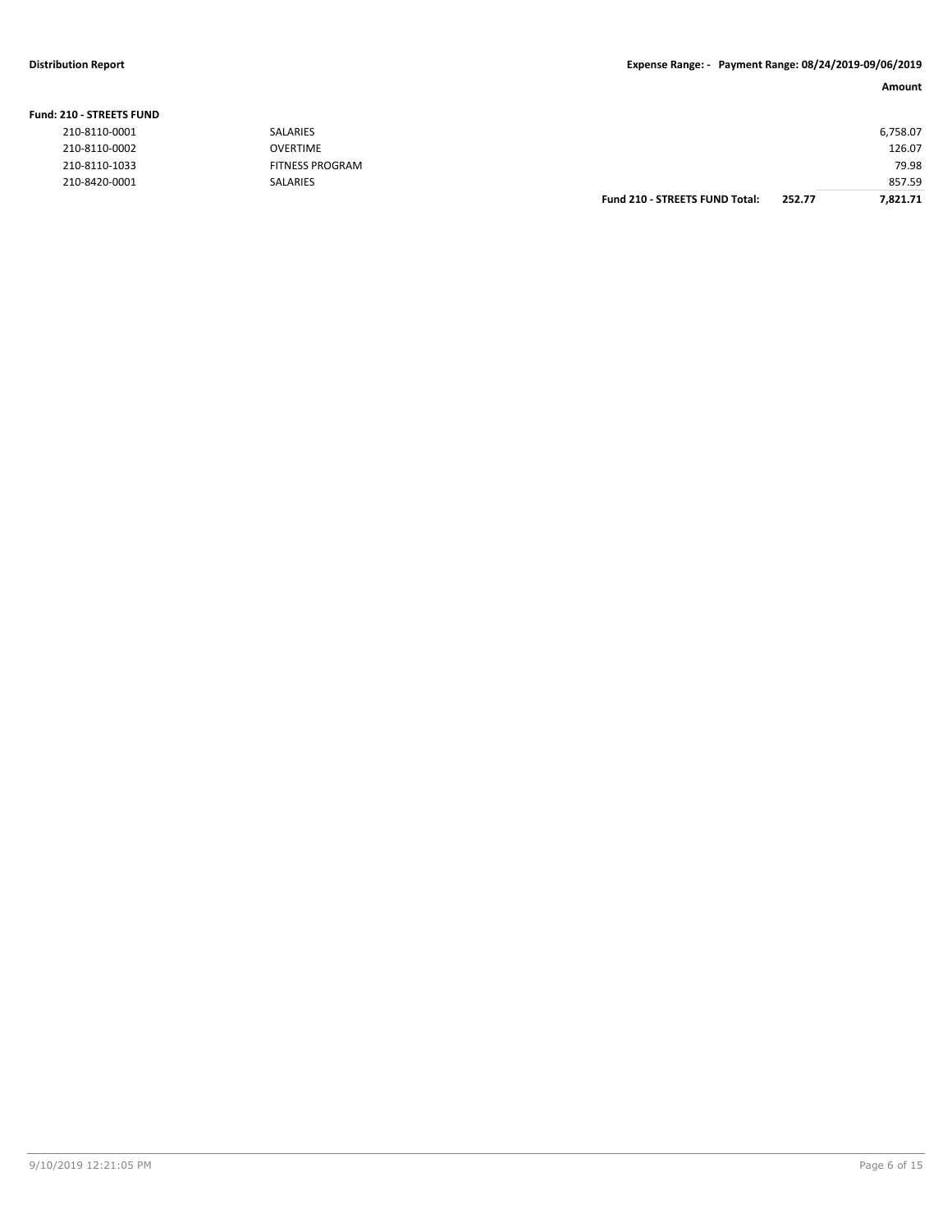**Distribution Report** **Expense Range: - Payment Range: 08/24/2019-09/06/2019**

| | | | | Amount |
|---|---|---|---|---|
| **Fund: 210 - STREETS FUND** | | | | |
| 210-8110-0001 | SALARIES | | | 6,758.07 |
| 210-8110-0002 | OVERTIME | | | 126.07 |
| 210-8110-1033 | FITNESS PROGRAM | | | 79.98 |
| 210-8420-0001 | SALARIES | | | 857.59 |
| | | **Fund 210 - STREETS FUND Total:** | **252.77** | **7,821.71** |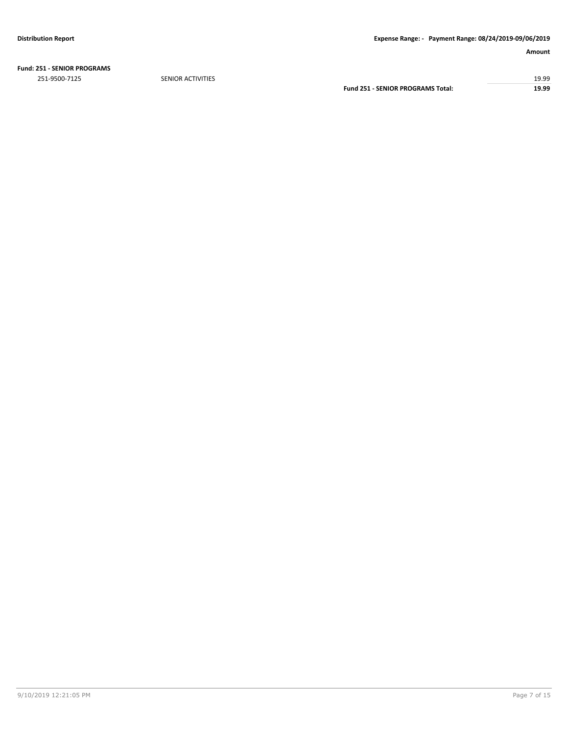| | | | Amount |
|---|---|---|---|
| **Fund: 251 - SENIOR PROGRAMS** | | | |
| 251-9500-7125 | SENIOR ACTIVITIES | | 19.99 |
| | | **Fund 251 - SENIOR PROGRAMS Total:** | **19.99** |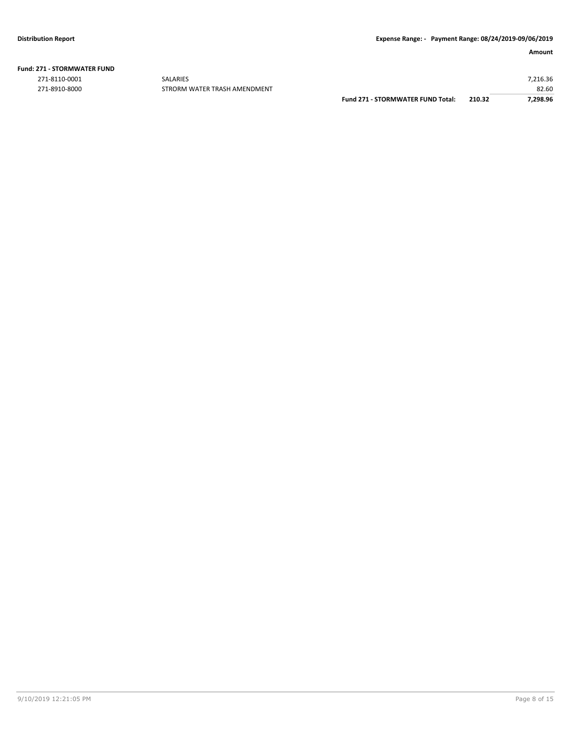**Fund: 271 - STORMWATER FUND**

| Account | Description | | | Amount |
|---|---|---|---|---|
| 271-8110-0001 | SALARIES | | | 7,216.36 |
| 271-8910-8000 | STRORM WATER TRASH AMENDMENT | | | 82.60 |
| | | **Fund 271 - STORMWATER FUND Total:** | **210.32** | **7,298.96** |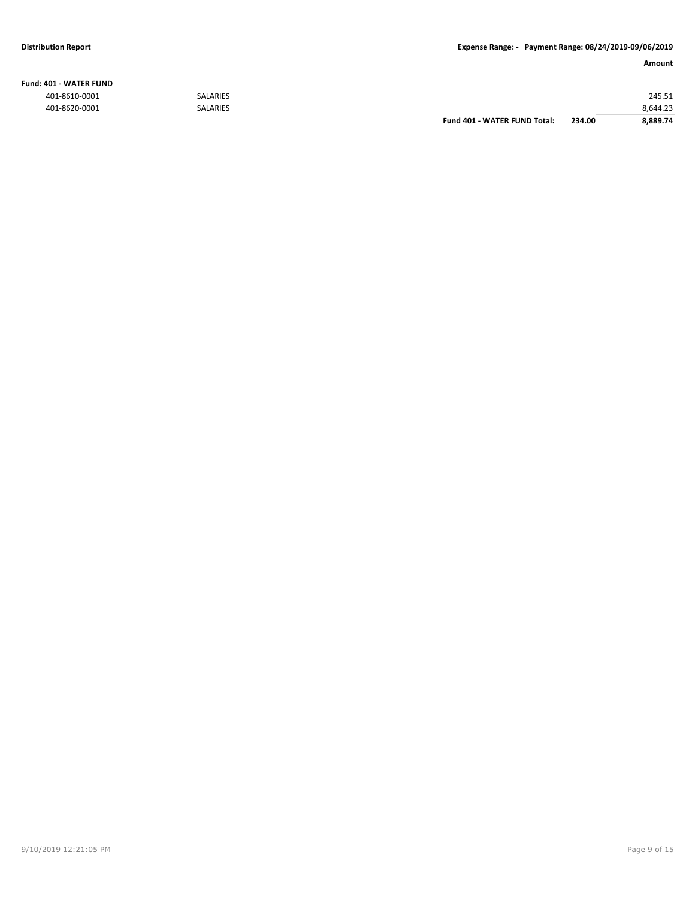**Fund: 401 - WATER FUND**

| | | | | Amount |
|---|---|---|---|---|
| 401-8610-0001 | SALARIES | | | 245.51 |
| 401-8620-0001 | SALARIES | | | 8,644.23 |
| | | **Fund 401 - WATER FUND Total:** | **234.00** | **8,889.74** |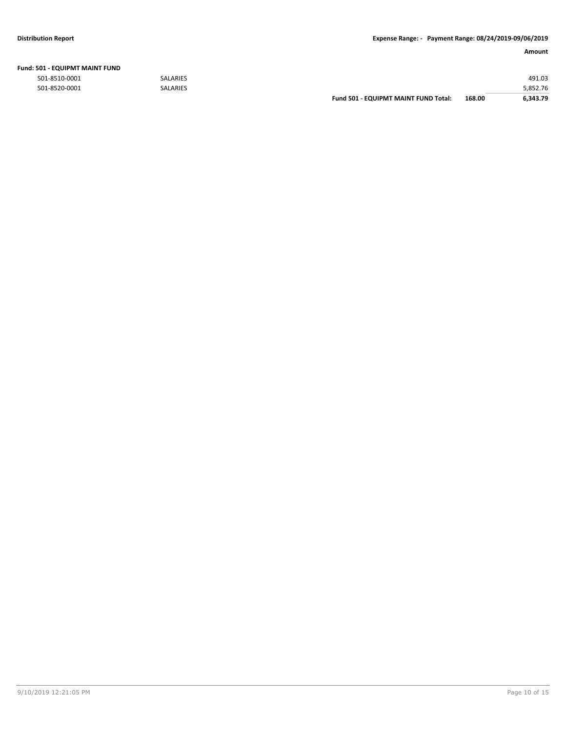**Fund: 501 - EQUIPMT MAINT FUND**

| Account | Description | | | Amount |
|---|---|---|---|---|
| 501-8510-0001 | SALARIES | | | 491.03 |
| 501-8520-0001 | SALARIES | | | 5,852.76 |
| | | **Fund 501 - EQUIPMT MAINT FUND Total:** | **168.00** | **6,343.79** |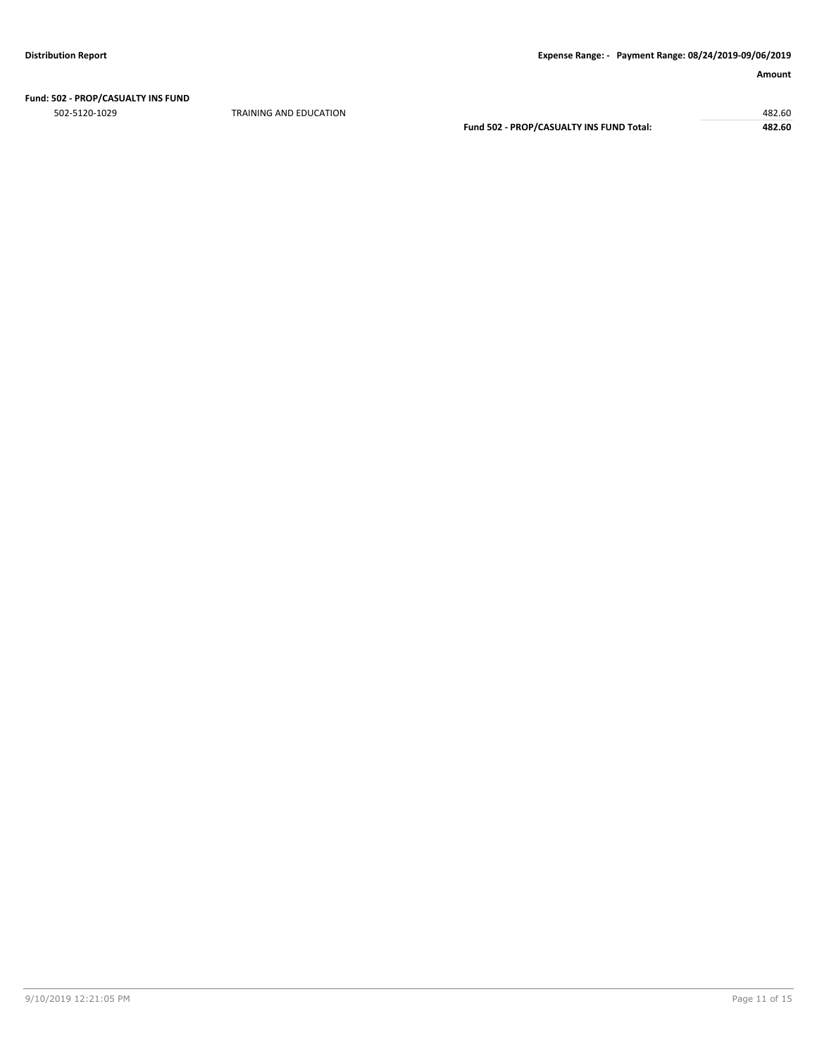**Fund: 502 - PROP/CASUALTY INS FUND**

| | | | Amount |
|---|---|---|---|
| 502-5120-1029 | TRAINING AND EDUCATION | | 482.60 |
| | | **Fund 502 - PROP/CASUALTY INS FUND Total:** | **482.60** |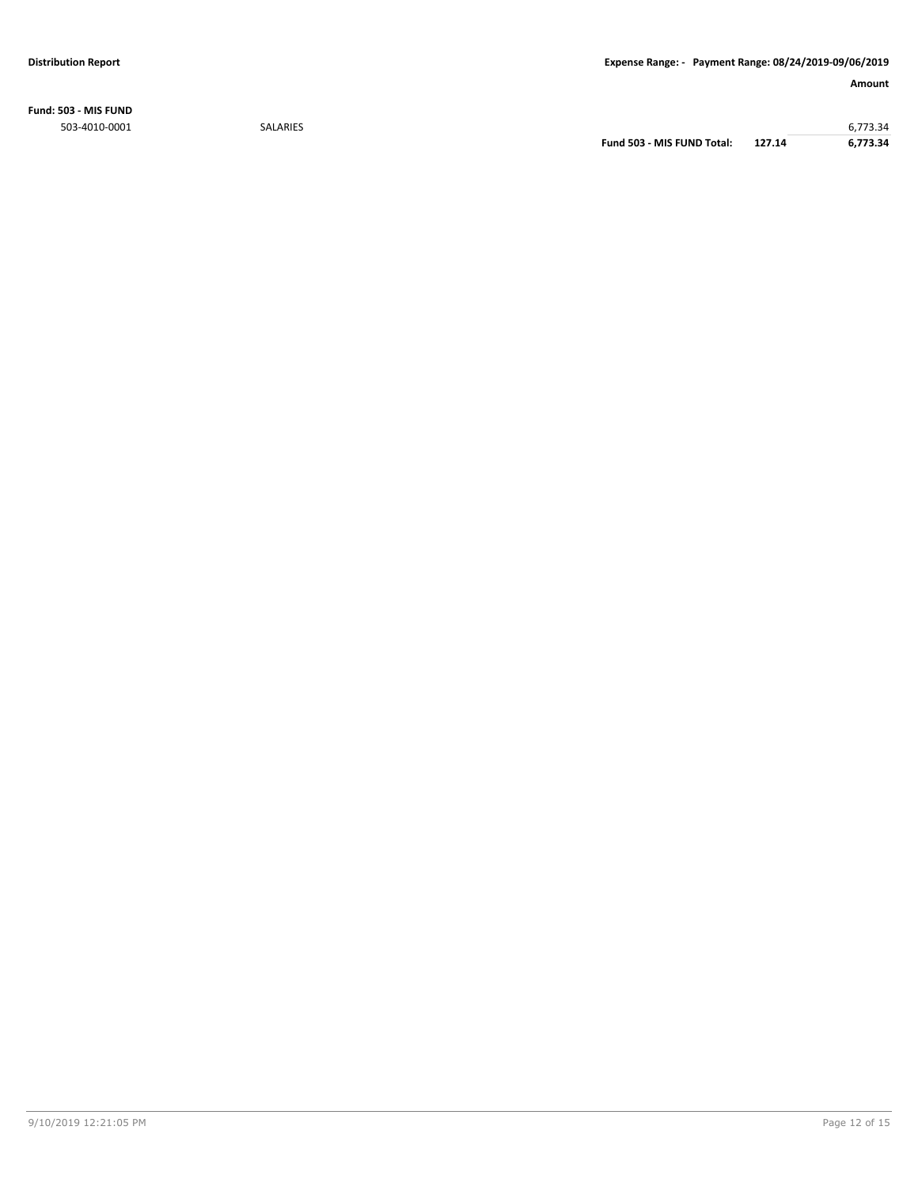**Fund: 503 - MIS FUND**

| | | | Amount |
|---|---|---|---|
| 503-4010-0001 | SALARIES | | 6,773.34 |
| | **Fund 503 - MIS FUND Total:** | **127.14** | **6,773.34** |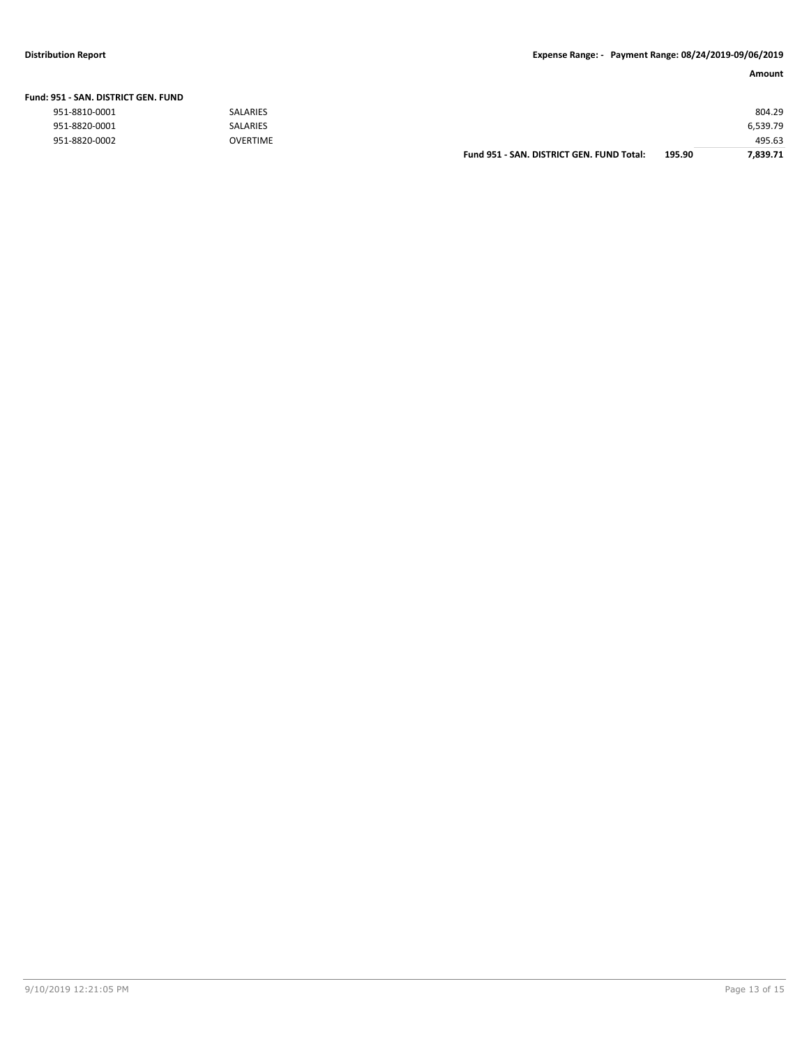| | | | | Amount |
|---|---|---|---|---|
| **Fund: 951 - SAN. DISTRICT GEN. FUND** | | | | |
| 951-8810-0001 | SALARIES | | | 804.29 |
| 951-8820-0001 | SALARIES | | | 6,539.79 |
| 951-8820-0002 | OVERTIME | | | 495.63 |
| | | **Fund 951 - SAN. DISTRICT GEN. FUND Total:** | **195.90** | **7,839.71** |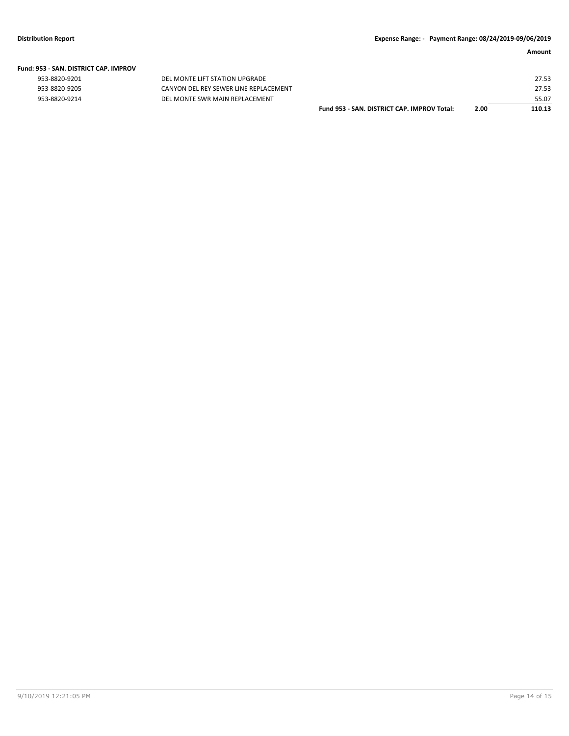| | | | Amount |
|---|---|---|---|
| **Fund: 953 - SAN. DISTRICT CAP. IMPROV** | | | |
| 953-8820-9201 | DEL MONTE LIFT STATION UPGRADE | | 27.53 |
| 953-8820-9205 | CANYON DEL REY SEWER LINE REPLACEMENT | | 27.53 |
| 953-8820-9214 | DEL MONTE SWR MAIN REPLACEMENT | | 55.07 |
| | **Fund 953 - SAN. DISTRICT CAP. IMPROV Total:** | **2.00** | **110.13** |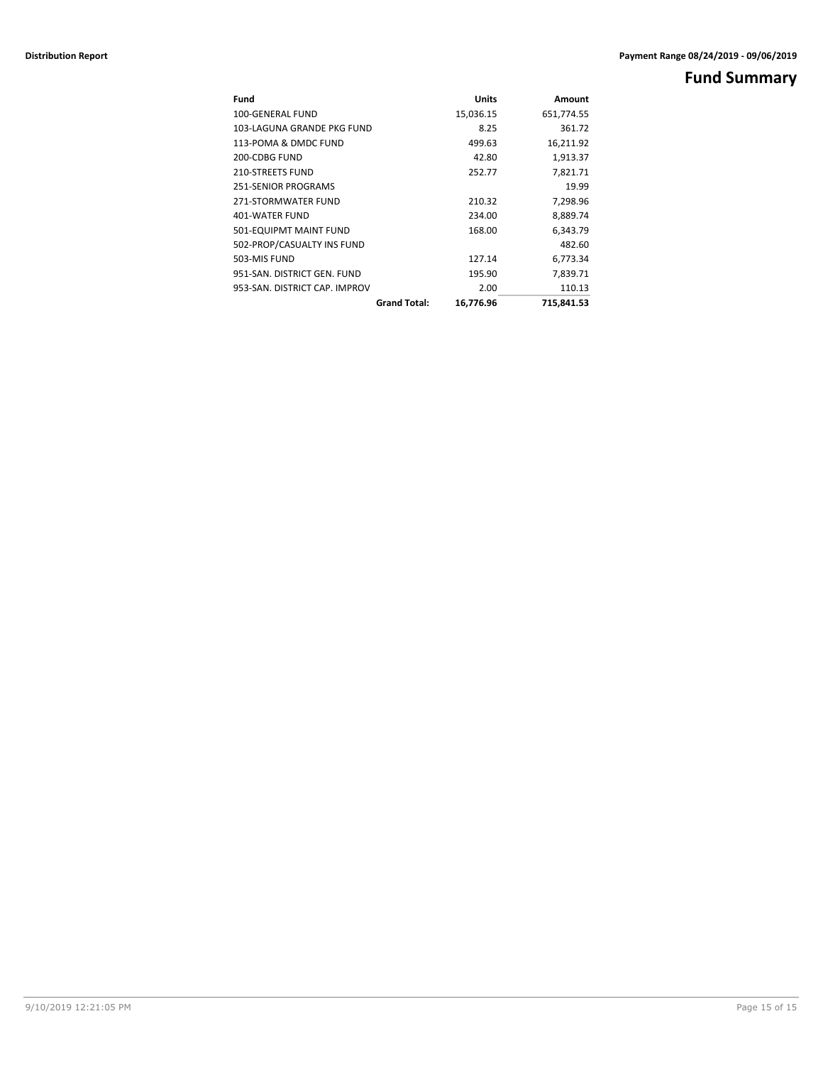# Fund Summary

| Fund | | Units | Amount |
|---|---|---|---|
| 100-GENERAL FUND | | 15,036.15 | 651,774.55 |
| 103-LAGUNA GRANDE PKG FUND | | 8.25 | 361.72 |
| 113-POMA & DMDC FUND | | 499.63 | 16,211.92 |
| 200-CDBG FUND | | 42.80 | 1,913.37 |
| 210-STREETS FUND | | 252.77 | 7,821.71 |
| 251-SENIOR PROGRAMS | | | 19.99 |
| 271-STORMWATER FUND | | 210.32 | 7,298.96 |
| 401-WATER FUND | | 234.00 | 8,889.74 |
| 501-EQUIPMT MAINT FUND | | 168.00 | 6,343.79 |
| 502-PROP/CASUALTY INS FUND | | | 482.60 |
| 503-MIS FUND | | 127.14 | 6,773.34 |
| 951-SAN. DISTRICT GEN. FUND | | 195.90 | 7,839.71 |
| 953-SAN. DISTRICT CAP. IMPROV | | 2.00 | 110.13 |
| | **Grand Total:** | **16,776.96** | **715,841.53** |